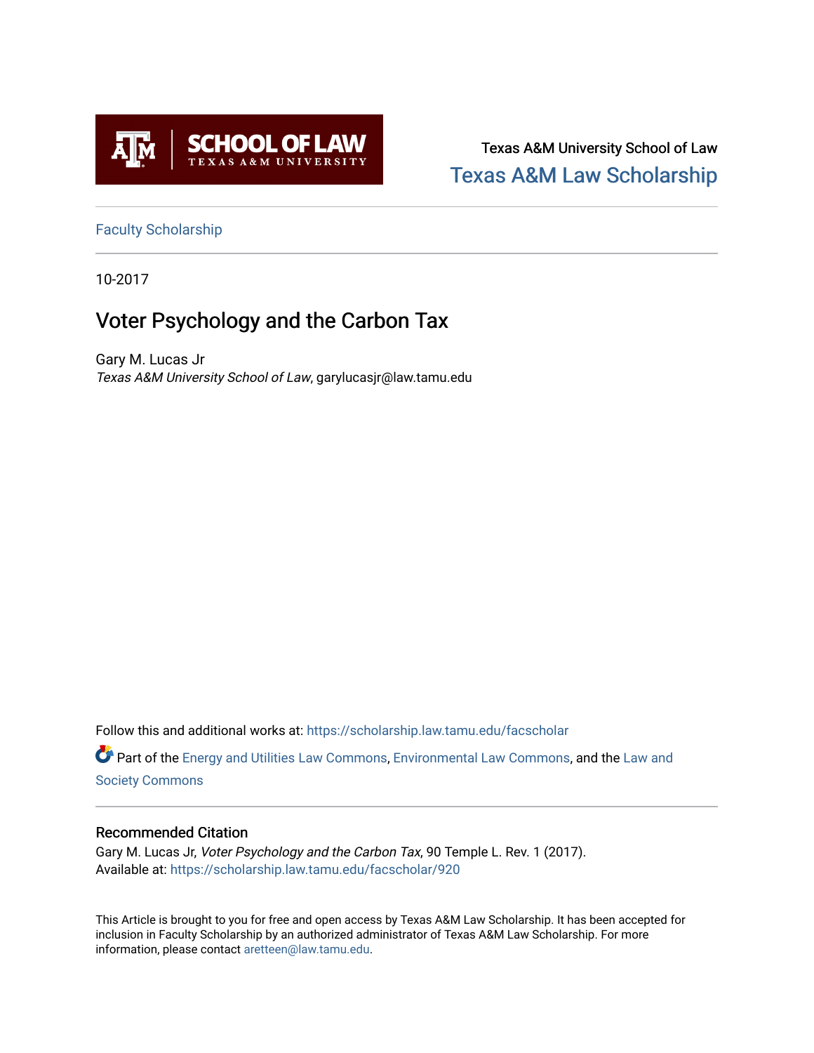Texas A&M University School of Law

Texas A&M Law Scholarship

Faculty Scholarship

10-2017

# Voter Psychology and the Carbon Tax

Gary M. Lucas Jr

*Texas A&M University School of Law*, garylucasjr@law.tamu.edu

Follow this and additional works at: https://scholarship.law.tamu.edu/facscholar

Part of the Energy and Utilities Law Commons, Environmental Law Commons, and the Law and Society Commons

## Recommended Citation

Gary M. Lucas Jr, *Voter Psychology and the Carbon Tax*, 90 Temple L. Rev. 1 (2017).
Available at: https://scholarship.law.tamu.edu/facscholar/920

This Article is brought to you for free and open access by Texas A&M Law Scholarship. It has been accepted for inclusion in Faculty Scholarship by an authorized administrator of Texas A&M Law Scholarship. For more information, please contact aretteen@law.tamu.edu.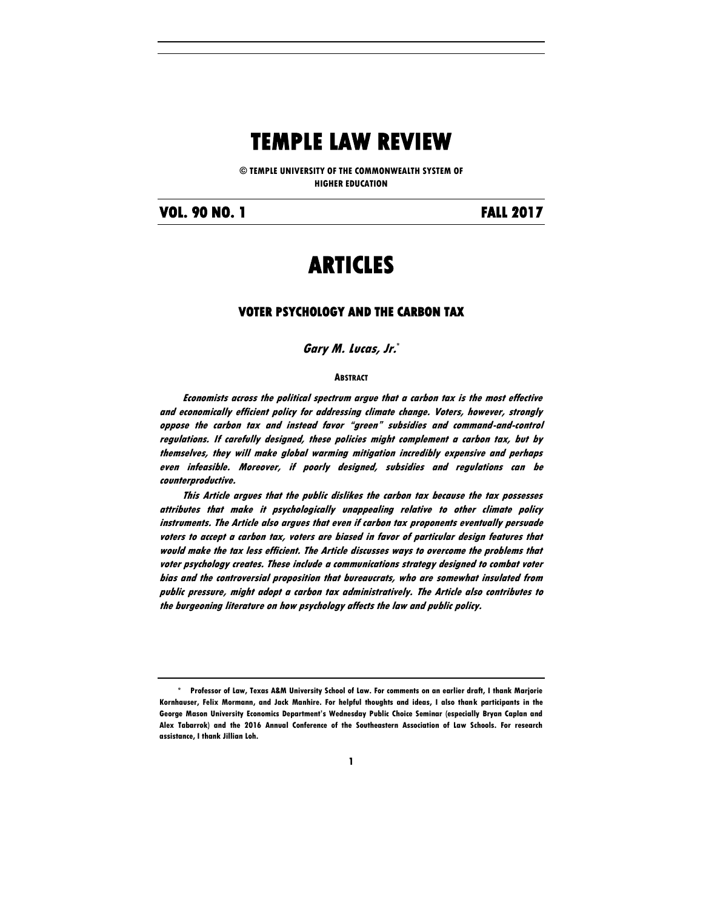# TEMPLE LAW REVIEW

**© TEMPLE UNIVERSITY OF THE COMMONWEALTH SYSTEM OF HIGHER EDUCATION**

**VOL. 90 NO. 1** **FALL 2017**

# ARTICLES

## VOTER PSYCHOLOGY AND THE CARBON TAX

***Gary M. Lucas, Jr.*** *

**ABSTRACT**

***Economists across the political spectrum argue that a carbon tax is the most effective and economically efficient policy for addressing climate change. Voters, however, strongly oppose the carbon tax and instead favor "green" subsidies and command-and-control regulations. If carefully designed, these policies might complement a carbon tax, but by themselves, they will make global warming mitigation incredibly expensive and perhaps even infeasible. Moreover, if poorly designed, subsidies and regulations can be counterproductive.***

***This Article argues that the public dislikes the carbon tax because the tax possesses attributes that make it psychologically unappealing relative to other climate policy instruments. The Article also argues that even if carbon tax proponents eventually persuade voters to accept a carbon tax, voters are biased in favor of particular design features that would make the tax less efficient. The Article discusses ways to overcome the problems that voter psychology creates. These include a communications strategy designed to combat voter bias and the controversial proposition that bureaucrats, who are somewhat insulated from public pressure, might adopt a carbon tax administratively. The Article also contributes to the burgeoning literature on how psychology affects the law and public policy.***

---

\* Professor of Law, Texas A&M University School of Law. For comments on an earlier draft, I thank Marjorie Kornhauser, Felix Mormann, and Jack Manhire. For helpful thoughts and ideas, I also thank participants in the George Mason University Economics Department's Wednesday Public Choice Seminar (especially Bryan Caplan and Alex Tabarrok) and the 2016 Annual Conference of the Southeastern Association of Law Schools. For research assistance, I thank Jillian Loh.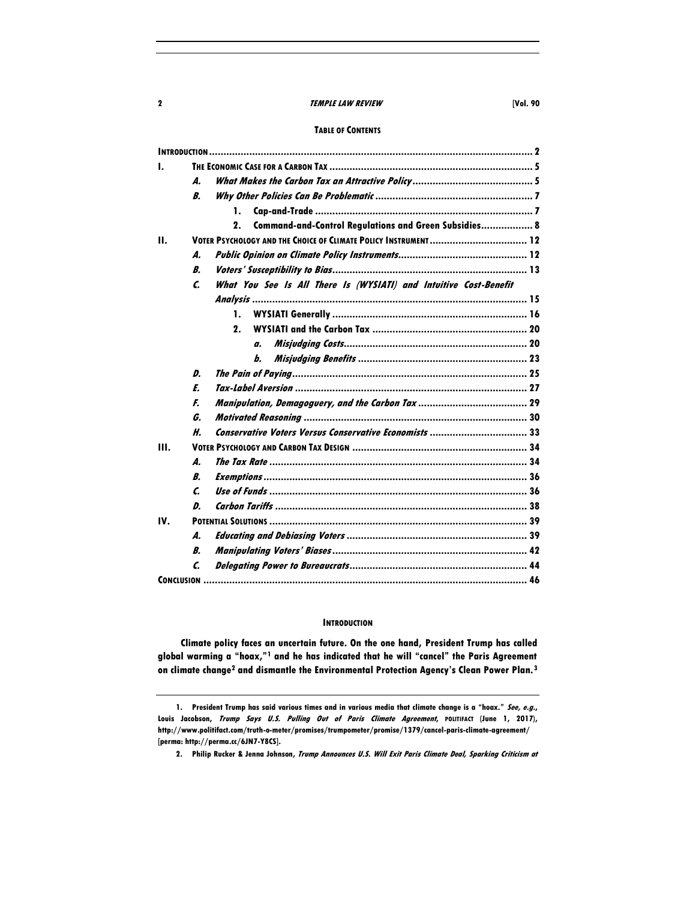**TABLE OF CONTENTS**

| | | | | | |
|---|---|---|---|---|---|
| **INTRODUCTION** | | | | | 2 |
| **I.** | **THE ECONOMIC CASE FOR A CARBON TAX** | | | | 5 |
| | ***A.*** | ***What Makes the Carbon Tax an Attractive Policy*** | | | 5 |
| | ***B.*** | ***Why Other Policies Can Be Problematic*** | | | 7 |
| | | **1.** | **Cap-and-Trade** | | 7 |
| | | **2.** | **Command-and-Control Regulations and Green Subsidies** | | 8 |
| **II.** | **VOTER PSYCHOLOGY AND THE CHOICE OF CLIMATE POLICY INSTRUMENT** | | | | 12 |
| | ***A.*** | ***Public Opinion on Climate Policy Instruments*** | | | 12 |
| | ***B.*** | ***Voters' Susceptibility to Bias*** | | | 13 |
| | ***C.*** | ***What You See Is All There Is (WYSIATI) and Intuitive Cost-Benefit Analysis*** | | | 15 |
| | | **1.** | **WYSIATI Generally** | | 16 |
| | | **2.** | **WYSIATI and the Carbon Tax** | | 20 |
| | | | ***a.*** | ***Misjudging Costs*** | 20 |
| | | | ***b.*** | ***Misjudging Benefits*** | 23 |
| | ***D.*** | ***The Pain of Paying*** | | | 25 |
| | ***E.*** | ***Tax-Label Aversion*** | | | 27 |
| | ***F.*** | ***Manipulation, Demagoguery, and the Carbon Tax*** | | | 29 |
| | ***G.*** | ***Motivated Reasoning*** | | | 30 |
| | ***H.*** | ***Conservative Voters Versus Conservative Economists*** | | | 33 |
| **III.** | **VOTER PSYCHOLOGY AND CARBON TAX DESIGN** | | | | 34 |
| | ***A.*** | ***The Tax Rate*** | | | 34 |
| | ***B.*** | ***Exemptions*** | | | 36 |
| | ***C.*** | ***Use of Funds*** | | | 36 |
| | ***D.*** | ***Carbon Tariffs*** | | | 38 |
| **IV.** | **POTENTIAL SOLUTIONS** | | | | 39 |
| | ***A.*** | ***Educating and Debiasing Voters*** | | | 39 |
| | ***B.*** | ***Manipulating Voters' Biases*** | | | 42 |
| | ***C.*** | ***Delegating Power to Bureaucrats*** | | | 44 |
| **CONCLUSION** | | | | | 46 |

## INTRODUCTION

**Climate policy faces an uncertain future. On the one hand, President Trump has called global warming a "hoax,"[1] and he has indicated that he will "cancel" the Paris Agreement on climate change[2] and dismantle the Environmental Protection Agency's Clean Power Plan.[3]**

---

1. President Trump has said various times and in various media that climate change is a "hoax." *See, e.g.*, Louis Jacobson, *Trump Says U.S. Pulling Out of Paris Climate Agreement*, POLITIFACT (June 1, 2017), http://www.politifact.com/truth-o-meter/promises/trumpometer/promise/1379/cancel-paris-climate-agreement/ [perma: http://perma.cc/6JN7-Y8CS].

2. Philip Rucker & Jenna Johnson, *Trump Announces U.S. Will Exit Paris Climate Deal, Sparking Criticism at*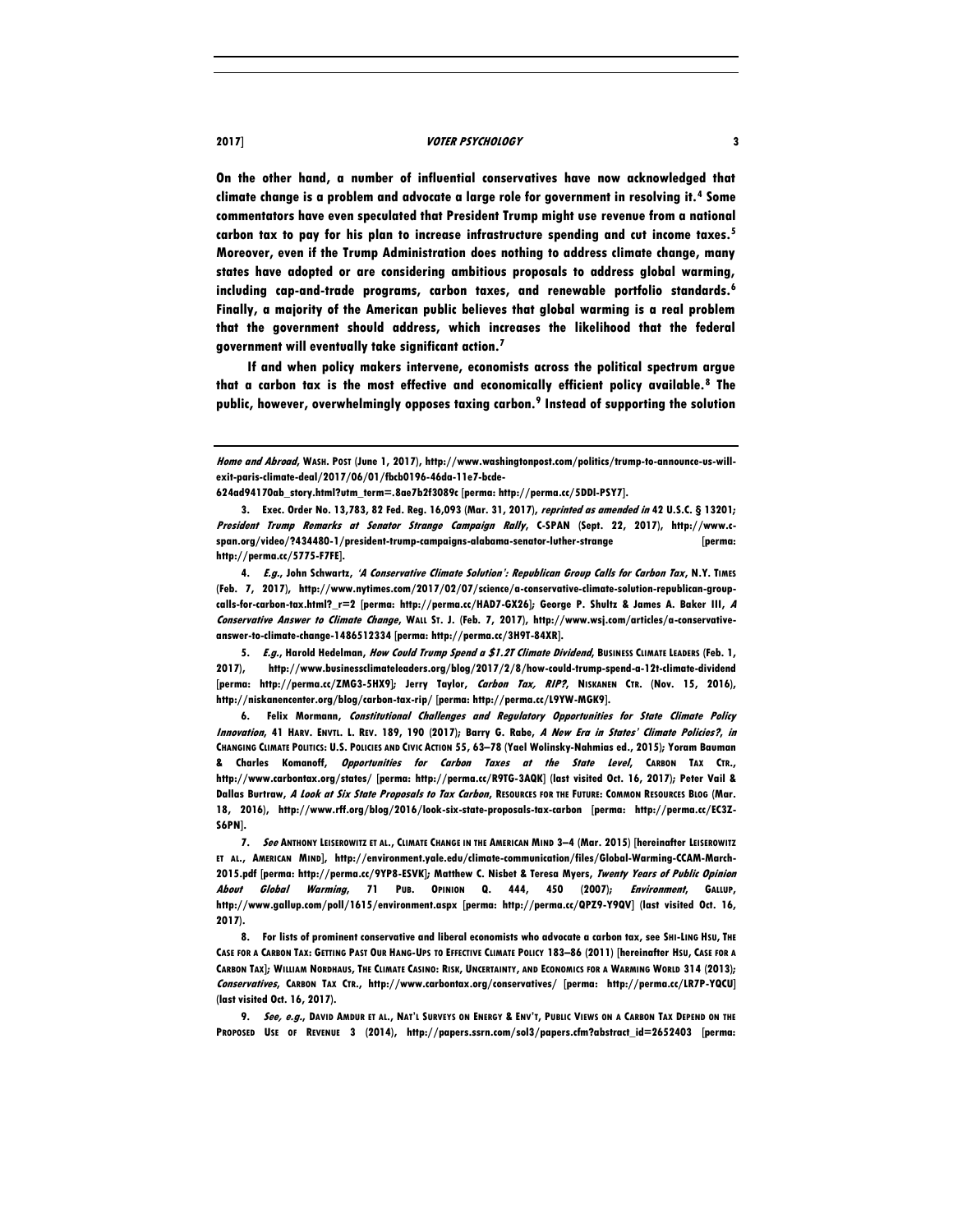On the other hand, a number of influential conservatives have now acknowledged that climate change is a problem and advocate a large role for government in resolving it.[4] Some commentators have even speculated that President Trump might use revenue from a national carbon tax to pay for his plan to increase infrastructure spending and cut income taxes.[5] Moreover, even if the Trump Administration does nothing to address climate change, many states have adopted or are considering ambitious proposals to address global warming, including cap-and-trade programs, carbon taxes, and renewable portfolio standards.[6] Finally, a majority of the American public believes that global warming is a real problem that the government should address, which increases the likelihood that the federal government will eventually take significant action.[7]

If and when policy makers intervene, economists across the political spectrum argue that a carbon tax is the most effective and economically efficient policy available.[8] The public, however, overwhelmingly opposes taxing carbon.[9] Instead of supporting the solution

---

*Home and Abroad*, WASH. POST (June 1, 2017), http://www.washingtonpost.com/politics/trump-to-announce-us-will-exit-paris-climate-deal/2017/06/01/fbcb0196-46da-11e7-bcde-624ad94170ab_story.html?utm_term=.8ae7b2f3089c [perma: http://perma.cc/5DDl-PSY7].

3. Exec. Order No. 13,783, 82 Fed. Reg. 16,093 (Mar. 31, 2017), *reprinted as amended in* 42 U.S.C. § 13201; *President Trump Remarks at Senator Strange Campaign Rally*, C-SPAN (Sept. 22, 2017), http://www.c-span.org/video/?434480-1/president-trump-campaigns-alabama-senator-luther-strange [perma: http://perma.cc/5775-F7FE].

4. *E.g.*, John Schwartz, *'A Conservative Climate Solution': Republican Group Calls for Carbon Tax*, N.Y. TIMES (Feb. 7, 2017), http://www.nytimes.com/2017/02/07/science/a-conservative-climate-solution-republican-group-calls-for-carbon-tax.html?_r=2 [perma: http://perma.cc/HAD7-GX26]; George P. Shultz & James A. Baker III, *A Conservative Answer to Climate Change*, WALL ST. J. (Feb. 7, 2017), http://www.wsj.com/articles/a-conservative-answer-to-climate-change-1486512334 [perma: http://perma.cc/3H9T-84XR].

5. *E.g.*, Harold Hedelman, *How Could Trump Spend a $1.2T Climate Dividend*, BUSINESS CLIMATE LEADERS (Feb. 1, 2017), http://www.businessclimateleaders.org/blog/2017/2/8/how-could-trump-spend-a-12t-climate-dividend [perma: http://perma.cc/ZMG3-5HX9]; Jerry Taylor, *Carbon Tax, RIP?*, NISKANEN CTR. (Nov. 15, 2016), http://niskanencenter.org/blog/carbon-tax-rip/ [perma: http://perma.cc/L9YW-MGK9].

6. Felix Mormann, *Constitutional Challenges and Regulatory Opportunities for State Climate Policy Innovation*, 41 HARV. ENVTL. L. REV. 189, 190 (2017); Barry G. Rabe, *A New Era in States' Climate Policies?*, *in* CHANGING CLIMATE POLITICS: U.S. POLICIES AND CIVIC ACTION 55, 63–78 (Yael Wolinsky-Nahmias ed., 2015); Yoram Bauman & Charles Komanoff, *Opportunities for Carbon Taxes at the State Level*, CARBON TAX CTR., http://www.carbontax.org/states/ [perma: http://perma.cc/R9TG-3AQK] (last visited Oct. 16, 2017); Peter Vail & Dallas Burtraw, *A Look at Six State Proposals to Tax Carbon*, RESOURCES FOR THE FUTURE: COMMON RESOURCES BLOG (Mar. 18, 2016), http://www.rff.org/blog/2016/look-six-state-proposals-tax-carbon [perma: http://perma.cc/EC3Z-S6PN].

7. *See* ANTHONY LEISEROWITZ ET AL., CLIMATE CHANGE IN THE AMERICAN MIND 3–4 (Mar. 2015) [hereinafter LEISEROWITZ ET AL., AMERICAN MIND], http://environment.yale.edu/climate-communication/files/Global-Warming-CCAM-March-2015.pdf [perma: http://perma.cc/9YP8-ESVK]; Matthew C. Nisbet & Teresa Myers, *Twenty Years of Public Opinion About Global Warming*, 71 PUB. OPINION Q. 444, 450 (2007); *Environment*, GALLUP, http://www.gallup.com/poll/1615/environment.aspx [perma: http://perma.cc/QPZ9-Y9QV] (last visited Oct. 16, 2017).

8. For lists of prominent conservative and liberal economists who advocate a carbon tax, see SHI-LING HSU, THE CASE FOR A CARBON TAX: GETTING PAST OUR HANG-UPS TO EFFECTIVE CLIMATE POLICY 183–86 (2011) [hereinafter HSU, CASE FOR A CARBON TAX]; WILLIAM NORDHAUS, THE CLIMATE CASINO: RISK, UNCERTAINTY, AND ECONOMICS FOR A WARMING WORLD 314 (2013); *Conservatives*, CARBON TAX CTR., http://www.carbontax.org/conservatives/ [perma: http://perma.cc/LR7P-YQCU] (last visited Oct. 16, 2017).

9. *See, e.g.*, DAVID AMDUR ET AL., NAT'L SURVEYS ON ENERGY & ENV'T, PUBLIC VIEWS ON A CARBON TAX DEPEND ON THE PROPOSED USE OF REVENUE 3 (2014), http://papers.ssrn.com/sol3/papers.cfm?abstract_id=2652403 [perma: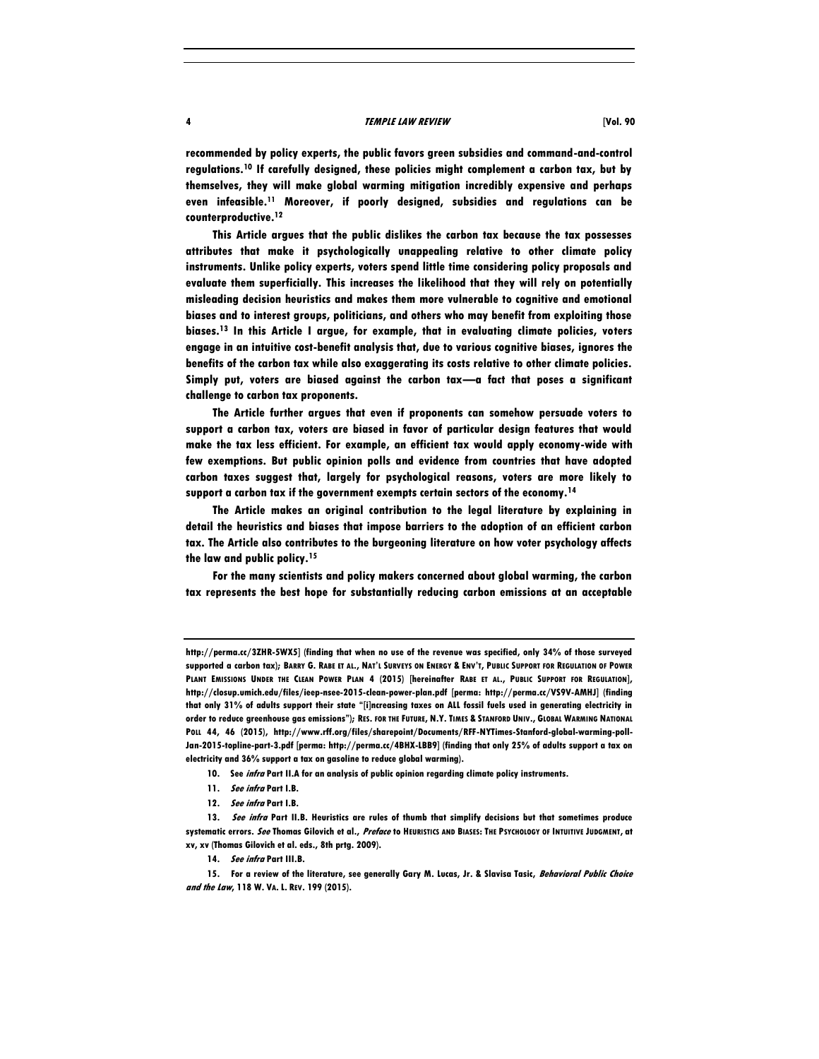recommended by policy experts, the public favors green subsidies and command-and-control regulations.[10] If carefully designed, these policies might complement a carbon tax, but by themselves, they will make global warming mitigation incredibly expensive and perhaps even infeasible.[11] Moreover, if poorly designed, subsidies and regulations can be counterproductive.[12]

This Article argues that the public dislikes the carbon tax because the tax possesses attributes that make it psychologically unappealing relative to other climate policy instruments. Unlike policy experts, voters spend little time considering policy proposals and evaluate them superficially. This increases the likelihood that they will rely on potentially misleading decision heuristics and makes them more vulnerable to cognitive and emotional biases and to interest groups, politicians, and others who may benefit from exploiting those biases.[13] In this Article I argue, for example, that in evaluating climate policies, voters engage in an intuitive cost-benefit analysis that, due to various cognitive biases, ignores the benefits of the carbon tax while also exaggerating its costs relative to other climate policies. Simply put, voters are biased against the carbon tax—a fact that poses a significant challenge to carbon tax proponents.

The Article further argues that even if proponents can somehow persuade voters to support a carbon tax, voters are biased in favor of particular design features that would make the tax less efficient. For example, an efficient tax would apply economy-wide with few exemptions. But public opinion polls and evidence from countries that have adopted carbon taxes suggest that, largely for psychological reasons, voters are more likely to support a carbon tax if the government exempts certain sectors of the economy.[14]

The Article makes an original contribution to the legal literature by explaining in detail the heuristics and biases that impose barriers to the adoption of an efficient carbon tax. The Article also contributes to the burgeoning literature on how voter psychology affects the law and public policy.[15]

For the many scientists and policy makers concerned about global warming, the carbon tax represents the best hope for substantially reducing carbon emissions at an acceptable

---

http://perma.cc/3ZHR-5WX5] (finding that when no use of the revenue was specified, only 34% of those surveyed supported a carbon tax); BARRY G. RABE ET AL., NAT'L SURVEYS ON ENERGY & ENV'T, PUBLIC SUPPORT FOR REGULATION OF POWER PLANT EMISSIONS UNDER THE CLEAN POWER PLAN 4 (2015) [hereinafter RABE ET AL., PUBLIC SUPPORT FOR REGULATION], http://closup.umich.edu/files/ieep-nsee-2015-clean-power-plan.pdf [perma: http://perma.cc/VS9V-AMHJ] (finding that only 31% of adults support their state "[i]ncreasing taxes on ALL fossil fuels used in generating electricity in order to reduce greenhouse gas emissions"); RES. FOR THE FUTURE, N.Y. TIMES & STANFORD UNIV., GLOBAL WARMING NATIONAL POLL 44, 46 (2015), http://www.rff.org/files/sharepoint/Documents/RFF-NYTimes-Stanford-global-warming-poll-Jan-2015-topline-part-3.pdf [perma: http://perma.cc/4BHX-LBB9] (finding that only 25% of adults support a tax on electricity and 36% support a tax on gasoline to reduce global warming).

10. See *infra* Part II.A for an analysis of public opinion regarding climate policy instruments.

11. *See infra* Part I.B.

12. *See infra* Part I.B.

13. *See infra* Part II.B. Heuristics are rules of thumb that simplify decisions but that sometimes produce systematic errors. *See* Thomas Gilovich et al., *Preface* to HEURISTICS AND BIASES: THE PSYCHOLOGY OF INTUITIVE JUDGMENT, at xv, xv (Thomas Gilovich et al. eds., 8th prtg. 2009).

14. *See infra* Part III.B.

15. For a review of the literature, see generally Gary M. Lucas, Jr. & Slavisa Tasic, *Behavioral Public Choice and the Law*, 118 W. VA. L. REV. 199 (2015).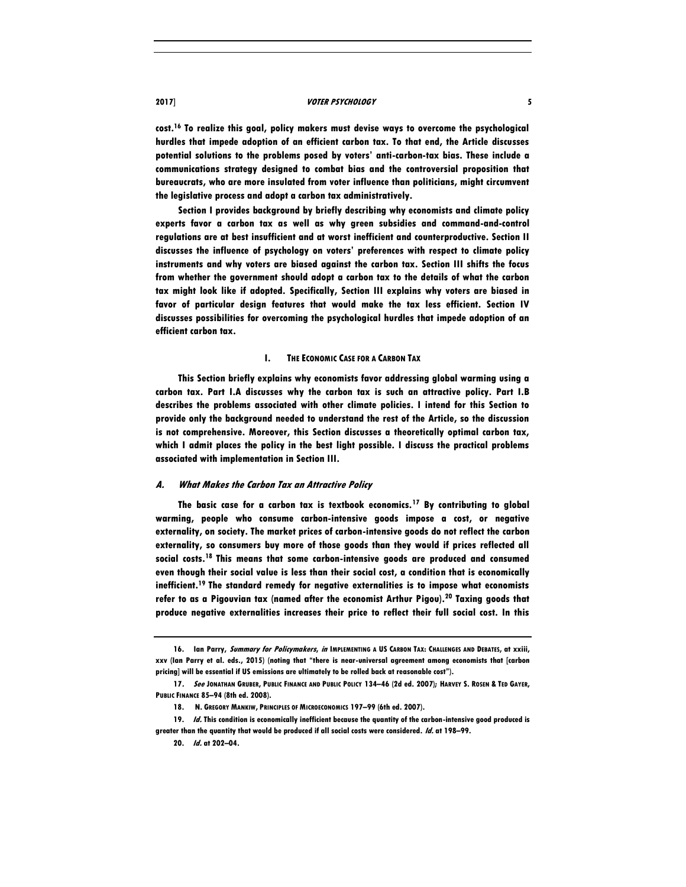cost.[16] To realize this goal, policy makers must devise ways to overcome the psychological hurdles that impede adoption of an efficient carbon tax. To that end, the Article discusses potential solutions to the problems posed by voters' anti-carbon-tax bias. These include a communications strategy designed to combat bias and the controversial proposition that bureaucrats, who are more insulated from voter influence than politicians, might circumvent the legislative process and adopt a carbon tax administratively.

Section I provides background by briefly describing why economists and climate policy experts favor a carbon tax as well as why green subsidies and command-and-control regulations are at best insufficient and at worst inefficient and counterproductive. Section II discusses the influence of psychology on voters' preferences with respect to climate policy instruments and why voters are biased against the carbon tax. Section III shifts the focus from whether the government should adopt a carbon tax to the details of what the carbon tax might look like if adopted. Specifically, Section III explains why voters are biased in favor of particular design features that would make the tax less efficient. Section IV discusses possibilities for overcoming the psychological hurdles that impede adoption of an efficient carbon tax.

## I. THE ECONOMIC CASE FOR A CARBON TAX

This Section briefly explains why economists favor addressing global warming using a carbon tax. Part I.A discusses why the carbon tax is such an attractive policy. Part I.B describes the problems associated with other climate policies. I intend for this Section to provide only the background needed to understand the rest of the Article, so the discussion is not comprehensive. Moreover, this Section discusses a theoretically optimal carbon tax, which I admit places the policy in the best light possible. I discuss the practical problems associated with implementation in Section III.

### A. *What Makes the Carbon Tax an Attractive Policy*

The basic case for a carbon tax is textbook economics.[17] By contributing to global warming, people who consume carbon-intensive goods impose a cost, or negative externality, on society. The market prices of carbon-intensive goods do not reflect the carbon externality, so consumers buy more of those goods than they would if prices reflected all social costs.[18] This means that some carbon-intensive goods are produced and consumed even though their social value is less than their social cost, a condition that is economically inefficient.[19] The standard remedy for negative externalities is to impose what economists refer to as a Pigouvian tax (named after the economist Arthur Pigou).[20] Taxing goods that produce negative externalities increases their price to reflect their full social cost. In this

---

16. Ian Parry, *Summary for Policymakers*, *in* IMPLEMENTING A US CARBON TAX: CHALLENGES AND DEBATES, at xxiii, xxv (Ian Parry et al. eds., 2015) (noting that "there is near-universal agreement among economists that [carbon pricing] will be essential if US emissions are ultimately to be rolled back at reasonable cost").

17. *See* JONATHAN GRUBER, PUBLIC FINANCE AND PUBLIC POLICY 134–46 (2d ed. 2007); HARVEY S. ROSEN & TED GAYER, PUBLIC FINANCE 85–94 (8th ed. 2008).

18. N. GREGORY MANKIW, PRINCIPLES OF MICROECONOMICS 197–99 (6th ed. 2007).

19. *Id.* This condition is economically inefficient because the quantity of the carbon-intensive good produced is greater than the quantity that would be produced if all social costs were considered. *Id.* at 198–99.

20. *Id.* at 202–04.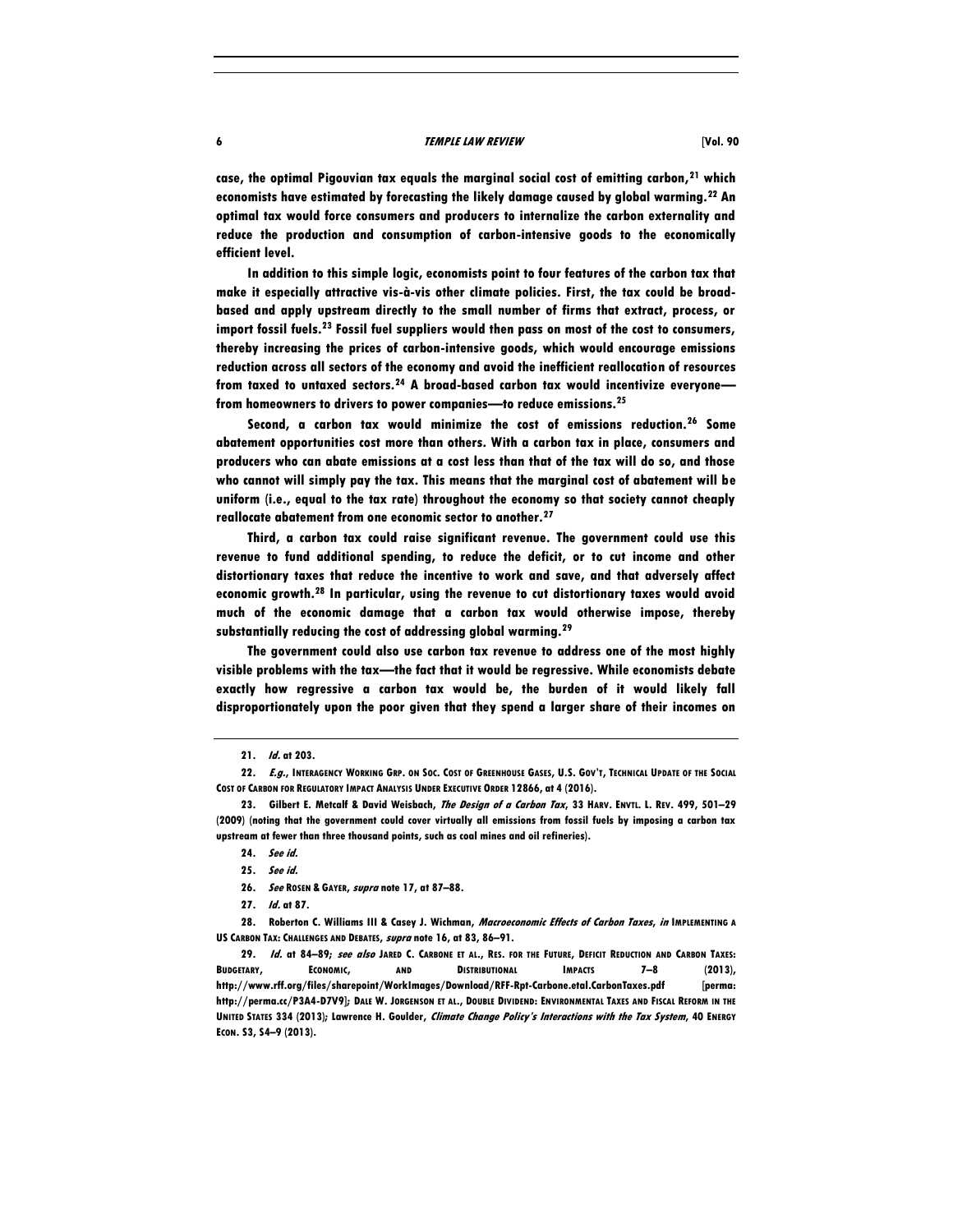case, the optimal Pigouvian tax equals the marginal social cost of emitting carbon,[21] which economists have estimated by forecasting the likely damage caused by global warming.[22] An optimal tax would force consumers and producers to internalize the carbon externality and reduce the production and consumption of carbon-intensive goods to the economically efficient level.

In addition to this simple logic, economists point to four features of the carbon tax that make it especially attractive vis-à-vis other climate policies. First, the tax could be broad-based and apply upstream directly to the small number of firms that extract, process, or import fossil fuels.[23] Fossil fuel suppliers would then pass on most of the cost to consumers, thereby increasing the prices of carbon-intensive goods, which would encourage emissions reduction across all sectors of the economy and avoid the inefficient reallocation of resources from taxed to untaxed sectors.[24] A broad-based carbon tax would incentivize everyone—from homeowners to drivers to power companies—to reduce emissions.[25]

Second, a carbon tax would minimize the cost of emissions reduction.[26] Some abatement opportunities cost more than others. With a carbon tax in place, consumers and producers who can abate emissions at a cost less than that of the tax will do so, and those who cannot will simply pay the tax. This means that the marginal cost of abatement will be uniform (i.e., equal to the tax rate) throughout the economy so that society cannot cheaply reallocate abatement from one economic sector to another.[27]

Third, a carbon tax could raise significant revenue. The government could use this revenue to fund additional spending, to reduce the deficit, or to cut income and other distortionary taxes that reduce the incentive to work and save, and that adversely affect economic growth.[28] In particular, using the revenue to cut distortionary taxes would avoid much of the economic damage that a carbon tax would otherwise impose, thereby substantially reducing the cost of addressing global warming.[29]

The government could also use carbon tax revenue to address one of the most highly visible problems with the tax—the fact that it would be regressive. While economists debate exactly how regressive a carbon tax would be, the burden of it would likely fall disproportionately upon the poor given that they spend a larger share of their incomes on

---

21. *Id.* at 203.

22. *E.g.*, INTERAGENCY WORKING GRP. ON SOC. COST OF GREENHOUSE GASES, U.S. GOV'T, TECHNICAL UPDATE OF THE SOCIAL COST OF CARBON FOR REGULATORY IMPACT ANALYSIS UNDER EXECUTIVE ORDER 12866, at 4 (2016).

23. Gilbert E. Metcalf & David Weisbach, *The Design of a Carbon Tax*, 33 HARV. ENVTL. L. REV. 499, 501–29 (2009) (noting that the government could cover virtually all emissions from fossil fuels by imposing a carbon tax upstream at fewer than three thousand points, such as coal mines and oil refineries).

24. *See id.*

25. *See id.*

26. *See* ROSEN & GAYER, *supra* note 17, at 87–88.

27. *Id.* at 87.

28. Roberton C. Williams III & Casey J. Wichman, *Macroeconomic Effects of Carbon Taxes*, *in* IMPLEMENTING A US CARBON TAX: CHALLENGES AND DEBATES, *supra* note 16, at 83, 86–91.

29. *Id.* at 84–89; *see also* JARED C. CARBONE ET AL., RES. FOR THE FUTURE, DEFICIT REDUCTION AND CARBON TAXES: BUDGETARY, ECONOMIC, AND DISTRIBUTIONAL IMPACTS 7–8 (2013), http://www.rff.org/files/sharepoint/WorkImages/Download/RFF-Rpt-Carbone.etal.CarbonTaxes.pdf [perma: http://perma.cc/P3A4-D7V9]; DALE W. JORGENSON ET AL., DOUBLE DIVIDEND: ENVIRONMENTAL TAXES AND FISCAL REFORM IN THE UNITED STATES 334 (2013); Lawrence H. Goulder, *Climate Change Policy's Interactions with the Tax System*, 40 ENERGY ECON. S3, S4–9 (2013).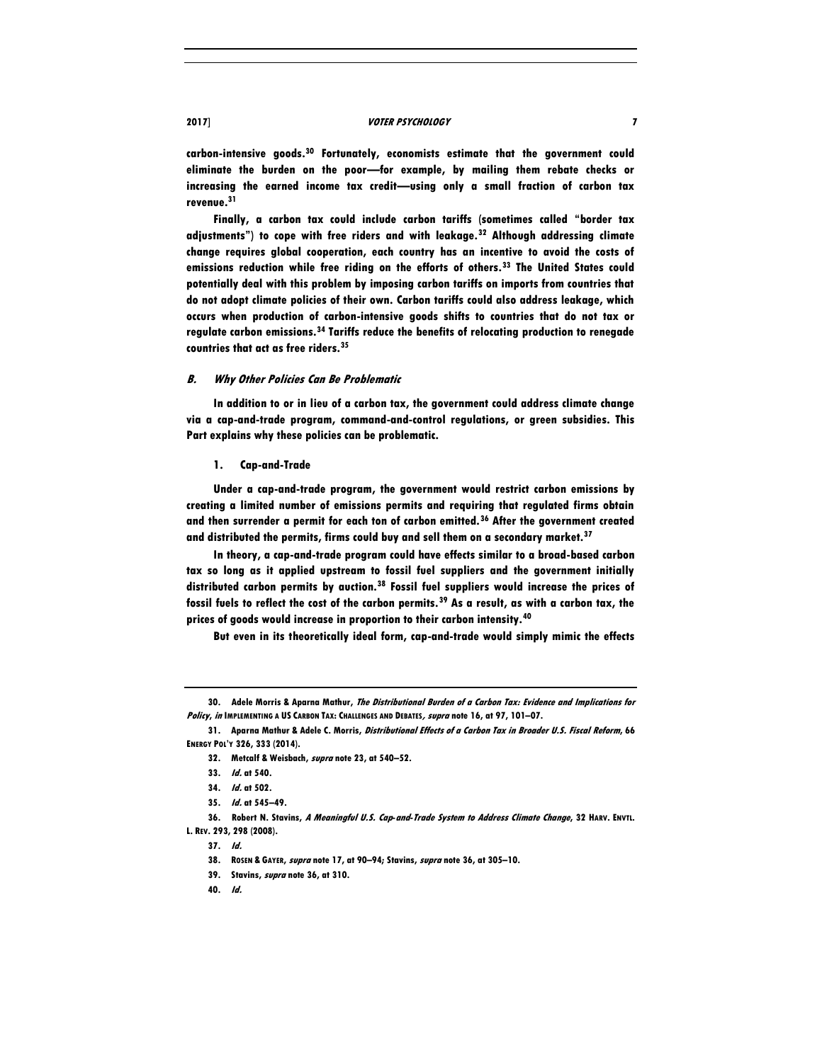carbon-intensive goods.[30] Fortunately, economists estimate that the government could eliminate the burden on the poor—for example, by mailing them rebate checks or increasing the earned income tax credit—using only a small fraction of carbon tax revenue.[31]

Finally, a carbon tax could include carbon tariffs (sometimes called "border tax adjustments") to cope with free riders and with leakage.[32] Although addressing climate change requires global cooperation, each country has an incentive to avoid the costs of emissions reduction while free riding on the efforts of others.[33] The United States could potentially deal with this problem by imposing carbon tariffs on imports from countries that do not adopt climate policies of their own. Carbon tariffs could also address leakage, which occurs when production of carbon-intensive goods shifts to countries that do not tax or regulate carbon emissions.[34] Tariffs reduce the benefits of relocating production to renegade countries that act as free riders.[35]

### *B. Why Other Policies Can Be Problematic*

In addition to or in lieu of a carbon tax, the government could address climate change via a cap-and-trade program, command-and-control regulations, or green subsidies. This Part explains why these policies can be problematic.

#### 1. Cap-and-Trade

Under a cap-and-trade program, the government would restrict carbon emissions by creating a limited number of emissions permits and requiring that regulated firms obtain and then surrender a permit for each ton of carbon emitted.[36] After the government created and distributed the permits, firms could buy and sell them on a secondary market.[37]

In theory, a cap-and-trade program could have effects similar to a broad-based carbon tax so long as it applied upstream to fossil fuel suppliers and the government initially distributed carbon permits by auction.[38] Fossil fuel suppliers would increase the prices of fossil fuels to reflect the cost of the carbon permits.[39] As a result, as with a carbon tax, the prices of goods would increase in proportion to their carbon intensity.[40]

But even in its theoretically ideal form, cap-and-trade would simply mimic the effects

---

30. Adele Morris & Aparna Mathur, *The Distributional Burden of a Carbon Tax: Evidence and Implications for Policy*, *in* IMPLEMENTING A US CARBON TAX: CHALLENGES AND DEBATES, *supra* note 16, at 97, 101–07.

31. Aparna Mathur & Adele C. Morris, *Distributional Effects of a Carbon Tax in Broader U.S. Fiscal Reform*, 66 ENERGY POL'Y 326, 333 (2014).

32. Metcalf & Weisbach, *supra* note 23, at 540–52.

33. *Id.* at 540.

34. *Id.* at 502.

35. *Id.* at 545–49.

36. Robert N. Stavins, *A Meaningful U.S. Cap-and-Trade System to Address Climate Change*, 32 HARV. ENVTL. L. REV. 293, 298 (2008).

37. *Id.*

38. ROSEN & GAYER, *supra* note 17, at 90–94; Stavins, *supra* note 36, at 305–10.

39. Stavins, *supra* note 36, at 310.

40. *Id.*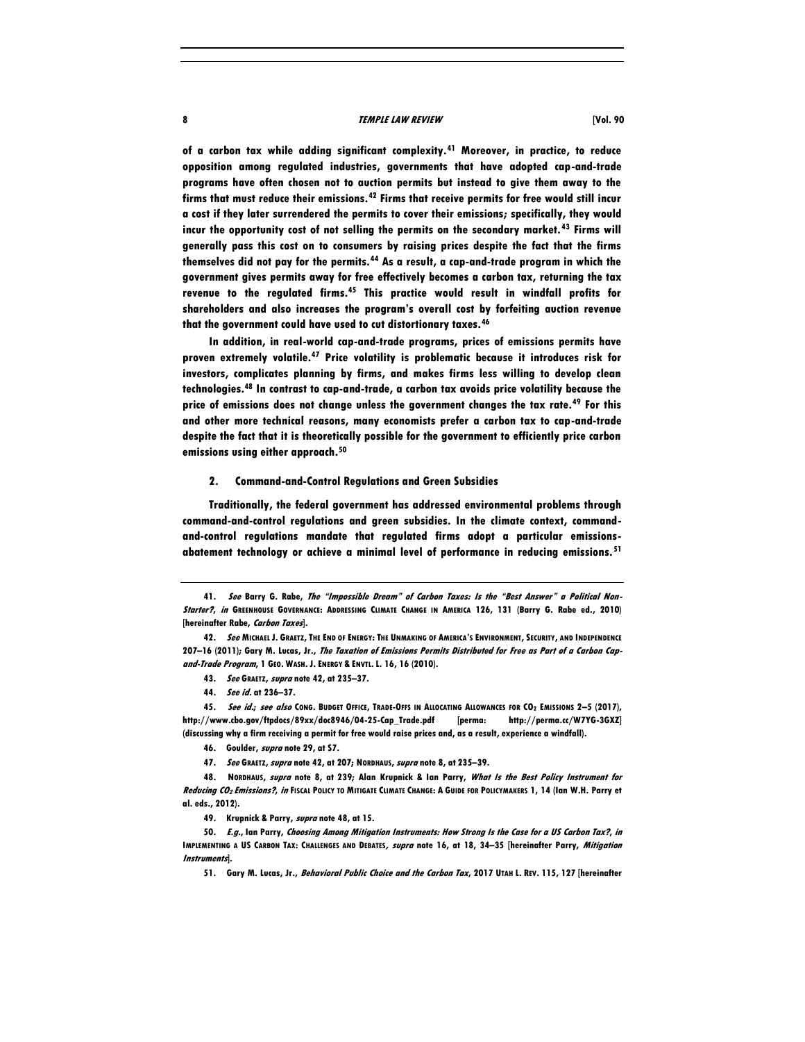of a carbon tax while adding significant complexity.[41] Moreover, in practice, to reduce opposition among regulated industries, governments that have adopted cap-and-trade programs have often chosen not to auction permits but instead to give them away to the firms that must reduce their emissions.[42] Firms that receive permits for free would still incur a cost if they later surrendered the permits to cover their emissions; specifically, they would incur the opportunity cost of not selling the permits on the secondary market.[43] Firms will generally pass this cost on to consumers by raising prices despite the fact that the firms themselves did not pay for the permits.[44] As a result, a cap-and-trade program in which the government gives permits away for free effectively becomes a carbon tax, returning the tax revenue to the regulated firms.[45] This practice would result in windfall profits for shareholders and also increases the program's overall cost by forfeiting auction revenue that the government could have used to cut distortionary taxes.[46]

In addition, in real-world cap-and-trade programs, prices of emissions permits have proven extremely volatile.[47] Price volatility is problematic because it introduces risk for investors, complicates planning by firms, and makes firms less willing to develop clean technologies.[48] In contrast to cap-and-trade, a carbon tax avoids price volatility because the price of emissions does not change unless the government changes the tax rate.[49] For this and other more technical reasons, many economists prefer a carbon tax to cap-and-trade despite the fact that it is theoretically possible for the government to efficiently price carbon emissions using either approach.[50]

#### 2. Command-and-Control Regulations and Green Subsidies

Traditionally, the federal government has addressed environmental problems through command-and-control regulations and green subsidies. In the climate context, command-and-control regulations mandate that regulated firms adopt a particular emissions-abatement technology or achieve a minimal level of performance in reducing emissions.[51]

---

41. *See* Barry G. Rabe, *The "Impossible Dream" of Carbon Taxes: Is the "Best Answer" a Political Non-Starter?*, *in* GREENHOUSE GOVERNANCE: ADDRESSING CLIMATE CHANGE IN AMERICA 126, 131 (Barry G. Rabe ed., 2010) [hereinafter Rabe, *Carbon Taxes*].

42. *See* MICHAEL J. GRAETZ, THE END OF ENERGY: THE UNMAKING OF AMERICA'S ENVIRONMENT, SECURITY, AND INDEPENDENCE 207–16 (2011); Gary M. Lucas, Jr., *The Taxation of Emissions Permits Distributed for Free as Part of a Carbon Cap-and-Trade Program*, 1 GEO. WASH. J. ENERGY & ENVTL. L. 16, 16 (2010).

43. *See* GRAETZ, *supra* note 42, at 235–37.

44. *See id.* at 236–37.

45. *See id.*; *see also* CONG. BUDGET OFFICE, TRADE-OFFS IN ALLOCATING ALLOWANCES FOR $CO_2$ EMISSIONS 2–5 (2017), http://www.cbo.gov/ftpdocs/89xx/doc8946/04-25-Cap_Trade.pdf [perma: http://perma.cc/W7YG-3GXZ] (discussing why a firm receiving a permit for free would raise prices and, as a result, experience a windfall).

46. Goulder, *supra* note 29, at S7.

47. *See* GRAETZ, *supra* note 42, at 207; NORDHAUS, *supra* note 8, at 235–39.

48. NORDHAUS, *supra* note 8, at 239; Alan Krupnick & Ian Parry, *What Is the Best Policy Instrument for Reducing $CO_2$ Emissions?*, *in* FISCAL POLICY TO MITIGATE CLIMATE CHANGE: A GUIDE FOR POLICYMAKERS 1, 14 (Ian W.H. Parry et al. eds., 2012).

49. Krupnick & Parry, *supra* note 48, at 15.

50. *E.g.*, Ian Parry, *Choosing Among Mitigation Instruments: How Strong Is the Case for a US Carbon Tax?*, *in* IMPLEMENTING A US CARBON TAX: CHALLENGES AND DEBATES, *supra* note 16, at 18, 34–35 [hereinafter Parry, *Mitigation Instruments*].

51. Gary M. Lucas, Jr., *Behavioral Public Choice and the Carbon Tax*, 2017 UTAH L. REV. 115, 127 [hereinafter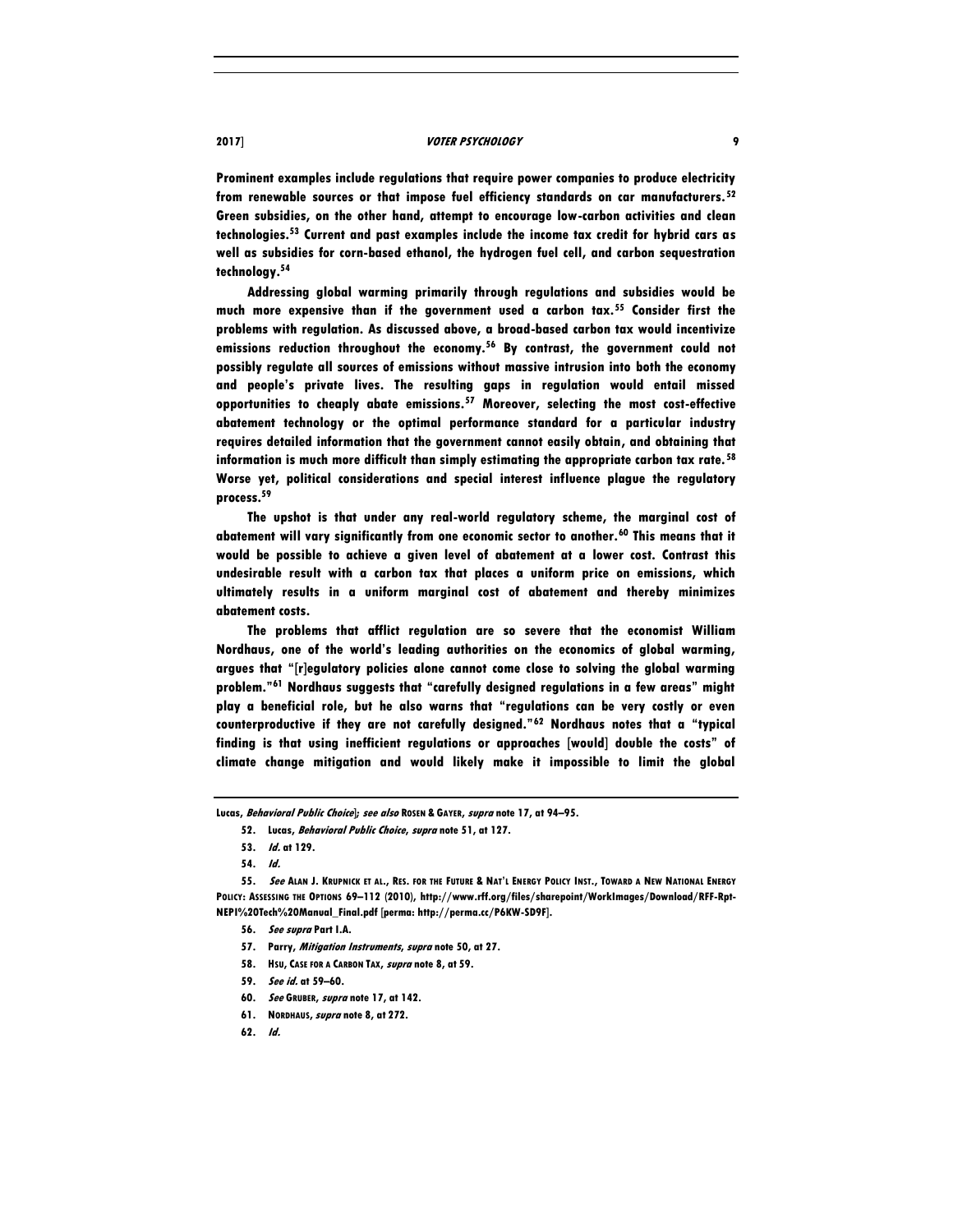Prominent examples include regulations that require power companies to produce electricity from renewable sources or that impose fuel efficiency standards on car manufacturers.[52] Green subsidies, on the other hand, attempt to encourage low-carbon activities and clean technologies.[53] Current and past examples include the income tax credit for hybrid cars as well as subsidies for corn-based ethanol, the hydrogen fuel cell, and carbon sequestration technology.[54]

Addressing global warming primarily through regulations and subsidies would be much more expensive than if the government used a carbon tax.[55] Consider first the problems with regulation. As discussed above, a broad-based carbon tax would incentivize emissions reduction throughout the economy.[56] By contrast, the government could not possibly regulate all sources of emissions without massive intrusion into both the economy and people's private lives. The resulting gaps in regulation would entail missed opportunities to cheaply abate emissions.[57] Moreover, selecting the most cost-effective abatement technology or the optimal performance standard for a particular industry requires detailed information that the government cannot easily obtain, and obtaining that information is much more difficult than simply estimating the appropriate carbon tax rate.[58] Worse yet, political considerations and special interest influence plague the regulatory process.[59]

The upshot is that under any real-world regulatory scheme, the marginal cost of abatement will vary significantly from one economic sector to another.[60] This means that it would be possible to achieve a given level of abatement at a lower cost. Contrast this undesirable result with a carbon tax that places a uniform price on emissions, which ultimately results in a uniform marginal cost of abatement and thereby minimizes abatement costs.

The problems that afflict regulation are so severe that the economist William Nordhaus, one of the world's leading authorities on the economics of global warming, argues that "[r]egulatory policies alone cannot come close to solving the global warming problem."[61] Nordhaus suggests that "carefully designed regulations in a few areas" might play a beneficial role, but he also warns that "regulations can be very costly or even counterproductive if they are not carefully designed."[62] Nordhaus notes that a "typical finding is that using inefficient regulations or approaches [would] double the costs" of climate change mitigation and would likely make it impossible to limit the global

---

Lucas, *Behavioral Public Choice*]; *see also* ROSEN & GAYER, *supra* note 17, at 94–95.

52. Lucas, *Behavioral Public Choice*, *supra* note 51, at 127.

53. *Id.* at 129.

54. *Id.*

55. *See* ALAN J. KRUPNICK ET AL., RES. FOR THE FUTURE & NAT'L ENERGY POLICY INST., TOWARD A NEW NATIONAL ENERGY POLICY: ASSESSING THE OPTIONS 69–112 (2010), http://www.rff.org/files/sharepoint/WorkImages/Download/RFF-Rpt-NEPI%20Tech%20Manual_Final.pdf [perma: http://perma.cc/P6KW-SD9F].

56. *See supra* Part I.A.

57. Parry, *Mitigation Instruments*, *supra* note 50, at 27.

58. HSU, CASE FOR A CARBON TAX, *supra* note 8, at 59.

59. *See id.* at 59–60.

60. *See* GRUBER, *supra* note 17, at 142.

61. NORDHAUS, *supra* note 8, at 272.

62. *Id.*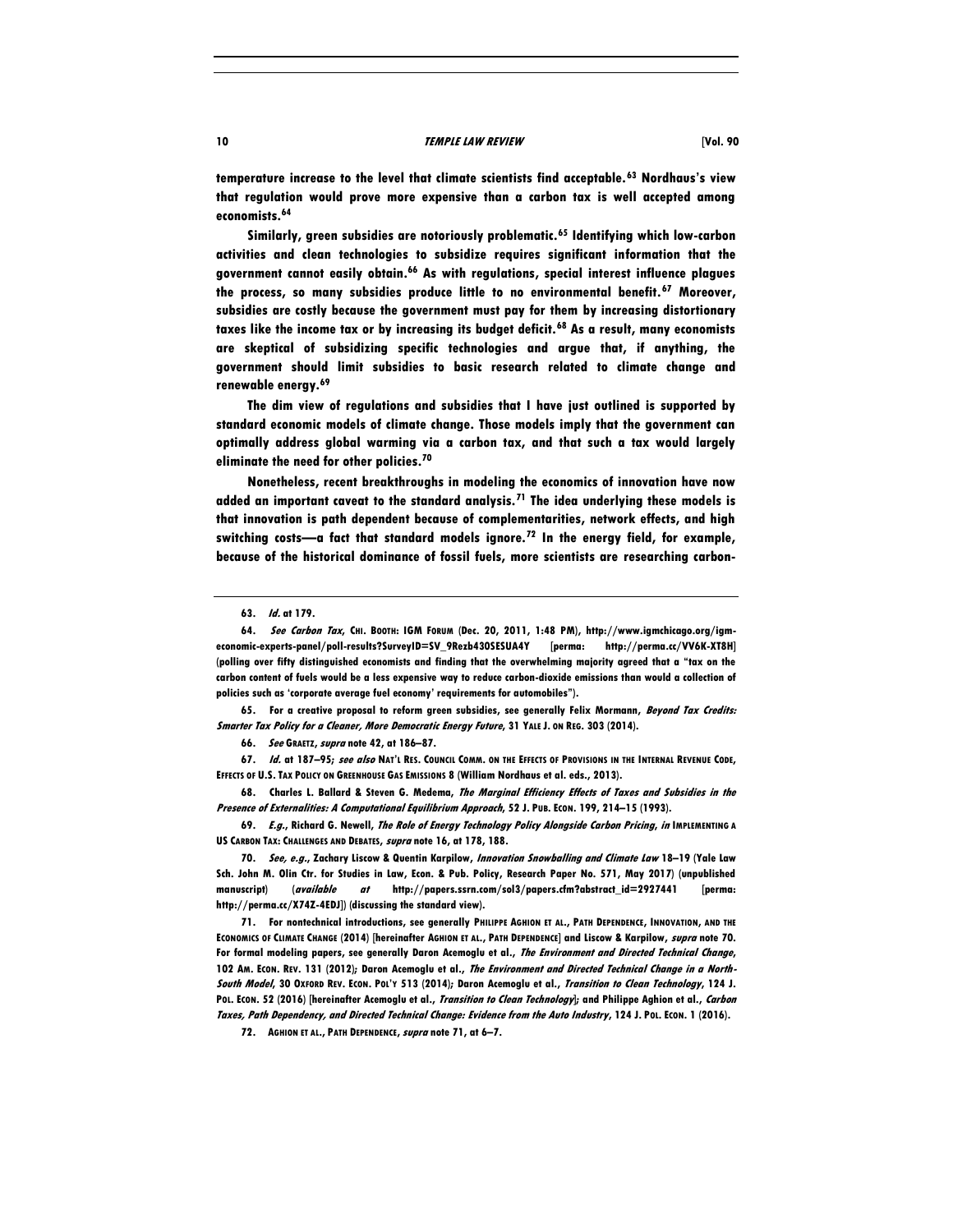temperature increase to the level that climate scientists find acceptable.[63] Nordhaus's view that regulation would prove more expensive than a carbon tax is well accepted among economists.[64]

Similarly, green subsidies are notoriously problematic.[65] Identifying which low-carbon activities and clean technologies to subsidize requires significant information that the government cannot easily obtain.[66] As with regulations, special interest influence plagues the process, so many subsidies produce little to no environmental benefit.[67] Moreover, subsidies are costly because the government must pay for them by increasing distortionary taxes like the income tax or by increasing its budget deficit.[68] As a result, many economists are skeptical of subsidizing specific technologies and argue that, if anything, the government should limit subsidies to basic research related to climate change and renewable energy.[69]

The dim view of regulations and subsidies that I have just outlined is supported by standard economic models of climate change. Those models imply that the government can optimally address global warming via a carbon tax, and that such a tax would largely eliminate the need for other policies.[70]

Nonetheless, recent breakthroughs in modeling the economics of innovation have now added an important caveat to the standard analysis.[71] The idea underlying these models is that innovation is path dependent because of complementarities, network effects, and high switching costs—a fact that standard models ignore.[72] In the energy field, for example, because of the historical dominance of fossil fuels, more scientists are researching carbon-

---

63. *Id.* at 179.

64. *See Carbon Tax*, CHI. BOOTH: IGM FORUM (Dec. 20, 2011, 1:48 PM), http://www.igmchicago.org/igm-economic-experts-panel/poll-results?SurveyID=SV_9Rezb430SESUA4Y [perma: http://perma.cc/VV6K-XT8H] (polling over fifty distinguished economists and finding that the overwhelming majority agreed that a "tax on the carbon content of fuels would be a less expensive way to reduce carbon-dioxide emissions than would a collection of policies such as 'corporate average fuel economy' requirements for automobiles").

65. For a creative proposal to reform green subsidies, see generally Felix Mormann, *Beyond Tax Credits: Smarter Tax Policy for a Cleaner, More Democratic Energy Future*, 31 YALE J. ON REG. 303 (2014).

66. *See* GRAETZ, *supra* note 42, at 186–87.

67. *Id.* at 187–95; *see also* NAT'L RES. COUNCIL COMM. ON THE EFFECTS OF PROVISIONS IN THE INTERNAL REVENUE CODE, EFFECTS OF U.S. TAX POLICY ON GREENHOUSE GAS EMISSIONS 8 (William Nordhaus et al. eds., 2013).

68. Charles L. Ballard & Steven G. Medema, *The Marginal Efficiency Effects of Taxes and Subsidies in the Presence of Externalities: A Computational Equilibrium Approach*, 52 J. PUB. ECON. 199, 214–15 (1993).

69. *E.g.*, Richard G. Newell, *The Role of Energy Technology Policy Alongside Carbon Pricing*, *in* IMPLEMENTING A US CARBON TAX: CHALLENGES AND DEBATES, *supra* note 16, at 178, 188.

70. *See, e.g.*, Zachary Liscow & Quentin Karpilow, *Innovation Snowballing and Climate Law* 18–19 (Yale Law Sch. John M. Olin Ctr. for Studies in Law, Econ. & Pub. Policy, Research Paper No. 571, May 2017) (unpublished manuscript) (*available at* http://papers.ssrn.com/sol3/papers.cfm?abstract_id=2927441 [perma: http://perma.cc/X74Z-4EDJ]) (discussing the standard view).

71. For nontechnical introductions, see generally PHILIPPE AGHION ET AL., PATH DEPENDENCE, INNOVATION, AND THE ECONOMICS OF CLIMATE CHANGE (2014) [hereinafter AGHION ET AL., PATH DEPENDENCE] and Liscow & Karpilow, *supra* note 70. For formal modeling papers, see generally Daron Acemoglu et al., *The Environment and Directed Technical Change*, 102 AM. ECON. REV. 131 (2012); Daron Acemoglu et al., *The Environment and Directed Technical Change in a North-South Model*, 30 OXFORD REV. ECON. POL'Y 513 (2014); Daron Acemoglu et al., *Transition to Clean Technology*, 124 J. POL. ECON. 52 (2016) [hereinafter Acemoglu et al., *Transition to Clean Technology*]; and Philippe Aghion et al., *Carbon Taxes, Path Dependency, and Directed Technical Change: Evidence from the Auto Industry*, 124 J. POL. ECON. 1 (2016).

72. AGHION ET AL., PATH DEPENDENCE, *supra* note 71, at 6–7.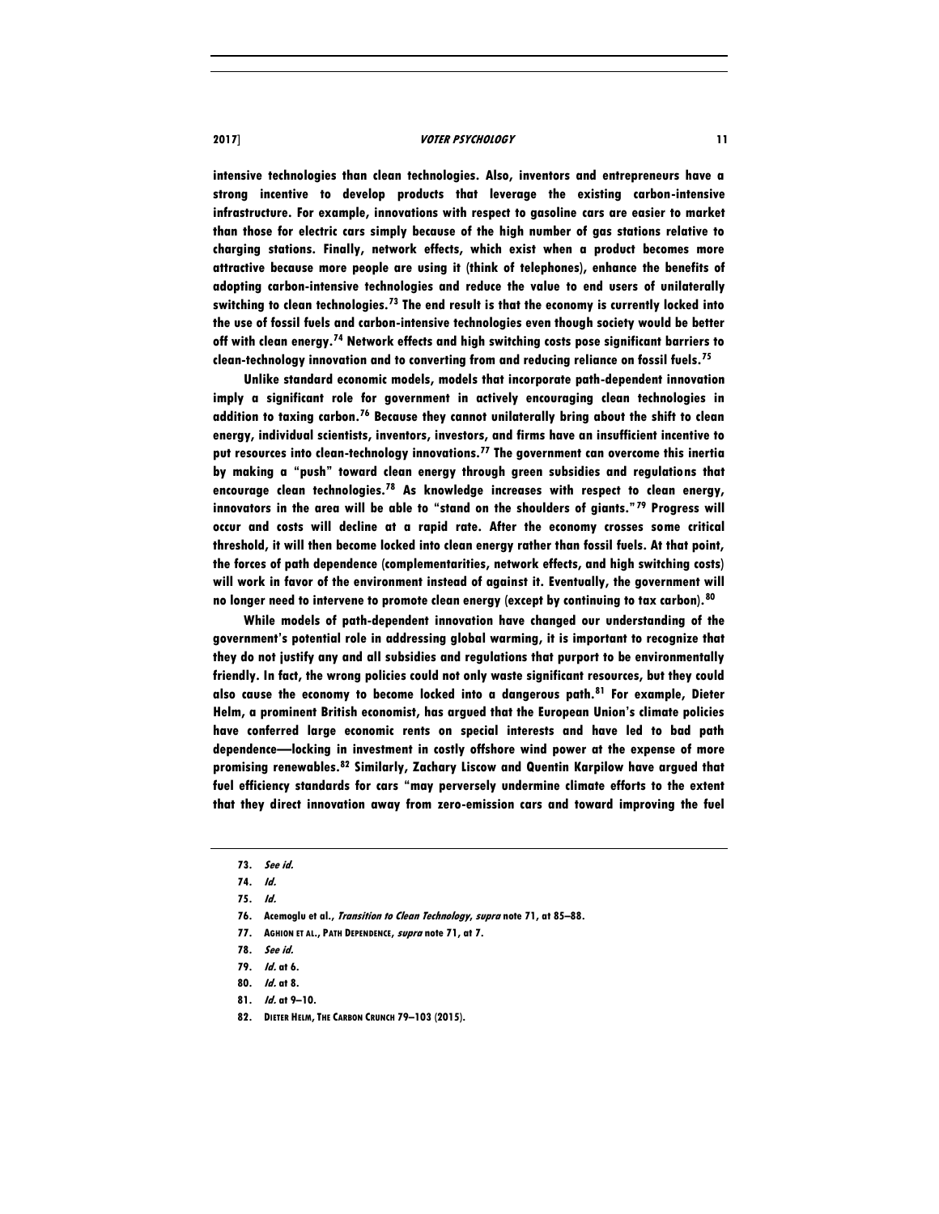intensive technologies than clean technologies. Also, inventors and entrepreneurs have a strong incentive to develop products that leverage the existing carbon-intensive infrastructure. For example, innovations with respect to gasoline cars are easier to market than those for electric cars simply because of the high number of gas stations relative to charging stations. Finally, network effects, which exist when a product becomes more attractive because more people are using it (think of telephones), enhance the benefits of adopting carbon-intensive technologies and reduce the value to end users of unilaterally switching to clean technologies.[73] The end result is that the economy is currently locked into the use of fossil fuels and carbon-intensive technologies even though society would be better off with clean energy.[74] Network effects and high switching costs pose significant barriers to clean-technology innovation and to converting from and reducing reliance on fossil fuels.[75]

Unlike standard economic models, models that incorporate path-dependent innovation imply a significant role for government in actively encouraging clean technologies in addition to taxing carbon.[76] Because they cannot unilaterally bring about the shift to clean energy, individual scientists, inventors, investors, and firms have an insufficient incentive to put resources into clean-technology innovations.[77] The government can overcome this inertia by making a "push" toward clean energy through green subsidies and regulations that encourage clean technologies.[78] As knowledge increases with respect to clean energy, innovators in the area will be able to "stand on the shoulders of giants."[79] Progress will occur and costs will decline at a rapid rate. After the economy crosses some critical threshold, it will then become locked into clean energy rather than fossil fuels. At that point, the forces of path dependence (complementarities, network effects, and high switching costs) will work in favor of the environment instead of against it. Eventually, the government will no longer need to intervene to promote clean energy (except by continuing to tax carbon).[80]

While models of path-dependent innovation have changed our understanding of the government's potential role in addressing global warming, it is important to recognize that they do not justify any and all subsidies and regulations that purport to be environmentally friendly. In fact, the wrong policies could not only waste significant resources, but they could also cause the economy to become locked into a dangerous path.[81] For example, Dieter Helm, a prominent British economist, has argued that the European Union's climate policies have conferred large economic rents on special interests and have led to bad path dependence—locking in investment in costly offshore wind power at the expense of more promising renewables.[82] Similarly, Zachary Liscow and Quentin Karpilow have argued that fuel efficiency standards for cars "may perversely undermine climate efforts to the extent that they direct innovation away from zero-emission cars and toward improving the fuel

73. *See id.*

74. *Id.*

75. *Id.*

76. Acemoglu et al., *Transition to Clean Technology*, *supra* note 71, at 85–88.

77. AGHION ET AL., PATH DEPENDENCE, *supra* note 71, at 7.

78. *See id.*

79. *Id.* at 6.

80. *Id.* at 8.

81. *Id.* at 9–10.

82. DIETER HELM, THE CARBON CRUNCH 79–103 (2015).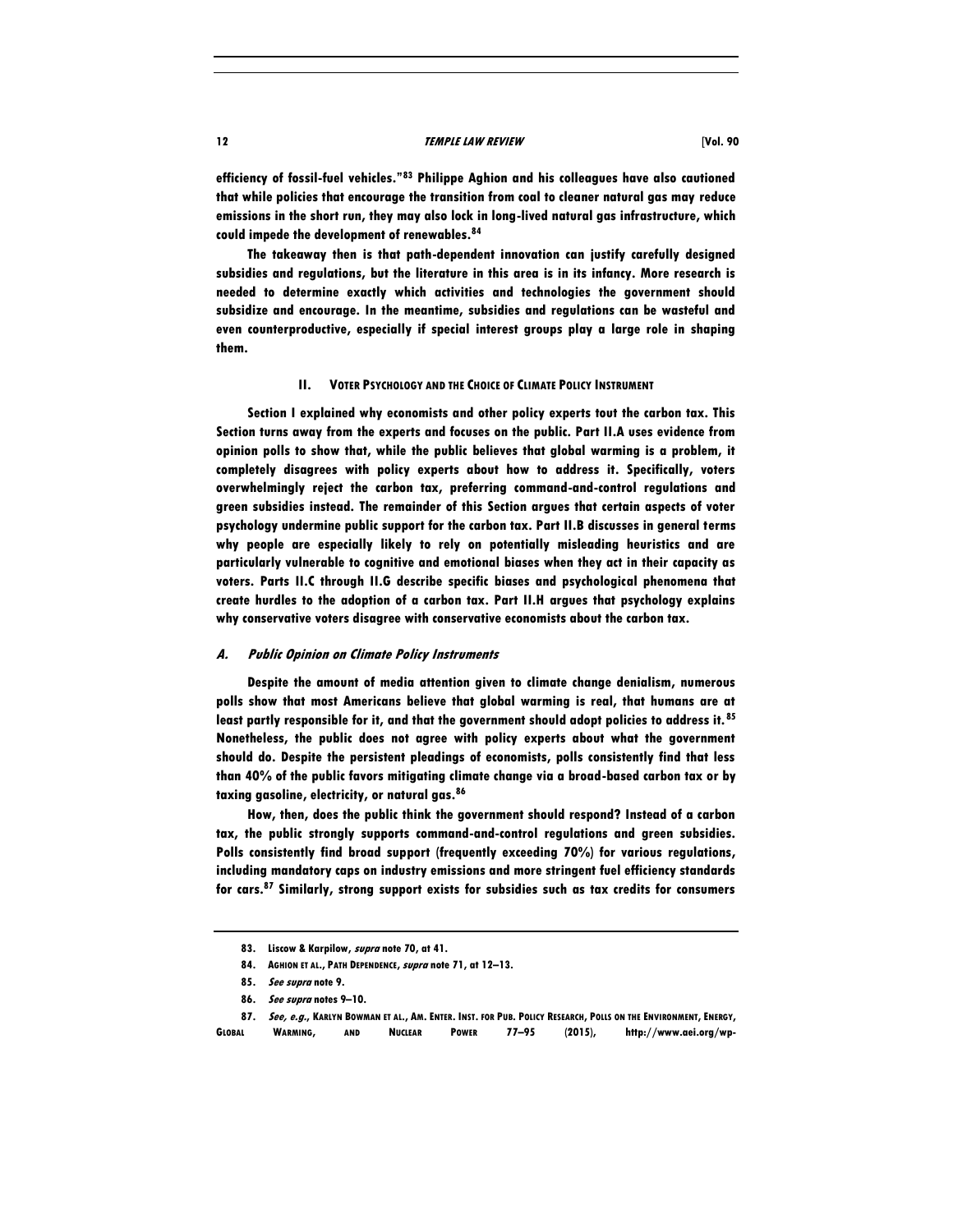efficiency of fossil-fuel vehicles."[83] Philippe Aghion and his colleagues have also cautioned that while policies that encourage the transition from coal to cleaner natural gas may reduce emissions in the short run, they may also lock in long-lived natural gas infrastructure, which could impede the development of renewables.[84]

The takeaway then is that path-dependent innovation can justify carefully designed subsidies and regulations, but the literature in this area is in its infancy. More research is needed to determine exactly which activities and technologies the government should subsidize and encourage. In the meantime, subsidies and regulations can be wasteful and even counterproductive, especially if special interest groups play a large role in shaping them.

## II. VOTER PSYCHOLOGY AND THE CHOICE OF CLIMATE POLICY INSTRUMENT

Section I explained why economists and other policy experts tout the carbon tax. This Section turns away from the experts and focuses on the public. Part II.A uses evidence from opinion polls to show that, while the public believes that global warming is a problem, it completely disagrees with policy experts about how to address it. Specifically, voters overwhelmingly reject the carbon tax, preferring command-and-control regulations and green subsidies instead. The remainder of this Section argues that certain aspects of voter psychology undermine public support for the carbon tax. Part II.B discusses in general terms why people are especially likely to rely on potentially misleading heuristics and are particularly vulnerable to cognitive and emotional biases when they act in their capacity as voters. Parts II.C through II.G describe specific biases and psychological phenomena that create hurdles to the adoption of a carbon tax. Part II.H argues that psychology explains why conservative voters disagree with conservative economists about the carbon tax.

### A. *Public Opinion on Climate Policy Instruments*

Despite the amount of media attention given to climate change denialism, numerous polls show that most Americans believe that global warming is real, that humans are at least partly responsible for it, and that the government should adopt policies to address it.[85] Nonetheless, the public does not agree with policy experts about what the government should do. Despite the persistent pleadings of economists, polls consistently find that less than 40% of the public favors mitigating climate change via a broad-based carbon tax or by taxing gasoline, electricity, or natural gas.[86]

How, then, does the public think the government should respond? Instead of a carbon tax, the public strongly supports command-and-control regulations and green subsidies. Polls consistently find broad support (frequently exceeding 70%) for various regulations, including mandatory caps on industry emissions and more stringent fuel efficiency standards for cars.[87] Similarly, strong support exists for subsidies such as tax credits for consumers

83. Liscow & Karpilow, *supra* note 70, at 41.

84. AGHION ET AL., PATH DEPENDENCE, *supra* note 71, at 12–13.

85. *See supra* note 9.

86. *See supra* notes 9–10.

87. *See, e.g.*, KARLYN BOWMAN ET AL., AM. ENTER. INST. FOR PUB. POLICY RESEARCH, POLLS ON THE ENVIRONMENT, ENERGY, GLOBAL WARMING, AND NUCLEAR POWER 77–95 (2015), http://www.aei.org/wp-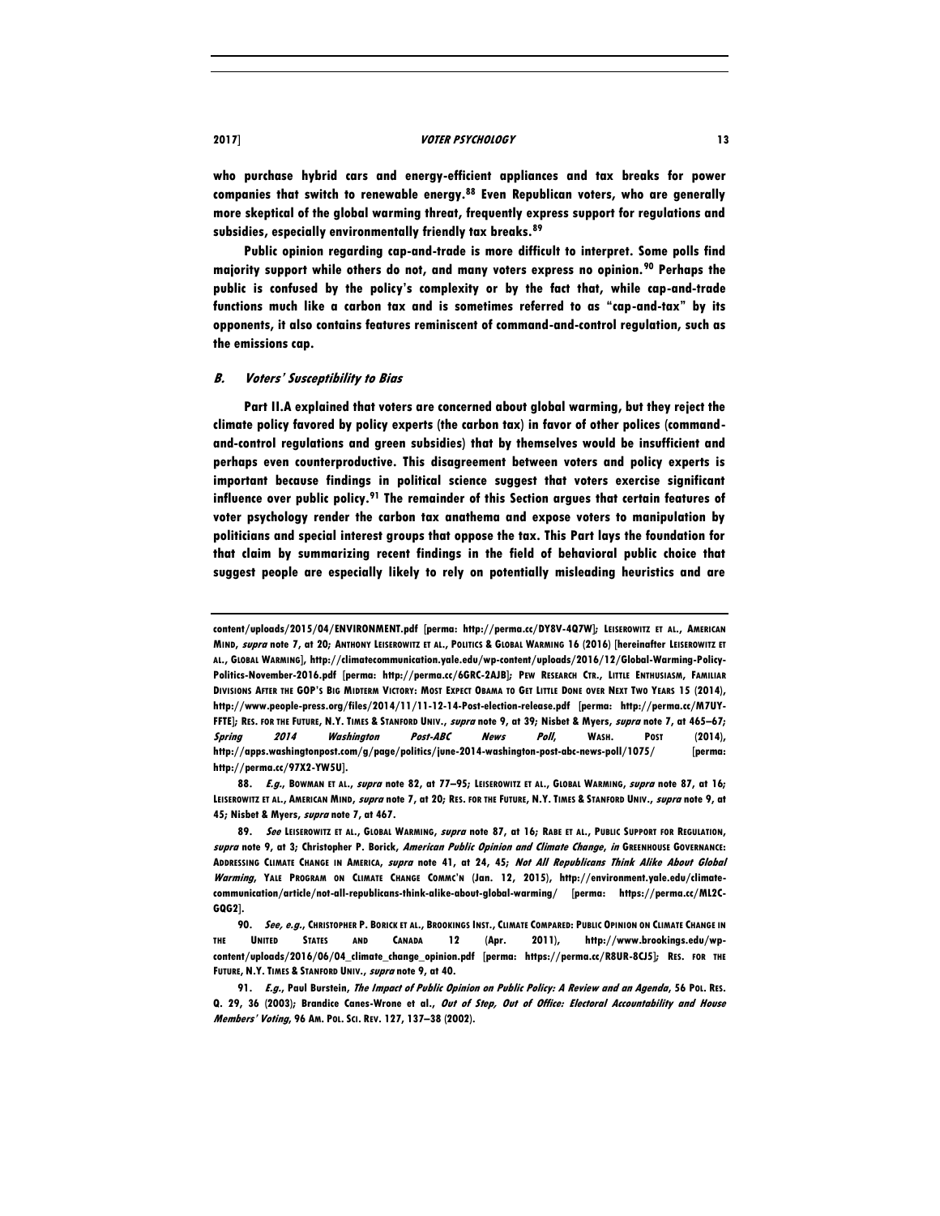who purchase hybrid cars and energy-efficient appliances and tax breaks for power companies that switch to renewable energy.[88] Even Republican voters, who are generally more skeptical of the global warming threat, frequently express support for regulations and subsidies, especially environmentally friendly tax breaks.[89]

Public opinion regarding cap-and-trade is more difficult to interpret. Some polls find majority support while others do not, and many voters express no opinion.[90] Perhaps the public is confused by the policy's complexity or by the fact that, while cap-and-trade functions much like a carbon tax and is sometimes referred to as "cap-and-tax" by its opponents, it also contains features reminiscent of command-and-control regulation, such as the emissions cap.

### *B. Voters' Susceptibility to Bias*

Part II.A explained that voters are concerned about global warming, but they reject the climate policy favored by policy experts (the carbon tax) in favor of other polices (command-and-control regulations and green subsidies) that by themselves would be insufficient and perhaps even counterproductive. This disagreement between voters and policy experts is important because findings in political science suggest that voters exercise significant influence over public policy.[91] The remainder of this Section argues that certain features of voter psychology render the carbon tax anathema and expose voters to manipulation by politicians and special interest groups that oppose the tax. This Part lays the foundation for that claim by summarizing recent findings in the field of behavioral public choice that suggest people are especially likely to rely on potentially misleading heuristics and are

---

content/uploads/2015/04/ENVIRONMENT.pdf [perma: http://perma.cc/DY8V-4Q7W]; LEISEROWITZ ET AL., AMERICAN MIND, *supra* note 7, at 20; ANTHONY LEISEROWITZ ET AL., POLITICS & GLOBAL WARMING 16 (2016) [hereinafter LEISEROWITZ ET AL., GLOBAL WARMING], http://climatecommunication.yale.edu/wp-content/uploads/2016/12/Global-Warming-Policy-Politics-November-2016.pdf [perma: http://perma.cc/6GRC-2AJB]; PEW RESEARCH CTR., LITTLE ENTHUSIASM, FAMILIAR DIVISIONS AFTER THE GOP'S BIG MIDTERM VICTORY: MOST EXPECT OBAMA TO GET LITTLE DONE OVER NEXT TWO YEARS 15 (2014), http://www.people-press.org/files/2014/11/11-12-14-Post-election-release.pdf [perma: http://perma.cc/M7UY-FFTE]; RES. FOR THE FUTURE, N.Y. TIMES & STANFORD UNIV., *supra* note 9, at 39; Nisbet & Myers, *supra* note 7, at 465–67; *Spring 2014 Washington Post-ABC News Poll*, WASH. POST (2014), http://apps.washingtonpost.com/g/page/politics/june-2014-washington-post-abc-news-poll/1075/ [perma: http://perma.cc/97X2-YW5U].

88. *E.g.*, BOWMAN ET AL., *supra* note 82, at 77–95; LEISEROWITZ ET AL., GLOBAL WARMING, *supra* note 87, at 16; LEISEROWITZ ET AL., AMERICAN MIND, *supra* note 7, at 20; RES. FOR THE FUTURE, N.Y. TIMES & STANFORD UNIV., *supra* note 9, at 45; Nisbet & Myers, *supra* note 7, at 467.

89. *See* LEISEROWITZ ET AL., GLOBAL WARMING, *supra* note 87, at 16; RABE ET AL., PUBLIC SUPPORT FOR REGULATION, *supra* note 9, at 3; Christopher P. Borick, *American Public Opinion and Climate Change*, *in* GREENHOUSE GOVERNANCE: ADDRESSING CLIMATE CHANGE IN AMERICA, *supra* note 41, at 24, 45; *Not All Republicans Think Alike About Global Warming*, YALE PROGRAM ON CLIMATE CHANGE COMMC'N (Jan. 12, 2015), http://environment.yale.edu/climate-communication/article/not-all-republicans-think-alike-about-global-warming/ [perma: https://perma.cc/ML2C-GQG2].

90. *See, e.g.*, CHRISTOPHER P. BORICK ET AL., BROOKINGS INST., CLIMATE COMPARED: PUBLIC OPINION ON CLIMATE CHANGE IN THE UNITED STATES AND CANADA 12 (Apr. 2011), http://www.brookings.edu/wp-content/uploads/2016/06/04_climate_change_opinion.pdf [perma: https://perma.cc/R8UR-8CJ5]; RES. FOR THE FUTURE, N.Y. TIMES & STANFORD UNIV., *supra* note 9, at 40.

91. *E.g.*, Paul Burstein, *The Impact of Public Opinion on Public Policy: A Review and an Agenda*, 56 POL. RES. Q. 29, 36 (2003); Brandice Canes-Wrone et al., *Out of Step, Out of Office: Electoral Accountability and House Members' Voting*, 96 AM. POL. SCI. REV. 127, 137–38 (2002).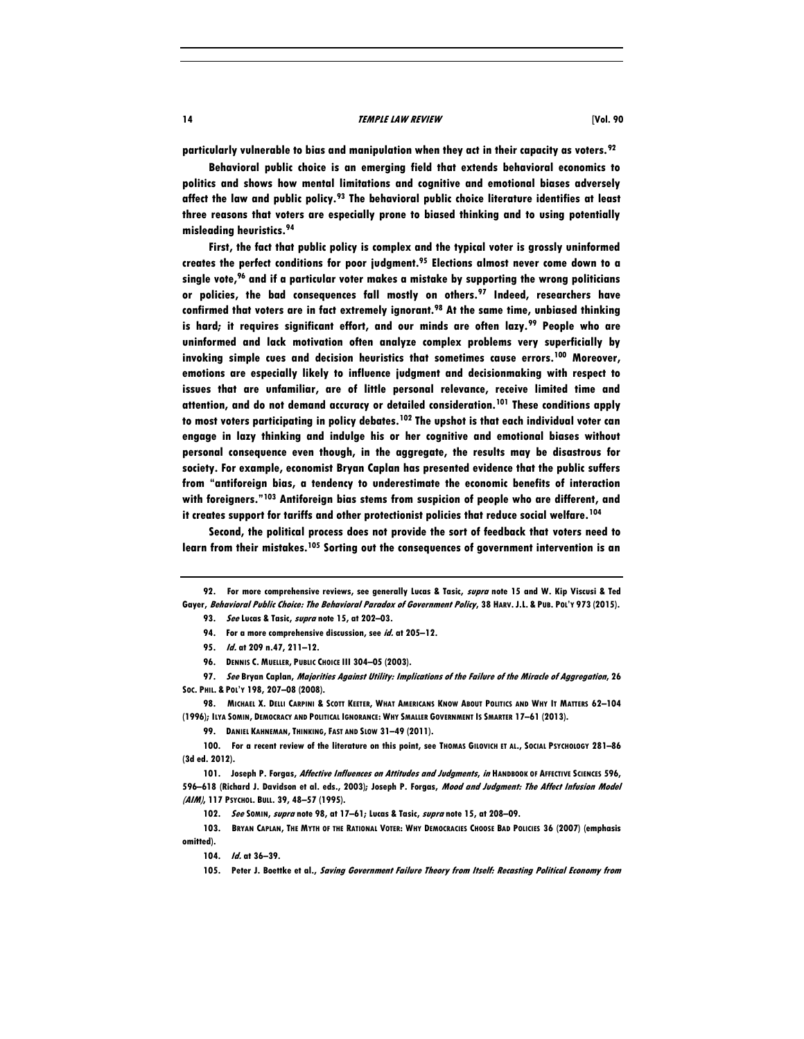particularly vulnerable to bias and manipulation when they act in their capacity as voters.[92]

Behavioral public choice is an emerging field that extends behavioral economics to politics and shows how mental limitations and cognitive and emotional biases adversely affect the law and public policy.[93] The behavioral public choice literature identifies at least three reasons that voters are especially prone to biased thinking and to using potentially misleading heuristics.[94]

First, the fact that public policy is complex and the typical voter is grossly uninformed creates the perfect conditions for poor judgment.[95] Elections almost never come down to a single vote,[96] and if a particular voter makes a mistake by supporting the wrong politicians or policies, the bad consequences fall mostly on others.[97] Indeed, researchers have confirmed that voters are in fact extremely ignorant.[98] At the same time, unbiased thinking is hard; it requires significant effort, and our minds are often lazy.[99] People who are uninformed and lack motivation often analyze complex problems very superficially by invoking simple cues and decision heuristics that sometimes cause errors.[100] Moreover, emotions are especially likely to influence judgment and decisionmaking with respect to issues that are unfamiliar, are of little personal relevance, receive limited time and attention, and do not demand accuracy or detailed consideration.[101] These conditions apply to most voters participating in policy debates.[102] The upshot is that each individual voter can engage in lazy thinking and indulge his or her cognitive and emotional biases without personal consequence even though, in the aggregate, the results may be disastrous for society. For example, economist Bryan Caplan has presented evidence that the public suffers from "antiforeign bias, a tendency to underestimate the economic benefits of interaction with foreigners."[103] Antiforeign bias stems from suspicion of people who are different, and it creates support for tariffs and other protectionist policies that reduce social welfare.[104]

Second, the political process does not provide the sort of feedback that voters need to learn from their mistakes.[105] Sorting out the consequences of government intervention is an

---

92. For more comprehensive reviews, see generally Lucas & Tasic, *supra* note 15 and W. Kip Viscusi & Ted Gayer, *Behavioral Public Choice: The Behavioral Paradox of Government Policy*, 38 HARV. J.L. & PUB. POL'Y 973 (2015).

93. *See* Lucas & Tasic, *supra* note 15, at 202–03.

94. For a more comprehensive discussion, see *id.* at 205–12.

95. *Id.* at 209 n.47, 211–12.

96. DENNIS C. MUELLER, PUBLIC CHOICE III 304–05 (2003).

97. *See* Bryan Caplan, *Majorities Against Utility: Implications of the Failure of the Miracle of Aggregation*, 26 SOC. PHIL. & POL'Y 198, 207–08 (2008).

98. MICHAEL X. DELLI CARPINI & SCOTT KEETER, WHAT AMERICANS KNOW ABOUT POLITICS AND WHY IT MATTERS 62–104 (1996); ILYA SOMIN, DEMOCRACY AND POLITICAL IGNORANCE: WHY SMALLER GOVERNMENT IS SMARTER 17–61 (2013).

99. DANIEL KAHNEMAN, THINKING, FAST AND SLOW 31–49 (2011).

100. For a recent review of the literature on this point, see THOMAS GILOVICH ET AL., SOCIAL PSYCHOLOGY 281–86 (3d ed. 2012).

101. Joseph P. Forgas, *Affective Influences on Attitudes and Judgments*, *in* HANDBOOK OF AFFECTIVE SCIENCES 596, 596–618 (Richard J. Davidson et al. eds., 2003); Joseph P. Forgas, *Mood and Judgment: The Affect Infusion Model (AIM)*, 117 PSYCHOL. BULL. 39, 48–57 (1995).

102. *See* SOMIN, *supra* note 98, at 17–61; Lucas & Tasic, *supra* note 15, at 208–09.

103. BRYAN CAPLAN, THE MYTH OF THE RATIONAL VOTER: WHY DEMOCRACIES CHOOSE BAD POLICIES 36 (2007) (emphasis omitted).

104. *Id.* at 36–39.

105. Peter J. Boettke et al., *Saving Government Failure Theory from Itself: Recasting Political Economy from*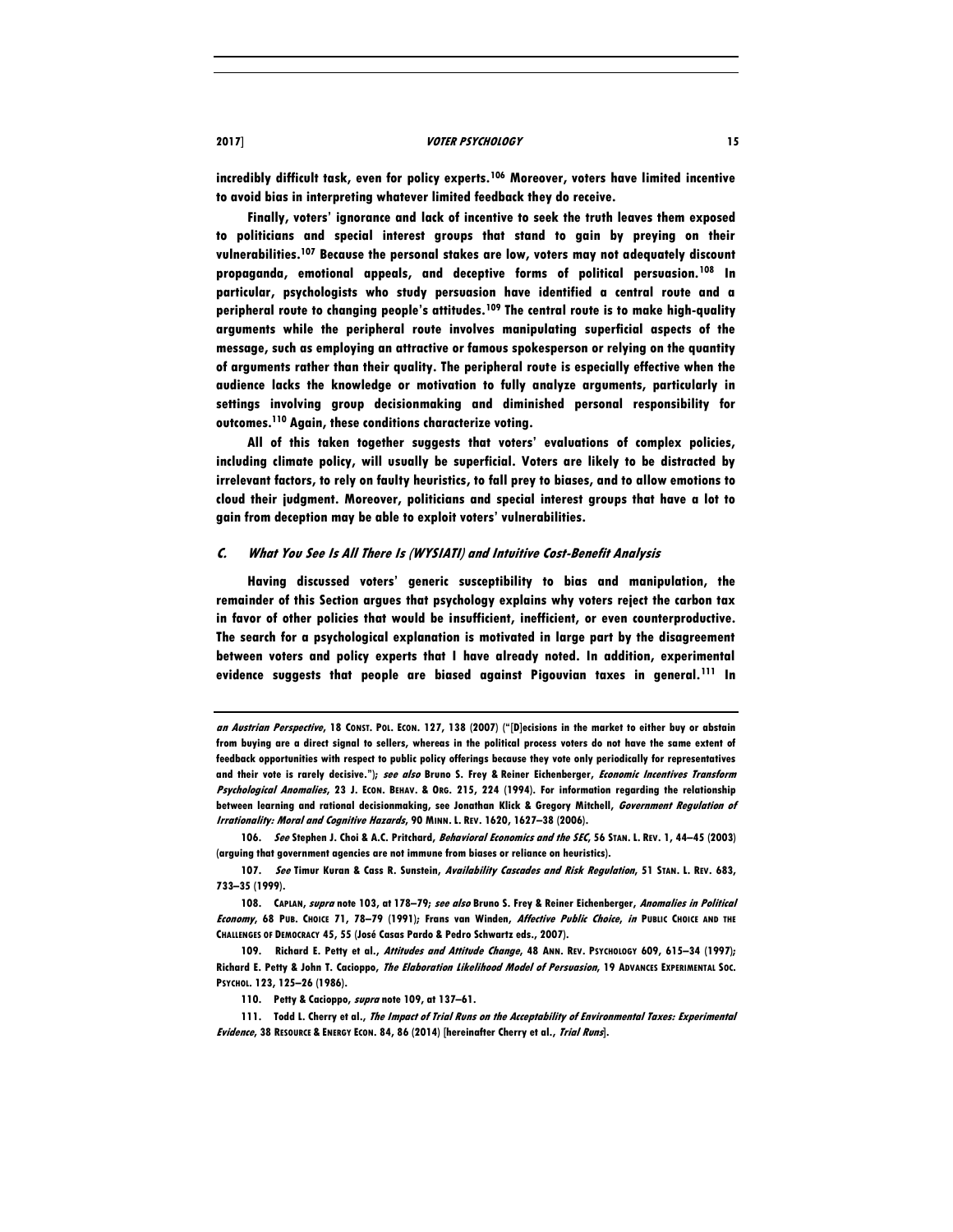incredibly difficult task, even for policy experts.[106] Moreover, voters have limited incentive to avoid bias in interpreting whatever limited feedback they do receive.

Finally, voters' ignorance and lack of incentive to seek the truth leaves them exposed to politicians and special interest groups that stand to gain by preying on their vulnerabilities.[107] Because the personal stakes are low, voters may not adequately discount propaganda, emotional appeals, and deceptive forms of political persuasion.[108] In particular, psychologists who study persuasion have identified a central route and a peripheral route to changing people's attitudes.[109] The central route is to make high-quality arguments while the peripheral route involves manipulating superficial aspects of the message, such as employing an attractive or famous spokesperson or relying on the quantity of arguments rather than their quality. The peripheral route is especially effective when the audience lacks the knowledge or motivation to fully analyze arguments, particularly in settings involving group decisionmaking and diminished personal responsibility for outcomes.[110] Again, these conditions characterize voting.

All of this taken together suggests that voters' evaluations of complex policies, including climate policy, will usually be superficial. Voters are likely to be distracted by irrelevant factors, to rely on faulty heuristics, to fall prey to biases, and to allow emotions to cloud their judgment. Moreover, politicians and special interest groups that have a lot to gain from deception may be able to exploit voters' vulnerabilities.

### *C. What You See Is All There Is (WYSIATI) and Intuitive Cost-Benefit Analysis*

Having discussed voters' generic susceptibility to bias and manipulation, the remainder of this Section argues that psychology explains why voters reject the carbon tax in favor of other policies that would be insufficient, inefficient, or even counterproductive. The search for a psychological explanation is motivated in large part by the disagreement between voters and policy experts that I have already noted. In addition, experimental evidence suggests that people are biased against Pigouvian taxes in general.[111] In

---

*an Austrian Perspective*, 18 CONST. POL. ECON. 127, 138 (2007) ("[D]ecisions in the market to either buy or abstain from buying are a direct signal to sellers, whereas in the political process voters do not have the same extent of feedback opportunities with respect to public policy offerings because they vote only periodically for representatives and their vote is rarely decisive."); *see also* Bruno S. Frey & Reiner Eichenberger, *Economic Incentives Transform Psychological Anomalies*, 23 J. ECON. BEHAV. & ORG. 215, 224 (1994). For information regarding the relationship between learning and rational decisionmaking, see Jonathan Klick & Gregory Mitchell, *Government Regulation of Irrationality: Moral and Cognitive Hazards*, 90 MINN. L. REV. 1620, 1627–38 (2006).

106. *See* Stephen J. Choi & A.C. Pritchard, *Behavioral Economics and the SEC*, 56 STAN. L. REV. 1, 44–45 (2003) (arguing that government agencies are not immune from biases or reliance on heuristics).

107. *See* Timur Kuran & Cass R. Sunstein, *Availability Cascades and Risk Regulation*, 51 STAN. L. REV. 683, 733–35 (1999).

108. CAPLAN, *supra* note 103, at 178–79; *see also* Bruno S. Frey & Reiner Eichenberger, *Anomalies in Political Economy*, 68 PUB. CHOICE 71, 78–79 (1991); Frans van Winden, *Affective Public Choice*, *in* PUBLIC CHOICE AND THE CHALLENGES OF DEMOCRACY 45, 55 (José Casas Pardo & Pedro Schwartz eds., 2007).

109. Richard E. Petty et al., *Attitudes and Attitude Change*, 48 ANN. REV. PSYCHOLOGY 609, 615–34 (1997); Richard E. Petty & John T. Cacioppo, *The Elaboration Likelihood Model of Persuasion*, 19 ADVANCES EXPERIMENTAL SOC. PSYCHOL. 123, 125–26 (1986).

110. Petty & Cacioppo, *supra* note 109, at 137–61.

111. Todd L. Cherry et al., *The Impact of Trial Runs on the Acceptability of Environmental Taxes: Experimental Evidence*, 38 RESOURCE & ENERGY ECON. 84, 86 (2014) [hereinafter Cherry et al., *Trial Runs*].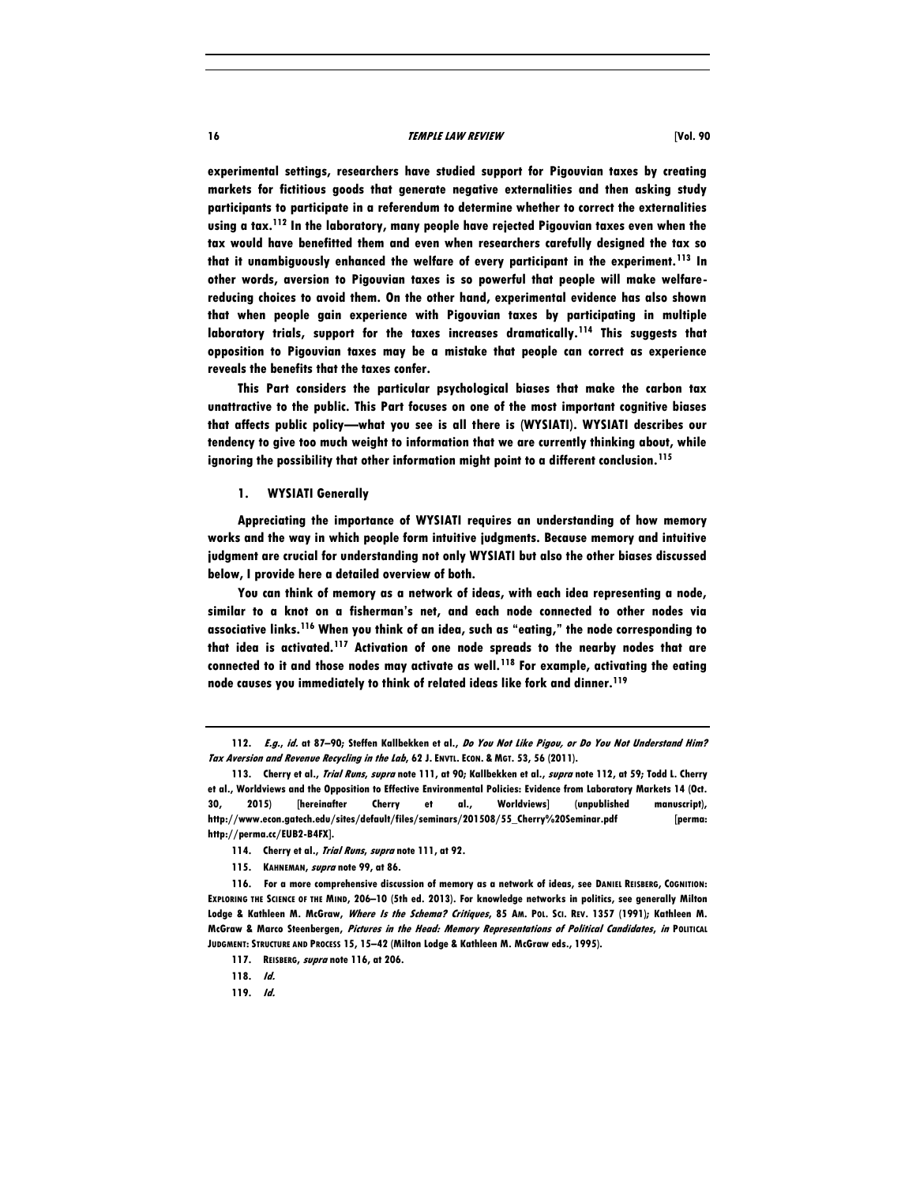experimental settings, researchers have studied support for Pigouvian taxes by creating markets for fictitious goods that generate negative externalities and then asking study participants to participate in a referendum to determine whether to correct the externalities using a tax.[112] In the laboratory, many people have rejected Pigouvian taxes even when the tax would have benefitted them and even when researchers carefully designed the tax so that it unambiguously enhanced the welfare of every participant in the experiment.[113] In other words, aversion to Pigouvian taxes is so powerful that people will make welfare-reducing choices to avoid them. On the other hand, experimental evidence has also shown that when people gain experience with Pigouvian taxes by participating in multiple laboratory trials, support for the taxes increases dramatically.[114] This suggests that opposition to Pigouvian taxes may be a mistake that people can correct as experience reveals the benefits that the taxes confer.

This Part considers the particular psychological biases that make the carbon tax unattractive to the public. This Part focuses on one of the most important cognitive biases that affects public policy—what you see is all there is (WYSIATI). WYSIATI describes our tendency to give too much weight to information that we are currently thinking about, while ignoring the possibility that other information might point to a different conclusion.[115]

### 1. WYSIATI Generally

Appreciating the importance of WYSIATI requires an understanding of how memory works and the way in which people form intuitive judgments. Because memory and intuitive judgment are crucial for understanding not only WYSIATI but also the other biases discussed below, I provide here a detailed overview of both.

You can think of memory as a network of ideas, with each idea representing a node, similar to a knot on a fisherman's net, and each node connected to other nodes via associative links.[116] When you think of an idea, such as "eating," the node corresponding to that idea is activated.[117] Activation of one node spreads to the nearby nodes that are connected to it and those nodes may activate as well.[118] For example, activating the eating node causes you immediately to think of related ideas like fork and dinner.[119]

---

112. *E.g.*, *id.* at 87–90; Steffen Kallbekken et al., *Do You Not Like Pigou, or Do You Not Understand Him? Tax Aversion and Revenue Recycling in the Lab*, 62 J. ENVTL. ECON. & MGT. 53, 56 (2011).

113. Cherry et al., *Trial Runs*, *supra* note 111, at 90; Kallbekken et al., *supra* note 112, at 59; Todd L. Cherry et al., Worldviews and the Opposition to Effective Environmental Policies: Evidence from Laboratory Markets 14 (Oct. 30, 2015) [hereinafter Cherry et al., Worldviews] (unpublished manuscript), http://www.econ.gatech.edu/sites/default/files/seminars/201508/55_Cherry%20Seminar.pdf [perma: http://perma.cc/EUB2-B4FX].

114. Cherry et al., *Trial Runs*, *supra* note 111, at 92.

115. KAHNEMAN, *supra* note 99, at 86.

116. For a more comprehensive discussion of memory as a network of ideas, see DANIEL REISBERG, COGNITION: EXPLORING THE SCIENCE OF THE MIND, 206–10 (5th ed. 2013). For knowledge networks in politics, see generally Milton Lodge & Kathleen M. McGraw, *Where Is the Schema? Critiques*, 85 AM. POL. SCI. REV. 1357 (1991); Kathleen M. McGraw & Marco Steenbergen, *Pictures in the Head: Memory Representations of Political Candidates*, *in* POLITICAL JUDGMENT: STRUCTURE AND PROCESS 15, 15–42 (Milton Lodge & Kathleen M. McGraw eds., 1995).

117. REISBERG, *supra* note 116, at 206.

118. *Id.*

119. *Id.*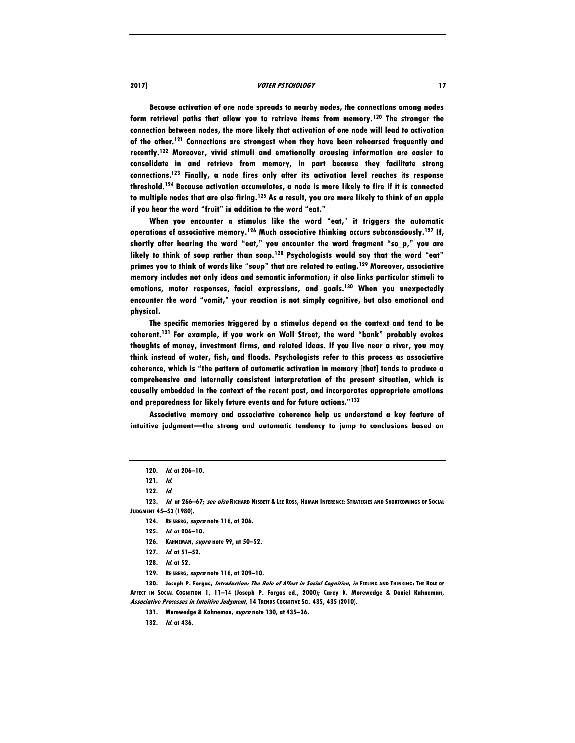Because activation of one node spreads to nearby nodes, the connections among nodes form retrieval paths that allow you to retrieve items from memory.[120] The stronger the connection between nodes, the more likely that activation of one node will lead to activation of the other.[121] Connections are strongest when they have been rehearsed frequently and recently.[122] Moreover, vivid stimuli and emotionally arousing information are easier to consolidate in and retrieve from memory, in part because they facilitate strong connections.[123] Finally, a node fires only after its activation level reaches its response threshold.[124] Because activation accumulates, a node is more likely to fire if it is connected to multiple nodes that are also firing.[125] As a result, you are more likely to think of an apple if you hear the word "fruit" in addition to the word "eat."

When you encounter a stimulus like the word "eat," it triggers the automatic operations of associative memory.[126] Much associative thinking occurs subconsciously.[127] If, shortly after hearing the word "eat," you encounter the word fragment "so_p," you are likely to think of soup rather than soap.[128] Psychologists would say that the word "eat" primes you to think of words like "soup" that are related to eating.[129] Moreover, associative memory includes not only ideas and semantic information; it also links particular stimuli to emotions, motor responses, facial expressions, and goals.[130] When you unexpectedly encounter the word "vomit," your reaction is not simply cognitive, but also emotional and physical.

The specific memories triggered by a stimulus depend on the context and tend to be coherent.[131] For example, if you work on Wall Street, the word "bank" probably evokes thoughts of money, investment firms, and related ideas. If you live near a river, you may think instead of water, fish, and floods. Psychologists refer to this process as associative coherence, which is "the pattern of automatic activation in memory [that] tends to produce a comprehensive and internally consistent interpretation of the present situation, which is causally embedded in the context of the recent past, and incorporates appropriate emotions and preparedness for likely future events and for future actions."[132]

Associative memory and associative coherence help us understand a key feature of intuitive judgment—the strong and automatic tendency to jump to conclusions based on

---

120. *Id.* at 206–10.

121. *Id.*

122. *Id.*

123. *Id.* at 266–67; *see also* RICHARD NISBETT & LEE ROSS, HUMAN INFERENCE: STRATEGIES AND SHORTCOMINGS OF SOCIAL JUDGMENT 45–53 (1980).

124. REISBERG, *supra* note 116, at 206.

125. *Id.* at 206–10.

126. KAHNEMAN, *supra* note 99, at 50–52.

127. *Id.* at 51–52.

128. *Id.* at 52.

129. REISBERG, *supra* note 116, at 209–10.

130. Joseph P. Forgas, *Introduction: The Role of Affect in Social Cognition*, *in* FEELING AND THINKING: THE ROLE OF AFFECT IN SOCIAL COGNITION 1, 11–14 (Joseph P. Forgas ed., 2000); Carey K. Morewedge & Daniel Kahneman, *Associative Processes in Intuitive Judgment*, 14 TRENDS COGNITIVE SCI. 435, 435 (2010).

131. Morewedge & Kahneman, *supra* note 130, at 435–36.

132. *Id.* at 436.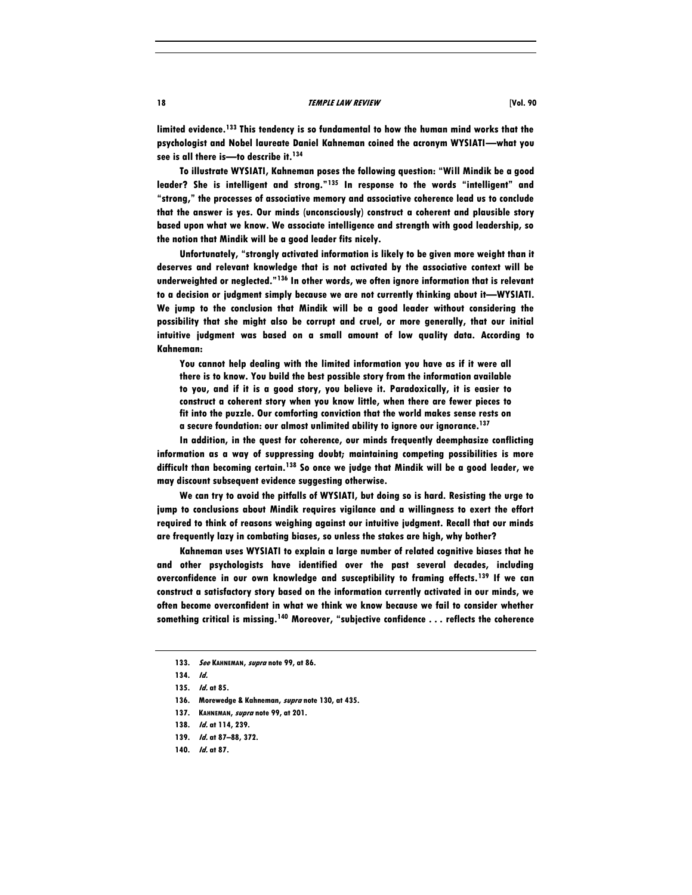limited evidence.[133] This tendency is so fundamental to how the human mind works that the psychologist and Nobel laureate Daniel Kahneman coined the acronym WYSIATI—what you see is all there is—to describe it.[134]

To illustrate WYSIATI, Kahneman poses the following question: "Will Mindik be a good leader? She is intelligent and strong."[135] In response to the words "intelligent" and "strong," the processes of associative memory and associative coherence lead us to conclude that the answer is yes. Our minds (unconsciously) construct a coherent and plausible story based upon what we know. We associate intelligence and strength with good leadership, so the notion that Mindik will be a good leader fits nicely.

Unfortunately, "strongly activated information is likely to be given more weight than it deserves and relevant knowledge that is not activated by the associative context will be underweighted or neglected."[136] In other words, we often ignore information that is relevant to a decision or judgment simply because we are not currently thinking about it—WYSIATI. We jump to the conclusion that Mindik will be a good leader without considering the possibility that she might also be corrupt and cruel, or more generally, that our initial intuitive judgment was based on a small amount of low quality data. According to Kahneman:

> You cannot help dealing with the limited information you have as if it were all there is to know. You build the best possible story from the information available to you, and if it is a good story, you believe it. Paradoxically, it is easier to construct a coherent story when you know little, when there are fewer pieces to fit into the puzzle. Our comforting conviction that the world makes sense rests on a secure foundation: our almost unlimited ability to ignore our ignorance.[137]

In addition, in the quest for coherence, our minds frequently deemphasize conflicting information as a way of suppressing doubt; maintaining competing possibilities is more difficult than becoming certain.[138] So once we judge that Mindik will be a good leader, we may discount subsequent evidence suggesting otherwise.

We can try to avoid the pitfalls of WYSIATI, but doing so is hard. Resisting the urge to jump to conclusions about Mindik requires vigilance and a willingness to exert the effort required to think of reasons weighing against our intuitive judgment. Recall that our minds are frequently lazy in combating biases, so unless the stakes are high, why bother?

Kahneman uses WYSIATI to explain a large number of related cognitive biases that he and other psychologists have identified over the past several decades, including overconfidence in our own knowledge and susceptibility to framing effects.[139] If we can construct a satisfactory story based on the information currently activated in our minds, we often become overconfident in what we think we know because we fail to consider whether something critical is missing.[140] Moreover, "subjective confidence . . . reflects the coherence

---

133. *See* KAHNEMAN, *supra* note 99, at 86.

134. *Id.*

135. *Id.* at 85.

136. Morewedge & Kahneman, *supra* note 130, at 435.

137. KAHNEMAN, *supra* note 99, at 201.

138. *Id.* at 114, 239.

139. *Id.* at 87–88, 372.

140. *Id.* at 87.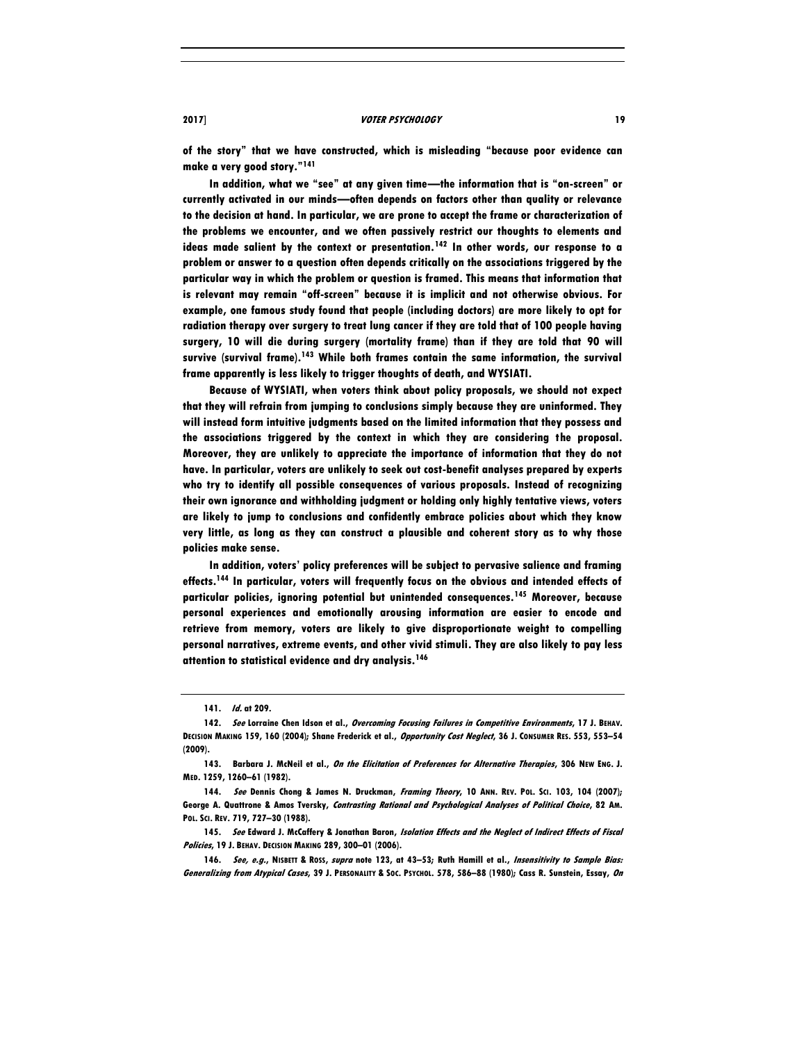of the story" that we have constructed, which is misleading "because poor evidence can make a very good story."[141]

In addition, what we "see" at any given time—the information that is "on-screen" or currently activated in our minds—often depends on factors other than quality or relevance to the decision at hand. In particular, we are prone to accept the frame or characterization of the problems we encounter, and we often passively restrict our thoughts to elements and ideas made salient by the context or presentation.[142] In other words, our response to a problem or answer to a question often depends critically on the associations triggered by the particular way in which the problem or question is framed. This means that information that is relevant may remain "off-screen" because it is implicit and not otherwise obvious. For example, one famous study found that people (including doctors) are more likely to opt for radiation therapy over surgery to treat lung cancer if they are told that of 100 people having surgery, 10 will die during surgery (mortality frame) than if they are told that 90 will survive (survival frame).[143] While both frames contain the same information, the survival frame apparently is less likely to trigger thoughts of death, and WYSIATI.

Because of WYSIATI, when voters think about policy proposals, we should not expect that they will refrain from jumping to conclusions simply because they are uninformed. They will instead form intuitive judgments based on the limited information that they possess and the associations triggered by the context in which they are considering the proposal. Moreover, they are unlikely to appreciate the importance of information that they do not have. In particular, voters are unlikely to seek out cost-benefit analyses prepared by experts who try to identify all possible consequences of various proposals. Instead of recognizing their own ignorance and withholding judgment or holding only highly tentative views, voters are likely to jump to conclusions and confidently embrace policies about which they know very little, as long as they can construct a plausible and coherent story as to why those policies make sense.

In addition, voters' policy preferences will be subject to pervasive salience and framing effects.[144] In particular, voters will frequently focus on the obvious and intended effects of particular policies, ignoring potential but unintended consequences.[145] Moreover, because personal experiences and emotionally arousing information are easier to encode and retrieve from memory, voters are likely to give disproportionate weight to compelling personal narratives, extreme events, and other vivid stimuli. They are also likely to pay less attention to statistical evidence and dry analysis.[146]

---

141. *Id.* at 209.

142. *See* Lorraine Chen Idson et al., *Overcoming Focusing Failures in Competitive Environments*, 17 J. BEHAV. DECISION MAKING 159, 160 (2004); Shane Frederick et al., *Opportunity Cost Neglect*, 36 J. CONSUMER RES. 553, 553–54 (2009).

143. Barbara J. McNeil et al., *On the Elicitation of Preferences for Alternative Therapies*, 306 NEW ENG. J. MED. 1259, 1260–61 (1982).

144. *See* Dennis Chong & James N. Druckman, *Framing Theory*, 10 ANN. REV. POL. SCI. 103, 104 (2007); George A. Quattrone & Amos Tversky, *Contrasting Rational and Psychological Analyses of Political Choice*, 82 AM. POL. SCI. REV. 719, 727–30 (1988).

145. *See* Edward J. McCaffery & Jonathan Baron, *Isolation Effects and the Neglect of Indirect Effects of Fiscal Policies*, 19 J. BEHAV. DECISION MAKING 289, 300–01 (2006).

146. *See, e.g.*, NISBETT & ROSS, *supra* note 123, at 43–53; Ruth Hamill et al., *Insensitivity to Sample Bias: Generalizing from Atypical Cases*, 39 J. PERSONALITY & SOC. PSYCHOL. 578, 586–88 (1980); Cass R. Sunstein, Essay, *On*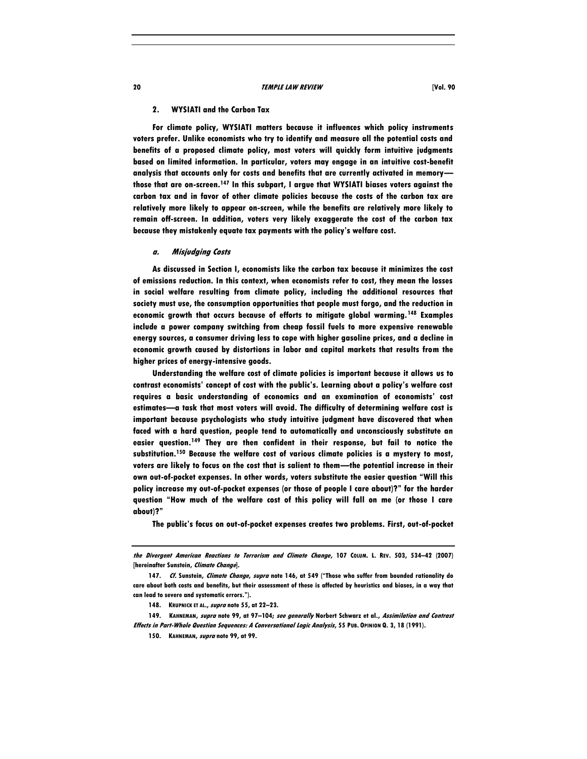### 2. WYSIATI and the Carbon Tax

For climate policy, WYSIATI matters because it influences which policy instruments voters prefer. Unlike economists who try to identify and measure all the potential costs and benefits of a proposed climate policy, most voters will quickly form intuitive judgments based on limited information. In particular, voters may engage in an intuitive cost-benefit analysis that accounts only for costs and benefits that are currently activated in memory—those that are on-screen.[147] In this subpart, I argue that WYSIATI biases voters against the carbon tax and in favor of other climate policies because the costs of the carbon tax are relatively more likely to appear on-screen, while the benefits are relatively more likely to remain off-screen. In addition, voters very likely exaggerate the cost of the carbon tax because they mistakenly equate tax payments with the policy's welfare cost.

#### *a. Misjudging Costs*

As discussed in Section I, economists like the carbon tax because it minimizes the cost of emissions reduction. In this context, when economists refer to cost, they mean the losses in social welfare resulting from climate policy, including the additional resources that society must use, the consumption opportunities that people must forgo, and the reduction in economic growth that occurs because of efforts to mitigate global warming.[148] Examples include a power company switching from cheap fossil fuels to more expensive renewable energy sources, a consumer driving less to cope with higher gasoline prices, and a decline in economic growth caused by distortions in labor and capital markets that results from the higher prices of energy-intensive goods.

Understanding the welfare cost of climate policies is important because it allows us to contrast economists' concept of cost with the public's. Learning about a policy's welfare cost requires a basic understanding of economics and an examination of economists' cost estimates—a task that most voters will avoid. The difficulty of determining welfare cost is important because psychologists who study intuitive judgment have discovered that when faced with a hard question, people tend to automatically and unconsciously substitute an easier question.[149] They are then confident in their response, but fail to notice the substitution.[150] Because the welfare cost of various climate policies is a mystery to most, voters are likely to focus on the cost that is salient to them—the potential increase in their own out-of-pocket expenses. In other words, voters substitute the easier question "Will this policy increase my out-of-pocket expenses (or those of people I care about)?" for the harder question "How much of the welfare cost of this policy will fall on me (or those I care about)?"

The public's focus on out-of-pocket expenses creates two problems. First, out-of-pocket

---

*the Divergent American Reactions to Terrorism and Climate Change*, 107 COLUM. L. REV. 503, 534–42 (2007) [hereinafter Sunstein, *Climate Change*].

147. *Cf.* Sunstein, *Climate Change*, *supra* note 146, at 549 ("Those who suffer from bounded rationality do care about both costs and benefits, but their assessment of these is affected by heuristics and biases, in a way that can lead to severe and systematic errors.").

148. KRUPNICK ET AL., *supra* note 55, at 22–23.

149. KAHNEMAN, *supra* note 99, at 97–104; *see generally* Norbert Schwarz et al., *Assimilation and Contrast Effects in Part-Whole Question Sequences: A Conversational Logic Analysis*, 55 PUB. OPINION Q. 3, 18 (1991).

150. KAHNEMAN, *supra* note 99, at 99.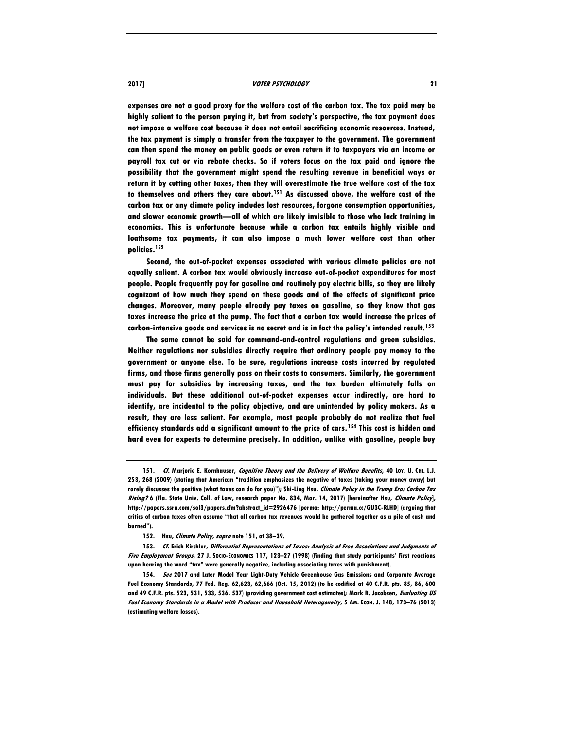expenses are not a good proxy for the welfare cost of the carbon tax. The tax paid may be highly salient to the person paying it, but from society's perspective, the tax payment does not impose a welfare cost because it does not entail sacrificing economic resources. Instead, the tax payment is simply a transfer from the taxpayer to the government. The government can then spend the money on public goods or even return it to taxpayers via an income or payroll tax cut or via rebate checks. So if voters focus on the tax paid and ignore the possibility that the government might spend the resulting revenue in beneficial ways or return it by cutting other taxes, then they will overestimate the true welfare cost of the tax to themselves and others they care about.[151] As discussed above, the welfare cost of the carbon tax or any climate policy includes lost resources, forgone consumption opportunities, and slower economic growth—all of which are likely invisible to those who lack training in economics. This is unfortunate because while a carbon tax entails highly visible and loathsome tax payments, it can also impose a much lower welfare cost than other policies.[152]

Second, the out-of-pocket expenses associated with various climate policies are not equally salient. A carbon tax would obviously increase out-of-pocket expenditures for most people. People frequently pay for gasoline and routinely pay electric bills, so they are likely cognizant of how much they spend on these goods and of the effects of significant price changes. Moreover, many people already pay taxes on gasoline, so they know that gas taxes increase the price at the pump. The fact that a carbon tax would increase the prices of carbon-intensive goods and services is no secret and is in fact the policy's intended result.[153]

The same cannot be said for command-and-control regulations and green subsidies. Neither regulations nor subsidies directly require that ordinary people pay money to the government or anyone else. To be sure, regulations increase costs incurred by regulated firms, and those firms generally pass on their costs to consumers. Similarly, the government must pay for subsidies by increasing taxes, and the tax burden ultimately falls on individuals. But these additional out-of-pocket expenses occur indirectly, are hard to identify, are incidental to the policy objective, and are unintended by policy makers. As a result, they are less salient. For example, most people probably do not realize that fuel efficiency standards add a significant amount to the price of cars.[154] This cost is hidden and hard even for experts to determine precisely. In addition, unlike with gasoline, people buy

---

151. *Cf.* Marjorie E. Kornhauser, *Cognitive Theory and the Delivery of Welfare Benefits*, 40 LOY. U. CHI. L.J. 253, 268 (2009) (stating that American "tradition emphasizes the negative of taxes (taking your money away) but rarely discusses the positive (what taxes can do for you)"); Shi-Ling Hsu, *Climate Policy in the Trump Era: Carbon Tax Rising?* 6 (Fla. State Univ. Coll. of Law, research paper No. 834, Mar. 14, 2017) [hereinafter Hsu, *Climate Policy*], http://papers.ssrn.com/sol3/papers.cfm?abstract_id=2926476 [perma: http://perma.cc/GU3C-RLHD] (arguing that critics of carbon taxes often assume "that all carbon tax revenues would be gathered together as a pile of cash and burned").

152. Hsu, *Climate Policy*, *supra* note 151, at 38–39.

153. *Cf.* Erich Kirchler, *Differential Representations of Taxes: Analysis of Free Associations and Judgments of Five Employment Groups*, 27 J. SOCIO-ECONOMICS 117, 123–27 (1998) (finding that study participants' first reactions upon hearing the word "tax" were generally negative, including associating taxes with punishment).

154. *See* 2017 and Later Model Year Light-Duty Vehicle Greenhouse Gas Emissions and Corporate Average Fuel Economy Standards, 77 Fed. Reg. 62,623, 62,666 (Oct. 15, 2012) (to be codified at 40 C.F.R. pts. 85, 86, 600 and 49 C.F.R. pts. 523, 531, 533, 536, 537) (providing government cost estimates); Mark R. Jacobsen, *Evaluating US Fuel Economy Standards in a Model with Producer and Household Heterogeneity*, 5 AM. ECON. J. 148, 173–76 (2013) (estimating welfare losses).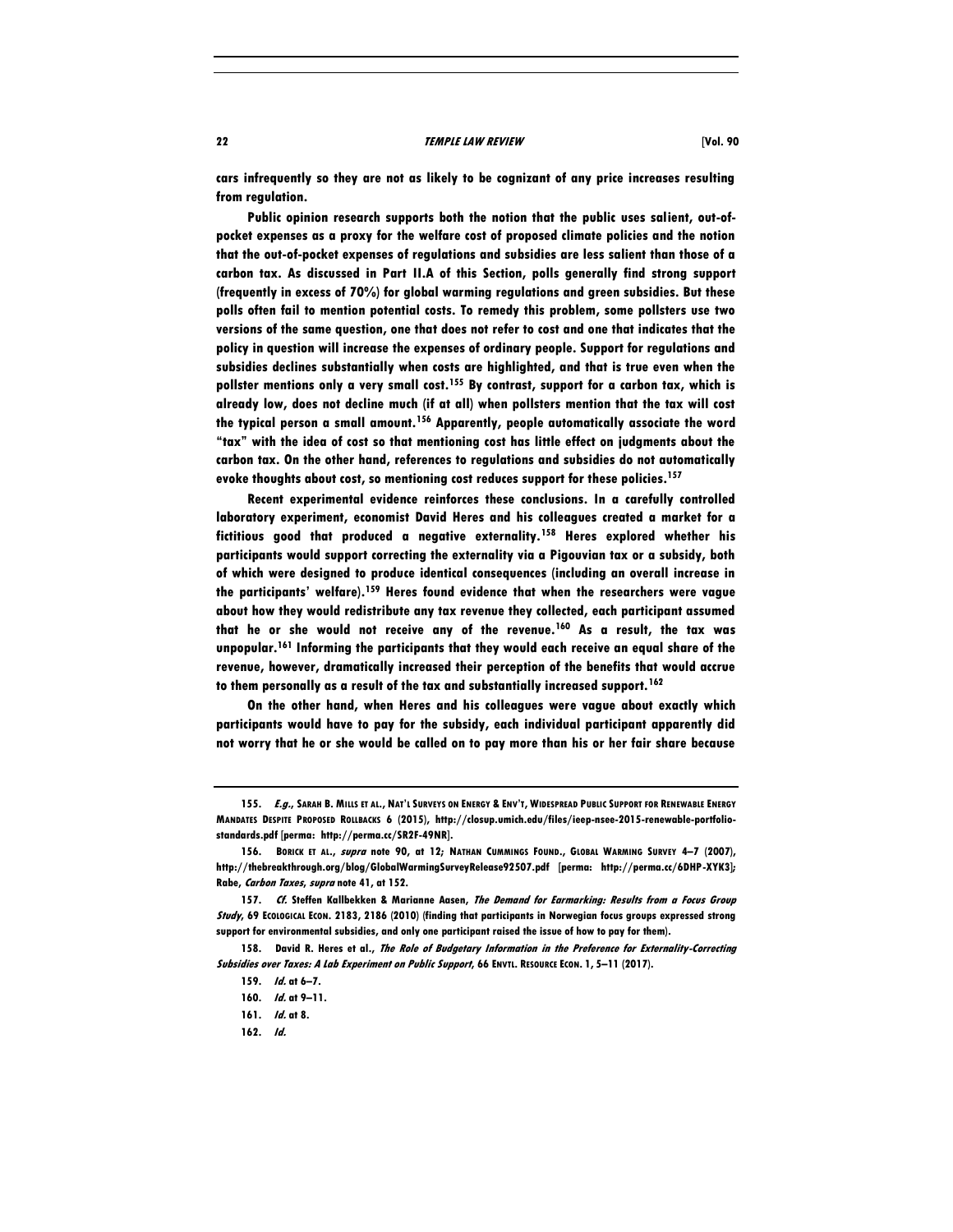cars infrequently so they are not as likely to be cognizant of any price increases resulting from regulation.

Public opinion research supports both the notion that the public uses salient, out-of-pocket expenses as a proxy for the welfare cost of proposed climate policies and the notion that the out-of-pocket expenses of regulations and subsidies are less salient than those of a carbon tax. As discussed in Part II.A of this Section, polls generally find strong support (frequently in excess of 70%) for global warming regulations and green subsidies. But these polls often fail to mention potential costs. To remedy this problem, some pollsters use two versions of the same question, one that does not refer to cost and one that indicates that the policy in question will increase the expenses of ordinary people. Support for regulations and subsidies declines substantially when costs are highlighted, and that is true even when the pollster mentions only a very small cost.[155] By contrast, support for a carbon tax, which is already low, does not decline much (if at all) when pollsters mention that the tax will cost the typical person a small amount.[156] Apparently, people automatically associate the word "tax" with the idea of cost so that mentioning cost has little effect on judgments about the carbon tax. On the other hand, references to regulations and subsidies do not automatically evoke thoughts about cost, so mentioning cost reduces support for these policies.[157]

Recent experimental evidence reinforces these conclusions. In a carefully controlled laboratory experiment, economist David Heres and his colleagues created a market for a fictitious good that produced a negative externality.[158] Heres explored whether his participants would support correcting the externality via a Pigouvian tax or a subsidy, both of which were designed to produce identical consequences (including an overall increase in the participants' welfare).[159] Heres found evidence that when the researchers were vague about how they would redistribute any tax revenue they collected, each participant assumed that he or she would not receive any of the revenue.[160] As a result, the tax was unpopular.[161] Informing the participants that they would each receive an equal share of the revenue, however, dramatically increased their perception of the benefits that would accrue to them personally as a result of the tax and substantially increased support.[162]

On the other hand, when Heres and his colleagues were vague about exactly which participants would have to pay for the subsidy, each individual participant apparently did not worry that he or she would be called on to pay more than his or her fair share because

---

155. *E.g.*, SARAH B. MILLS ET AL., NAT'L SURVEYS ON ENERGY & ENV'T, WIDESPREAD PUBLIC SUPPORT FOR RENEWABLE ENERGY MANDATES DESPITE PROPOSED ROLLBACKS 6 (2015), http://closup.umich.edu/files/ieep-nsee-2015-renewable-portfolio-standards.pdf [perma: http://perma.cc/SR2F-49NR].

156. BORICK ET AL., *supra* note 90, at 12; NATHAN CUMMINGS FOUND., GLOBAL WARMING SURVEY 4–7 (2007), http://thebreakthrough.org/blog/GlobalWarmingSurveyRelease92507.pdf [perma: http://perma.cc/6DHP-XYK3]; Rabe, *Carbon Taxes*, *supra* note 41, at 152.

157. *Cf.* Steffen Kallbekken & Marianne Aasen, *The Demand for Earmarking: Results from a Focus Group Study*, 69 ECOLOGICAL ECON. 2183, 2186 (2010) (finding that participants in Norwegian focus groups expressed strong support for environmental subsidies, and only one participant raised the issue of how to pay for them).

158. David R. Heres et al., *The Role of Budgetary Information in the Preference for Externality-Correcting Subsidies over Taxes: A Lab Experiment on Public Support*, 66 ENVTL. RESOURCE ECON. 1, 5–11 (2017).

159. *Id.* at 6–7.

160. *Id.* at 9–11.

161. *Id.* at 8.

162. *Id.*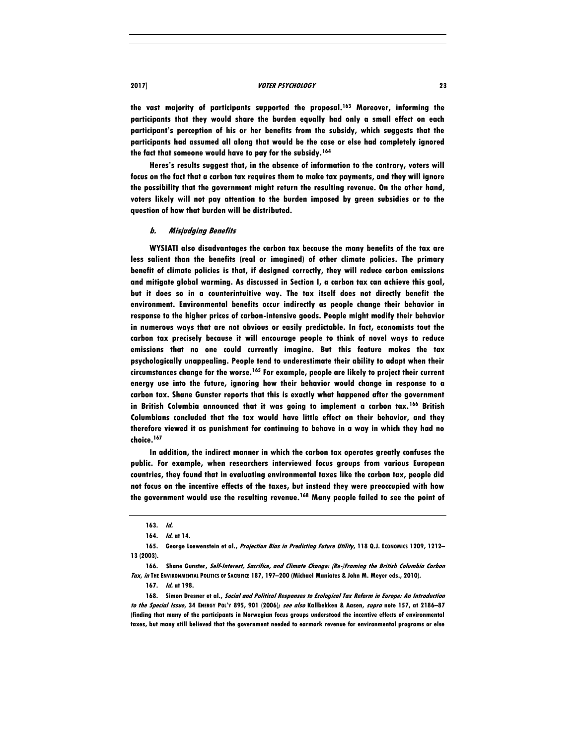the vast majority of participants supported the proposal.[163] Moreover, informing the participants that they would share the burden equally had only a small effect on each participant's perception of his or her benefits from the subsidy, which suggests that the participants had assumed all along that would be the case or else had completely ignored the fact that someone would have to pay for the subsidy.[164]

Heres's results suggest that, in the absence of information to the contrary, voters will focus on the fact that a carbon tax requires them to make tax payments, and they will ignore the possibility that the government might return the resulting revenue. On the other hand, voters likely will not pay attention to the burden imposed by green subsidies or to the question of how that burden will be distributed.

#### *b. Misjudging Benefits*

WYSIATI also disadvantages the carbon tax because the many benefits of the tax are less salient than the benefits (real or imagined) of other climate policies. The primary benefit of climate policies is that, if designed correctly, they will reduce carbon emissions and mitigate global warming. As discussed in Section I, a carbon tax can achieve this goal, but it does so in a counterintuitive way. The tax itself does not directly benefit the environment. Environmental benefits occur indirectly as people change their behavior in response to the higher prices of carbon-intensive goods. People might modify their behavior in numerous ways that are not obvious or easily predictable. In fact, economists tout the carbon tax precisely because it will encourage people to think of novel ways to reduce emissions that no one could currently imagine. But this feature makes the tax psychologically unappealing. People tend to underestimate their ability to adapt when their circumstances change for the worse.[165] For example, people are likely to project their current energy use into the future, ignoring how their behavior would change in response to a carbon tax. Shane Gunster reports that this is exactly what happened after the government in British Columbia announced that it was going to implement a carbon tax.[166] British Columbians concluded that the tax would have little effect on their behavior, and they therefore viewed it as punishment for continuing to behave in a way in which they had no choice.[167]

In addition, the indirect manner in which the carbon tax operates greatly confuses the public. For example, when researchers interviewed focus groups from various European countries, they found that in evaluating environmental taxes like the carbon tax, people did not focus on the incentive effects of the taxes, but instead they were preoccupied with how the government would use the resulting revenue.[168] Many people failed to see the point of

---

163. *Id.*

164. *Id.* at 14.

165. George Loewenstein et al., *Projection Bias in Predicting Future Utility*, 118 Q.J. ECONOMICS 1209, 1212–13 (2003).

166. Shane Gunster, *Self-Interest, Sacrifice, and Climate Change: (Re-)Framing the British Columbia Carbon Tax*, *in* THE ENVIRONMENTAL POLITICS OF SACRIFICE 187, 197–200 (Michael Maniates & John M. Meyer eds., 2010).

167. *Id.* at 198.

168. Simon Dresner et al., *Social and Political Responses to Ecological Tax Reform in Europe: An Introduction to the Special Issue*, 34 ENERGY POL'Y 895, 901 (2006); *see also* Kallbekken & Aasen, *supra* note 157, at 2186–87 (finding that many of the participants in Norwegian focus groups understood the incentive effects of environmental taxes, but many still believed that the government needed to earmark revenue for environmental programs or else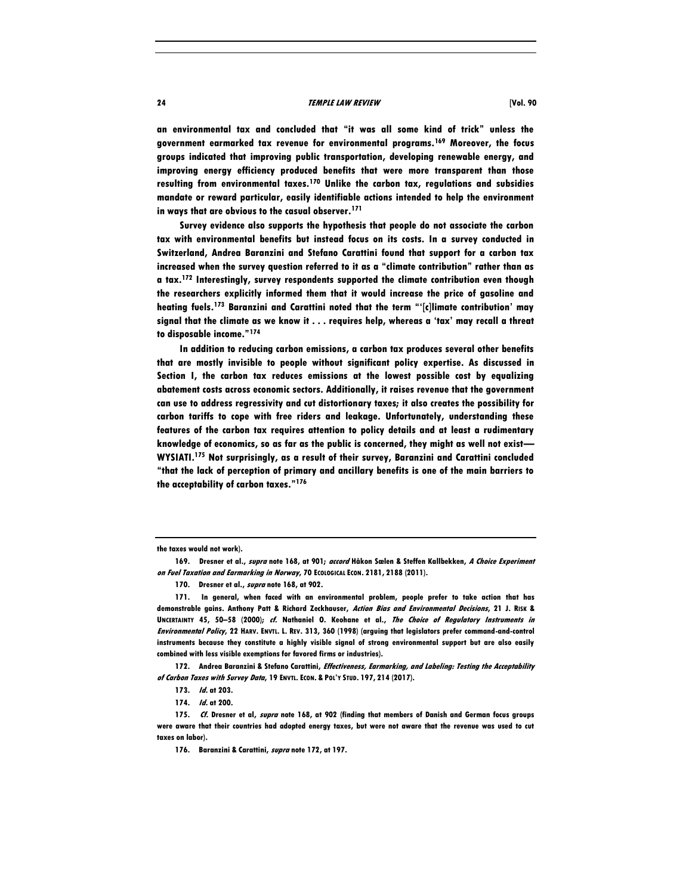an environmental tax and concluded that "it was all some kind of trick" unless the government earmarked tax revenue for environmental programs.[169] Moreover, the focus groups indicated that improving public transportation, developing renewable energy, and improving energy efficiency produced benefits that were more transparent than those resulting from environmental taxes.[170] Unlike the carbon tax, regulations and subsidies mandate or reward particular, easily identifiable actions intended to help the environment in ways that are obvious to the casual observer.[171]

Survey evidence also supports the hypothesis that people do not associate the carbon tax with environmental benefits but instead focus on its costs. In a survey conducted in Switzerland, Andrea Baranzini and Stefano Carattini found that support for a carbon tax increased when the survey question referred to it as a "climate contribution" rather than as a tax.[172] Interestingly, survey respondents supported the climate contribution even though the researchers explicitly informed them that it would increase the price of gasoline and heating fuels.[173] Baranzini and Carattini noted that the term "'[c]limate contribution' may signal that the climate as we know it . . . requires help, whereas a 'tax' may recall a threat to disposable income."[174]

In addition to reducing carbon emissions, a carbon tax produces several other benefits that are mostly invisible to people without significant policy expertise. As discussed in Section I, the carbon tax reduces emissions at the lowest possible cost by equalizing abatement costs across economic sectors. Additionally, it raises revenue that the government can use to address regressivity and cut distortionary taxes; it also creates the possibility for carbon tariffs to cope with free riders and leakage. Unfortunately, understanding these features of the carbon tax requires attention to policy details and at least a rudimentary knowledge of economics, so as far as the public is concerned, they might as well not exist—WYSIATI.[175] Not surprisingly, as a result of their survey, Baranzini and Carattini concluded "that the lack of perception of primary and ancillary benefits is one of the main barriers to the acceptability of carbon taxes."[176]

---

the taxes would not work).

169. Dresner et al., *supra* note 168, at 901; *accord* Håkon Sælen & Steffen Kallbekken, *A Choice Experiment on Fuel Taxation and Earmarking in Norway*, 70 ECOLOGICAL ECON. 2181, 2188 (2011).

170. Dresner et al., *supra* note 168, at 902.

171. In general, when faced with an environmental problem, people prefer to take action that has demonstrable gains. Anthony Patt & Richard Zeckhauser, *Action Bias and Environmental Decisions*, 21 J. RISK & UNCERTAINTY 45, 50–58 (2000); *cf.* Nathaniel O. Keohane et al., *The Choice of Regulatory Instruments in Environmental Policy*, 22 HARV. ENVTL. L. REV. 313, 360 (1998) (arguing that legislators prefer command-and-control instruments because they constitute a highly visible signal of strong environmental support but are also easily combined with less visible exemptions for favored firms or industries).

172. Andrea Baranzini & Stefano Carattini, *Effectiveness, Earmarking, and Labeling: Testing the Acceptability of Carbon Taxes with Survey Data*, 19 ENVTL. ECON. & POL'Y STUD. 197, 214 (2017).

173. *Id.* at 203.

174. *Id.* at 200.

175. *Cf.* Dresner et al, *supra* note 168, at 902 (finding that members of Danish and German focus groups were aware that their countries had adopted energy taxes, but were not aware that the revenue was used to cut taxes on labor).

176. Baranzini & Carattini, *supra* note 172, at 197.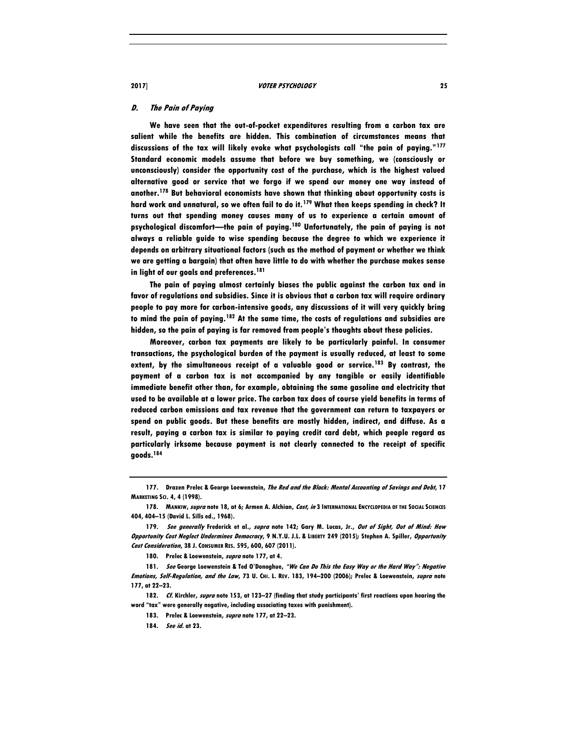### *D. The Pain of Paying*

We have seen that the out-of-pocket expenditures resulting from a carbon tax are salient while the benefits are hidden. This combination of circumstances means that discussions of the tax will likely evoke what psychologists call "the pain of paying."[177] Standard economic models assume that before we buy something, we (consciously or unconsciously) consider the opportunity cost of the purchase, which is the highest valued alternative good or service that we forgo if we spend our money one way instead of another.[178] But behavioral economists have shown that thinking about opportunity costs is hard work and unnatural, so we often fail to do it.[179] What then keeps spending in check? It turns out that spending money causes many of us to experience a certain amount of psychological discomfort—the pain of paying.[180] Unfortunately, the pain of paying is not always a reliable guide to wise spending because the degree to which we experience it depends on arbitrary situational factors (such as the method of payment or whether we think we are getting a bargain) that often have little to do with whether the purchase makes sense in light of our goals and preferences.[181]

The pain of paying almost certainly biases the public against the carbon tax and in favor of regulations and subsidies. Since it is obvious that a carbon tax will require ordinary people to pay more for carbon-intensive goods, any discussions of it will very quickly bring to mind the pain of paying.[182] At the same time, the costs of regulations and subsidies are hidden, so the pain of paying is far removed from people's thoughts about these policies.

Moreover, carbon tax payments are likely to be particularly painful. In consumer transactions, the psychological burden of the payment is usually reduced, at least to some extent, by the simultaneous receipt of a valuable good or service.[183] By contrast, the payment of a carbon tax is not accompanied by any tangible or easily identifiable immediate benefit other than, for example, obtaining the same gasoline and electricity that used to be available at a lower price. The carbon tax does of course yield benefits in terms of reduced carbon emissions and tax revenue that the government can return to taxpayers or spend on public goods. But these benefits are mostly hidden, indirect, and diffuse. As a result, paying a carbon tax is similar to paying credit card debt, which people regard as particularly irksome because payment is not clearly connected to the receipt of specific goods.[184]

---

177. Drazen Prelec & George Loewenstein, *The Red and the Black: Mental Accounting of Savings and Debt*, 17 MARKETING SCI. 4, 4 (1998).

178. MANKIW, *supra* note 18, at 6; Armen A. Alchian, *Cost*, *in* 3 INTERNATIONAL ENCYCLOPEDIA OF THE SOCIAL SCIENCES 404, 404–15 (David L. Sills ed., 1968).

179. *See generally* Frederick et al., *supra* note 142; Gary M. Lucas, Jr., *Out of Sight, Out of Mind: How Opportunity Cost Neglect Undermines Democracy*, 9 N.Y.U. J.L. & LIBERTY 249 (2015); Stephen A. Spiller, *Opportunity Cost Consideration*, 38 J. CONSUMER RES. 595, 600, 607 (2011).

180. Prelec & Loewenstein, *supra* note 177, at 4.

181. *See* George Loewenstein & Ted O'Donoghue, *"We Can Do This the Easy Way or the Hard Way": Negative Emotions, Self-Regulation, and the Law*, 73 U. CHI. L. REV. 183, 194–200 (2006); Prelec & Loewenstein, *supra* note 177, at 22–23.

182. *Cf.* Kirchler, *supra* note 153, at 123–27 (finding that study participants' first reactions upon hearing the word "tax" were generally negative, including associating taxes with punishment).

183. Prelec & Loewenstein, *supra* note 177, at 22–23.

184. *See id.* at 23.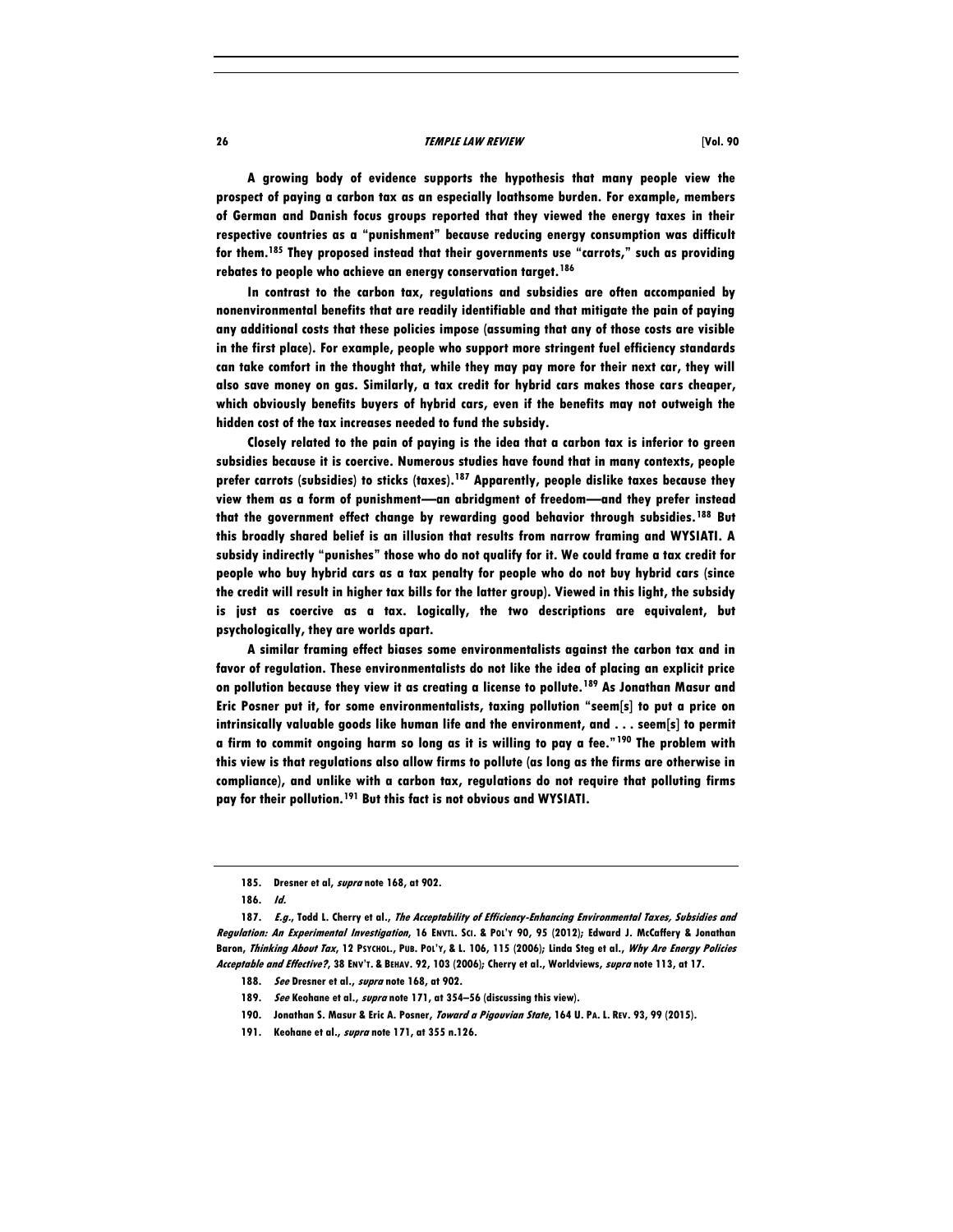A growing body of evidence supports the hypothesis that many people view the prospect of paying a carbon tax as an especially loathsome burden. For example, members of German and Danish focus groups reported that they viewed the energy taxes in their respective countries as a "punishment" because reducing energy consumption was difficult for them.[185] They proposed instead that their governments use "carrots," such as providing rebates to people who achieve an energy conservation target.[186]

In contrast to the carbon tax, regulations and subsidies are often accompanied by nonenvironmental benefits that are readily identifiable and that mitigate the pain of paying any additional costs that these policies impose (assuming that any of those costs are visible in the first place). For example, people who support more stringent fuel efficiency standards can take comfort in the thought that, while they may pay more for their next car, they will also save money on gas. Similarly, a tax credit for hybrid cars makes those cars cheaper, which obviously benefits buyers of hybrid cars, even if the benefits may not outweigh the hidden cost of the tax increases needed to fund the subsidy.

Closely related to the pain of paying is the idea that a carbon tax is inferior to green subsidies because it is coercive. Numerous studies have found that in many contexts, people prefer carrots (subsidies) to sticks (taxes).[187] Apparently, people dislike taxes because they view them as a form of punishment—an abridgment of freedom—and they prefer instead that the government effect change by rewarding good behavior through subsidies.[188] But this broadly shared belief is an illusion that results from narrow framing and WYSIATI. A subsidy indirectly "punishes" those who do not qualify for it. We could frame a tax credit for people who buy hybrid cars as a tax penalty for people who do not buy hybrid cars (since the credit will result in higher tax bills for the latter group). Viewed in this light, the subsidy is just as coercive as a tax. Logically, the two descriptions are equivalent, but psychologically, they are worlds apart.

A similar framing effect biases some environmentalists against the carbon tax and in favor of regulation. These environmentalists do not like the idea of placing an explicit price on pollution because they view it as creating a license to pollute.[189] As Jonathan Masur and Eric Posner put it, for some environmentalists, taxing pollution "seem[s] to put a price on intrinsically valuable goods like human life and the environment, and . . . seem[s] to permit a firm to commit ongoing harm so long as it is willing to pay a fee."[190] The problem with this view is that regulations also allow firms to pollute (as long as the firms are otherwise in compliance), and unlike with a carbon tax, regulations do not require that polluting firms pay for their pollution.[191] But this fact is not obvious and WYSIATI.

---

185. Dresner et al, *supra* note 168, at 902.

186. *Id.*

187. *E.g.*, Todd L. Cherry et al., *The Acceptability of Efficiency-Enhancing Environmental Taxes, Subsidies and Regulation: An Experimental Investigation*, 16 ENVTL. SCI. & POL'Y 90, 95 (2012); Edward J. McCaffery & Jonathan Baron, *Thinking About Tax*, 12 PSYCHOL., PUB. POL'Y, & L. 106, 115 (2006); Linda Steg et al., *Why Are Energy Policies Acceptable and Effective?*, 38 ENV'T. & BEHAV. 92, 103 (2006); Cherry et al., Worldviews, *supra* note 113, at 17.

188. *See* Dresner et al., *supra* note 168, at 902.

189. *See* Keohane et al., *supra* note 171, at 354–56 (discussing this view).

190. Jonathan S. Masur & Eric A. Posner, *Toward a Pigouvian State*, 164 U. PA. L. REV. 93, 99 (2015).

191. Keohane et al., *supra* note 171, at 355 n.126.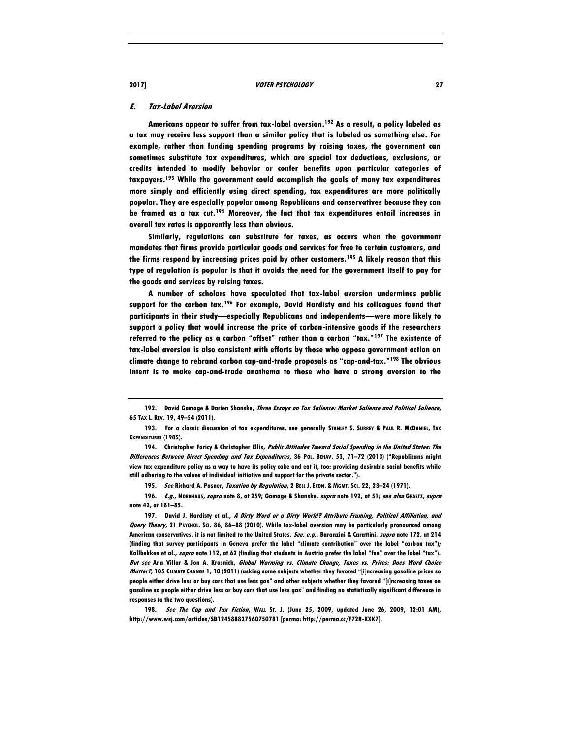### *E. Tax-Label Aversion*

Americans appear to suffer from tax-label aversion.[192] As a result, a policy labeled as a tax may receive less support than a similar policy that is labeled as something else. For example, rather than funding spending programs by raising taxes, the government can sometimes substitute tax expenditures, which are special tax deductions, exclusions, or credits intended to modify behavior or confer benefits upon particular categories of taxpayers.[193] While the government could accomplish the goals of many tax expenditures more simply and efficiently using direct spending, tax expenditures are more politically popular. They are especially popular among Republicans and conservatives because they can be framed as a tax cut.[194] Moreover, the fact that tax expenditures entail increases in overall tax rates is apparently less than obvious.

Similarly, regulations can substitute for taxes, as occurs when the government mandates that firms provide particular goods and services for free to certain customers, and the firms respond by increasing prices paid by other customers.[195] A likely reason that this type of regulation is popular is that it avoids the need for the government itself to pay for the goods and services by raising taxes.

A number of scholars have speculated that tax-label aversion undermines public support for the carbon tax.[196] For example, David Hardisty and his colleagues found that participants in their study—especially Republicans and independents—were more likely to support a policy that would increase the price of carbon-intensive goods if the researchers referred to the policy as a carbon "offset" rather than a carbon "tax."[197] The existence of tax-label aversion is also consistent with efforts by those who oppose government action on climate change to rebrand carbon cap-and-trade proposals as "cap-and-tax."[198] The obvious intent is to make cap-and-trade anathema to those who have a strong aversion to the

---

192. David Gamage & Darien Shanske, *Three Essays on Tax Salience: Market Salience and Political Salience*, 65 TAX L. REV. 19, 49–54 (2011).

193. For a classic discussion of tax expenditures, see generally STANLEY S. SURREY & PAUL R. MCDANIEL, TAX EXPENDITURES (1985).

194. Christopher Faricy & Christopher Ellis, *Public Attitudes Toward Social Spending in the United States: The Differences Between Direct Spending and Tax Expenditures*, 36 POL. BEHAV. 53, 71–72 (2013) ("Republicans might view tax expenditure policy as a way to have its policy cake and eat it, too: providing desirable social benefits while still adhering to the values of individual initiative and support for the private sector.").

195. *See* Richard A. Posner, *Taxation by Regulation*, 2 BELL J. ECON. & MGMT. SCI. 22, 23–24 (1971).

196. *E.g.*, NORDHAUS, *supra* note 8, at 259; Gamage & Shanske, *supra* note 192, at 51; *see also* GRAETZ, *supra* note 42, at 181–85.

197. David J. Hardisty et al., *A Dirty Word or a Dirty World? Attribute Framing, Political Affiliation, and Query Theory*, 21 PSYCHOL. SCI. 86, 86–88 (2010). While tax-label aversion may be particularly pronounced among American conservatives, it is not limited to the United States. *See, e.g.*, Baranzini & Carattini, *supra* note 172, at 214 (finding that survey participants in Geneva prefer the label "climate contribution" over the label "carbon tax"); Kallbekken et al., *supra* note 112, at 62 (finding that students in Austria prefer the label "fee" over the label "tax"). *But see* Ana Villar & Jon A. Krosnick, *Global Warming vs. Climate Change, Taxes vs. Prices: Does Word Choice Matter?*, 105 CLIMATE CHANGE 1, 10 (2011) (asking some subjects whether they favored "[i]ncreasing gasoline prices so people either drive less or buy cars that use less gas" and other subjects whether they favored "[i]ncreasing taxes on gasoline so people either drive less or buy cars that use less gas" and finding no statistically significant difference in responses to the two questions).

198. *See The Cap and Tax Fiction*, WALL ST. J. (June 25, 2009, updated June 26, 2009, 12:01 AM), http://www.wsj.com/articles/SB124588837560750781 [perma: http://perma.cc/F72R-XXK7].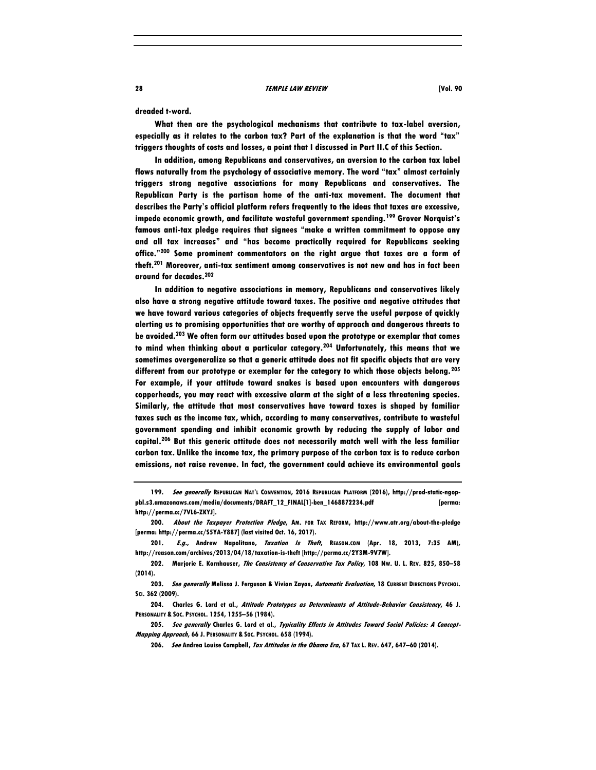dreaded t-word.

What then are the psychological mechanisms that contribute to tax-label aversion, especially as it relates to the carbon tax? Part of the explanation is that the word "tax" triggers thoughts of costs and losses, a point that I discussed in Part II.C of this Section.

In addition, among Republicans and conservatives, an aversion to the carbon tax label flows naturally from the psychology of associative memory. The word "tax" almost certainly triggers strong negative associations for many Republicans and conservatives. The Republican Party is the partisan home of the anti-tax movement. The document that describes the Party's official platform refers frequently to the ideas that taxes are excessive, impede economic growth, and facilitate wasteful government spending.[199] Grover Norquist's famous anti-tax pledge requires that signees "make a written commitment to oppose any and all tax increases" and "has become practically required for Republicans seeking office."[200] Some prominent commentators on the right argue that taxes are a form of theft.[201] Moreover, anti-tax sentiment among conservatives is not new and has in fact been around for decades.[202]

In addition to negative associations in memory, Republicans and conservatives likely also have a strong negative attitude toward taxes. The positive and negative attitudes that we have toward various categories of objects frequently serve the useful purpose of quickly alerting us to promising opportunities that are worthy of approach and dangerous threats to be avoided.[203] We often form our attitudes based upon the prototype or exemplar that comes to mind when thinking about a particular category.[204] Unfortunately, this means that we sometimes overgeneralize so that a generic attitude does not fit specific objects that are very different from our prototype or exemplar for the category to which those objects belong.[205] For example, if your attitude toward snakes is based upon encounters with dangerous copperheads, you may react with excessive alarm at the sight of a less threatening species. Similarly, the attitude that most conservatives have toward taxes is shaped by familiar taxes such as the income tax, which, according to many conservatives, contribute to wasteful government spending and inhibit economic growth by reducing the supply of labor and capital.[206] But this generic attitude does not necessarily match well with the less familiar carbon tax. Unlike the income tax, the primary purpose of the carbon tax is to reduce carbon emissions, not raise revenue. In fact, the government could achieve its environmental goals

---

199. *See generally* REPUBLICAN NAT'L CONVENTION, 2016 REPUBLICAN PLATFORM (2016), http://prod-static-ngop-pbl.s3.amazonaws.com/media/documents/DRAFT_12_FINAL[1]-ben_1468872234.pdf [perma: http://perma.cc/7VL6-ZKYJ].

200. *About the Taxpayer Protection Pledge*, AM. FOR TAX REFORM, http://www.atr.org/about-the-pledge [perma: http://perma.cc/S5YA-Y887] (last visited Oct. 16, 2017).

201. *E.g.*, Andrew Napolitano, *Taxation Is Theft*, REASON.COM (Apr. 18, 2013, 7:35 AM), http://reason.com/archives/2013/04/18/taxation-is-theft [http://perma.cc/2Y3M-9V7W].

202. Marjorie E. Kornhauser, *The Consistency of Conservative Tax Policy*, 108 NW. U. L. REV. 825, 850–58 (2014).

203. *See generally* Melissa J. Ferguson & Vivian Zayas, *Automatic Evaluation*, 18 CURRENT DIRECTIONS PSYCHOL. SCI. 362 (2009).

204. Charles G. Lord et al., *Attitude Prototypes as Determinants of Attitude-Behavior Consistency*, 46 J. PERSONALITY & SOC. PSYCHOL. 1254, 1255–56 (1984).

205. *See generally* Charles G. Lord et al., *Typicality Effects in Attitudes Toward Social Policies: A Concept-Mapping Approach*, 66 J. PERSONALITY & SOC. PSYCHOL. 658 (1994).

206. *See* Andrea Louise Campbell, *Tax Attitudes in the Obama Era*, 67 TAX L. REV. 647, 647–60 (2014).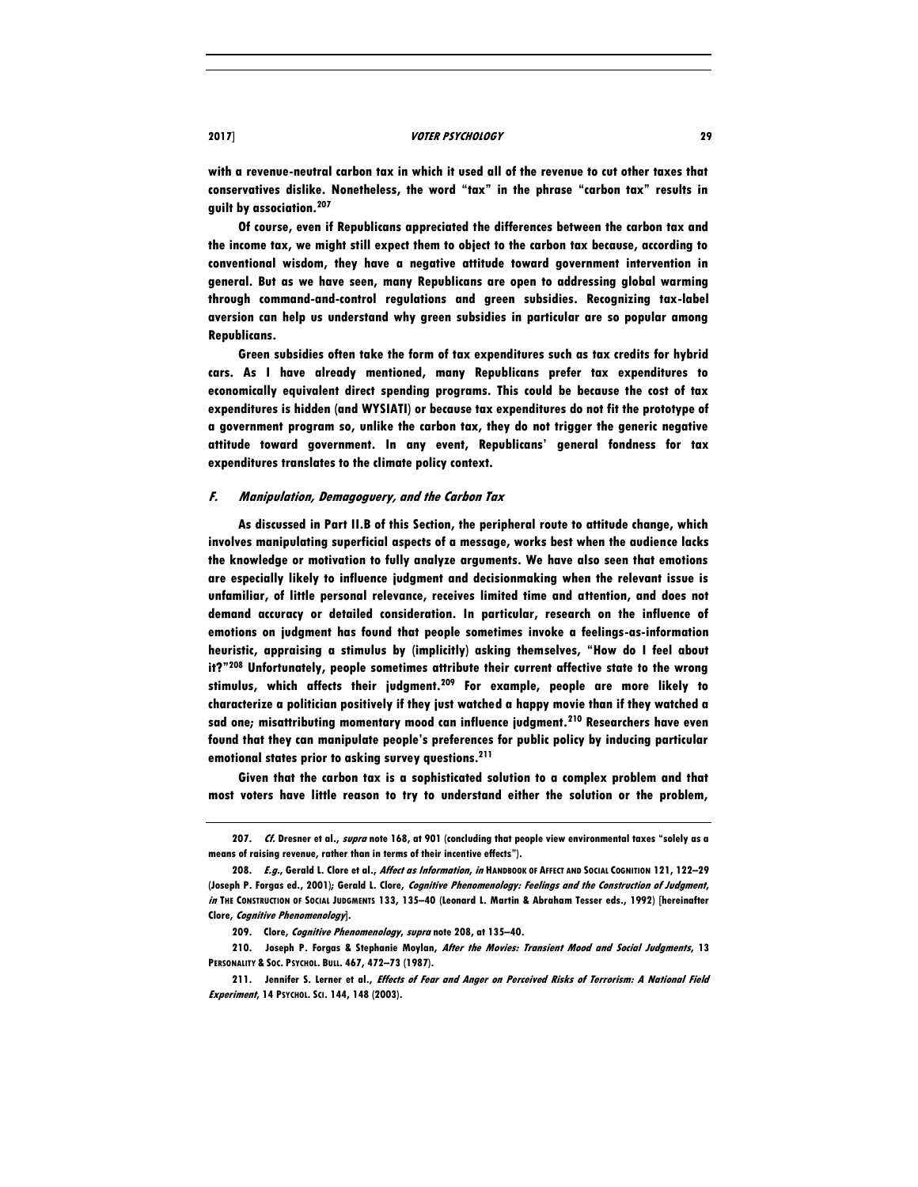with a revenue-neutral carbon tax in which it used all of the revenue to cut other taxes that conservatives dislike. Nonetheless, the word "tax" in the phrase "carbon tax" results in guilt by association.[207]

Of course, even if Republicans appreciated the differences between the carbon tax and the income tax, we might still expect them to object to the carbon tax because, according to conventional wisdom, they have a negative attitude toward government intervention in general. But as we have seen, many Republicans are open to addressing global warming through command-and-control regulations and green subsidies. Recognizing tax-label aversion can help us understand why green subsidies in particular are so popular among Republicans.

Green subsidies often take the form of tax expenditures such as tax credits for hybrid cars. As I have already mentioned, many Republicans prefer tax expenditures to economically equivalent direct spending programs. This could be because the cost of tax expenditures is hidden (and WYSIATI) or because tax expenditures do not fit the prototype of a government program so, unlike the carbon tax, they do not trigger the generic negative attitude toward government. In any event, Republicans' general fondness for tax expenditures translates to the climate policy context.

### F. *Manipulation, Demagoguery, and the Carbon Tax*

As discussed in Part II.B of this Section, the peripheral route to attitude change, which involves manipulating superficial aspects of a message, works best when the audience lacks the knowledge or motivation to fully analyze arguments. We have also seen that emotions are especially likely to influence judgment and decisionmaking when the relevant issue is unfamiliar, of little personal relevance, receives limited time and attention, and does not demand accuracy or detailed consideration. In particular, research on the influence of emotions on judgment has found that people sometimes invoke a feelings-as-information heuristic, appraising a stimulus by (implicitly) asking themselves, "How do I feel about it?"[208] Unfortunately, people sometimes attribute their current affective state to the wrong stimulus, which affects their judgment.[209] For example, people are more likely to characterize a politician positively if they just watched a happy movie than if they watched a sad one; misattributing momentary mood can influence judgment.[210] Researchers have even found that they can manipulate people's preferences for public policy by inducing particular emotional states prior to asking survey questions.[211]

Given that the carbon tax is a sophisticated solution to a complex problem and that most voters have little reason to try to understand either the solution or the problem,

---

207. *Cf.* Dresner et al., *supra* note 168, at 901 (concluding that people view environmental taxes "solely as a means of raising revenue, rather than in terms of their incentive effects").

208. *E.g.*, Gerald L. Clore et al., *Affect as Information*, *in* HANDBOOK OF AFFECT AND SOCIAL COGNITION 121, 122–29 (Joseph P. Forgas ed., 2001); Gerald L. Clore, *Cognitive Phenomenology: Feelings and the Construction of Judgment*, *in* THE CONSTRUCTION OF SOCIAL JUDGMENTS 133, 135–40 (Leonard L. Martin & Abraham Tesser eds., 1992) [hereinafter Clore, *Cognitive Phenomenology*].

209. Clore, *Cognitive Phenomenology*, *supra* note 208, at 135–40.

210. Joseph P. Forgas & Stephanie Moylan, *After the Movies: Transient Mood and Social Judgments*, 13 PERSONALITY & SOC. PSYCHOL. BULL. 467, 472–73 (1987).

211. Jennifer S. Lerner et al., *Effects of Fear and Anger on Perceived Risks of Terrorism: A National Field Experiment*, 14 PSYCHOL. SCI. 144, 148 (2003).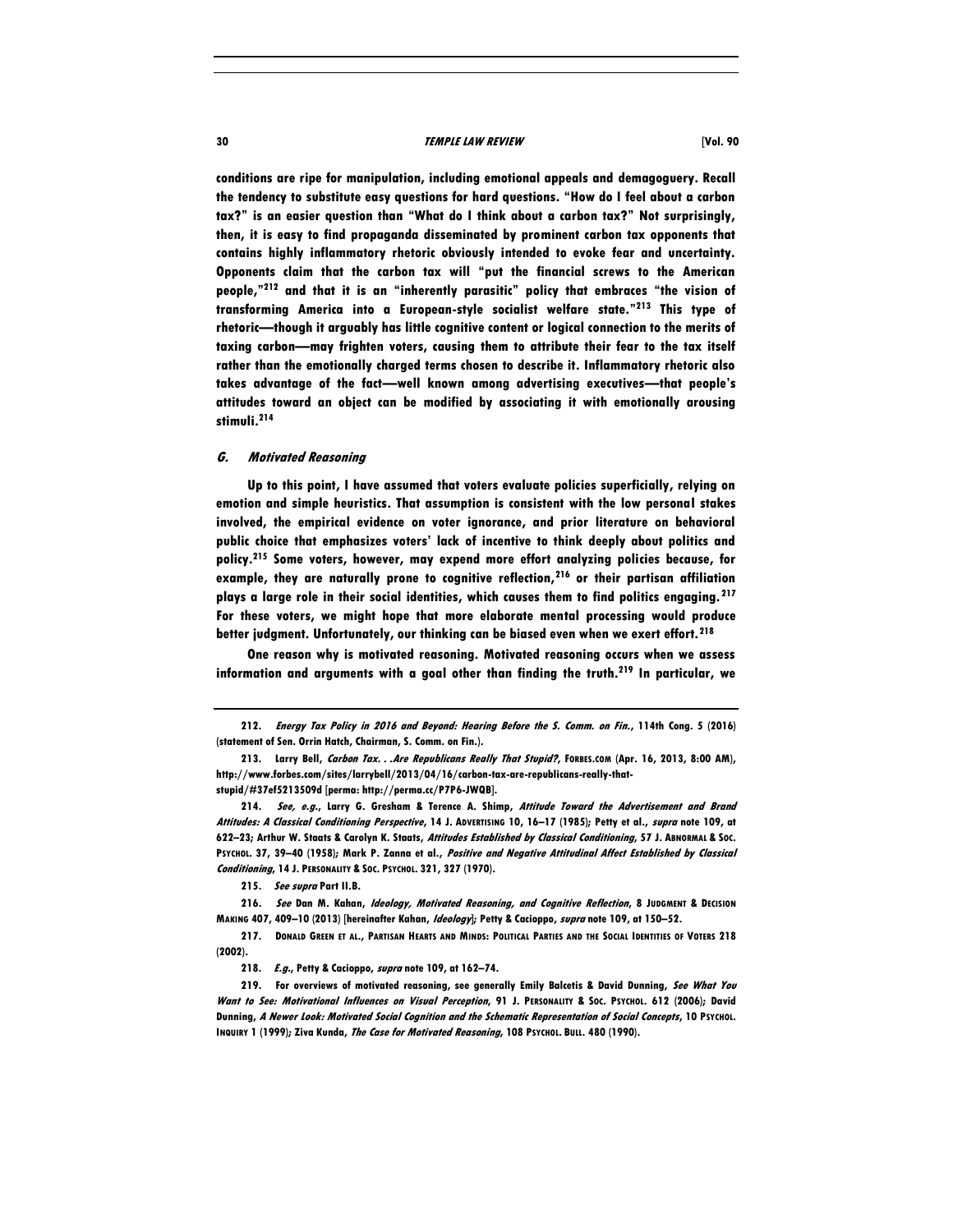conditions are ripe for manipulation, including emotional appeals and demagoguery. Recall the tendency to substitute easy questions for hard questions. "How do I feel about a carbon tax?" is an easier question than "What do I think about a carbon tax?" Not surprisingly, then, it is easy to find propaganda disseminated by prominent carbon tax opponents that contains highly inflammatory rhetoric obviously intended to evoke fear and uncertainty. Opponents claim that the carbon tax will "put the financial screws to the American people,"[212] and that it is an "inherently parasitic" policy that embraces "the vision of transforming America into a European-style socialist welfare state."[213] This type of rhetoric—though it arguably has little cognitive content or logical connection to the merits of taxing carbon—may frighten voters, causing them to attribute their fear to the tax itself rather than the emotionally charged terms chosen to describe it. Inflammatory rhetoric also takes advantage of the fact—well known among advertising executives—that people's attitudes toward an object can be modified by associating it with emotionally arousing stimuli.[214]

### *G. Motivated Reasoning*

Up to this point, I have assumed that voters evaluate policies superficially, relying on emotion and simple heuristics. That assumption is consistent with the low personal stakes involved, the empirical evidence on voter ignorance, and prior literature on behavioral public choice that emphasizes voters' lack of incentive to think deeply about politics and policy.[215] Some voters, however, may expend more effort analyzing policies because, for example, they are naturally prone to cognitive reflection,[216] or their partisan affiliation plays a large role in their social identities, which causes them to find politics engaging.[217] For these voters, we might hope that more elaborate mental processing would produce better judgment. Unfortunately, our thinking can be biased even when we exert effort.[218]

One reason why is motivated reasoning. Motivated reasoning occurs when we assess information and arguments with a goal other than finding the truth.[219] In particular, we

---

212. *Energy Tax Policy in 2016 and Beyond: Hearing Before the S. Comm. on Fin.*, 114th Cong. 5 (2016) (statement of Sen. Orrin Hatch, Chairman, S. Comm. on Fin.).

213. Larry Bell, *Carbon Tax. . .Are Republicans Really That Stupid?*, FORBES.COM (Apr. 16, 2013, 8:00 AM), http://www.forbes.com/sites/larrybell/2013/04/16/carbon-tax-are-republicans-really-that-stupid/#37ef5213509d [perma: http://perma.cc/P7P6-JWQB].

214. *See, e.g.*, Larry G. Gresham & Terence A. Shimp, *Attitude Toward the Advertisement and Brand Attitudes: A Classical Conditioning Perspective*, 14 J. ADVERTISING 10, 16–17 (1985); Petty et al., *supra* note 109, at 622–23; Arthur W. Staats & Carolyn K. Staats, *Attitudes Established by Classical Conditioning*, 57 J. ABNORMAL & SOC. PSYCHOL. 37, 39–40 (1958); Mark P. Zanna et al., *Positive and Negative Attitudinal Affect Established by Classical Conditioning*, 14 J. PERSONALITY & SOC. PSYCHOL. 321, 327 (1970).

215. *See supra* Part II.B.

216. *See* Dan M. Kahan, *Ideology, Motivated Reasoning, and Cognitive Reflection*, 8 JUDGMENT & DECISION MAKING 407, 409–10 (2013) [hereinafter Kahan, *Ideology*]; Petty & Cacioppo, *supra* note 109, at 150–52.

217. DONALD GREEN ET AL., PARTISAN HEARTS AND MINDS: POLITICAL PARTIES AND THE SOCIAL IDENTITIES OF VOTERS 218 (2002).

218. *E.g.*, Petty & Cacioppo, *supra* note 109, at 162–74.

219. For overviews of motivated reasoning, see generally Emily Balcetis & David Dunning, *See What You Want to See: Motivational Influences on Visual Perception*, 91 J. PERSONALITY & SOC. PSYCHOL. 612 (2006); David Dunning, *A Newer Look: Motivated Social Cognition and the Schematic Representation of Social Concepts*, 10 PSYCHOL. INQUIRY 1 (1999); Ziva Kunda, *The Case for Motivated Reasoning*, 108 PSYCHOL. BULL. 480 (1990).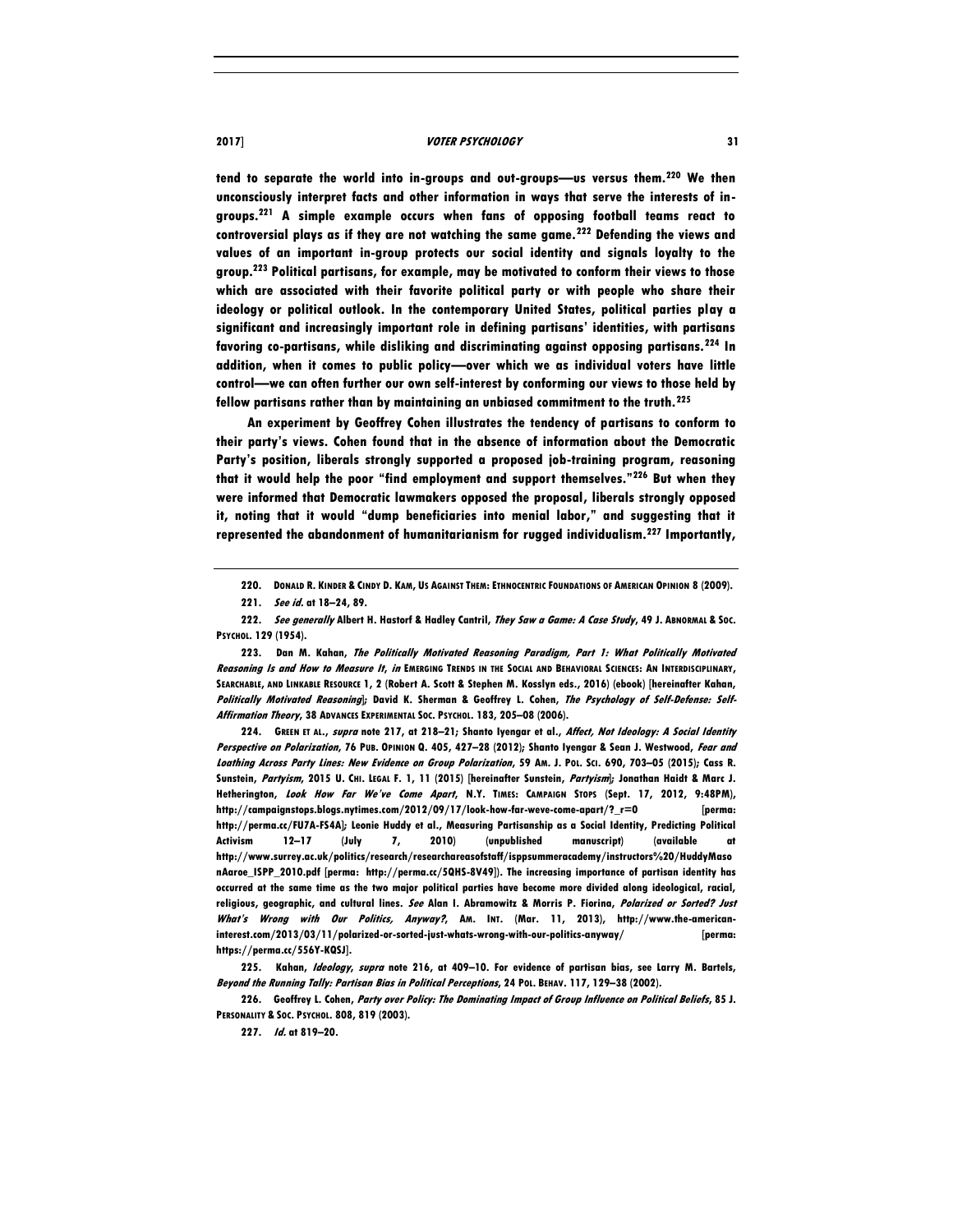tend to separate the world into in-groups and out-groups—us versus them.[220] We then unconsciously interpret facts and other information in ways that serve the interests of in-groups.[221] A simple example occurs when fans of opposing football teams react to controversial plays as if they are not watching the same game.[222] Defending the views and values of an important in-group protects our social identity and signals loyalty to the group.[223] Political partisans, for example, may be motivated to conform their views to those which are associated with their favorite political party or with people who share their ideology or political outlook. In the contemporary United States, political parties play a significant and increasingly important role in defining partisans' identities, with partisans favoring co-partisans, while disliking and discriminating against opposing partisans.[224] In addition, when it comes to public policy—over which we as individual voters have little control—we can often further our own self-interest by conforming our views to those held by fellow partisans rather than by maintaining an unbiased commitment to the truth.[225]

An experiment by Geoffrey Cohen illustrates the tendency of partisans to conform to their party's views. Cohen found that in the absence of information about the Democratic Party's position, liberals strongly supported a proposed job-training program, reasoning that it would help the poor "find employment and support themselves."[226] But when they were informed that Democratic lawmakers opposed the proposal, liberals strongly opposed it, noting that it would "dump beneficiaries into menial labor," and suggesting that it represented the abandonment of humanitarianism for rugged individualism.[227] Importantly,

---

220. DONALD R. KINDER & CINDY D. KAM, US AGAINST THEM: ETHNOCENTRIC FOUNDATIONS OF AMERICAN OPINION 8 (2009).

221. *See id.* at 18–24, 89.

222. *See generally* Albert H. Hastorf & Hadley Cantril, *They Saw a Game: A Case Study*, 49 J. ABNORMAL & SOC. PSYCHOL. 129 (1954).

223. Dan M. Kahan, *The Politically Motivated Reasoning Paradigm, Part 1: What Politically Motivated Reasoning Is and How to Measure It*, *in* EMERGING TRENDS IN THE SOCIAL AND BEHAVIORAL SCIENCES: AN INTERDISCIPLINARY, SEARCHABLE, AND LINKABLE RESOURCE 1, 2 (Robert A. Scott & Stephen M. Kosslyn eds., 2016) (ebook) [hereinafter Kahan, *Politically Motivated Reasoning*]; David K. Sherman & Geoffrey L. Cohen, *The Psychology of Self-Defense: Self-Affirmation Theory*, 38 ADVANCES EXPERIMENTAL SOC. PSYCHOL. 183, 205–08 (2006).

224. GREEN ET AL., *supra* note 217, at 218–21; Shanto Iyengar et al., *Affect, Not Ideology: A Social Identity Perspective on Polarization*, 76 PUB. OPINION Q. 405, 427–28 (2012); Shanto Iyengar & Sean J. Westwood, *Fear and Loathing Across Party Lines: New Evidence on Group Polarization*, 59 AM. J. POL. SCI. 690, 703–05 (2015); Cass R. Sunstein, *Partyism*, 2015 U. CHI. LEGAL F. 1, 11 (2015) [hereinafter Sunstein, *Partyism*]; Jonathan Haidt & Marc J. Hetherington, *Look How Far We've Come Apart*, N.Y. TIMES: CAMPAIGN STOPS (Sept. 17, 2012, 9:48PM), http://campaignstops.blogs.nytimes.com/2012/09/17/look-how-far-weve-come-apart/?_r=0 [perma: http://perma.cc/FU7A-FS4A]; Leonie Huddy et al., Measuring Partisanship as a Social Identity, Predicting Political Activism 12–17 (July 7, 2010) (unpublished manuscript) (available at http://www.surrey.ac.uk/politics/research/researchareasofstaff/isppsummeracademy/instructors%20/HuddyMasonAaroe_ISPP_2010.pdf [perma: http://perma.cc/5QHS-8V49]). The increasing importance of partisan identity has occurred at the same time as the two major political parties have become more divided along ideological, racial, religious, geographic, and cultural lines. *See* Alan I. Abramowitz & Morris P. Fiorina, *Polarized or Sorted? Just What's Wrong with Our Politics, Anyway?*, AM. INT. (Mar. 11, 2013), http://www.the-american-interest.com/2013/03/11/polarized-or-sorted-just-whats-wrong-with-our-politics-anyway/ [perma: https://perma.cc/556Y-KQSJ].

225. Kahan, *Ideology*, *supra* note 216, at 409–10. For evidence of partisan bias, see Larry M. Bartels, *Beyond the Running Tally: Partisan Bias in Political Perceptions*, 24 POL. BEHAV. 117, 129–38 (2002).

226. Geoffrey L. Cohen, *Party over Policy: The Dominating Impact of Group Influence on Political Beliefs*, 85 J. PERSONALITY & SOC. PSYCHOL. 808, 819 (2003).

227. *Id.* at 819–20.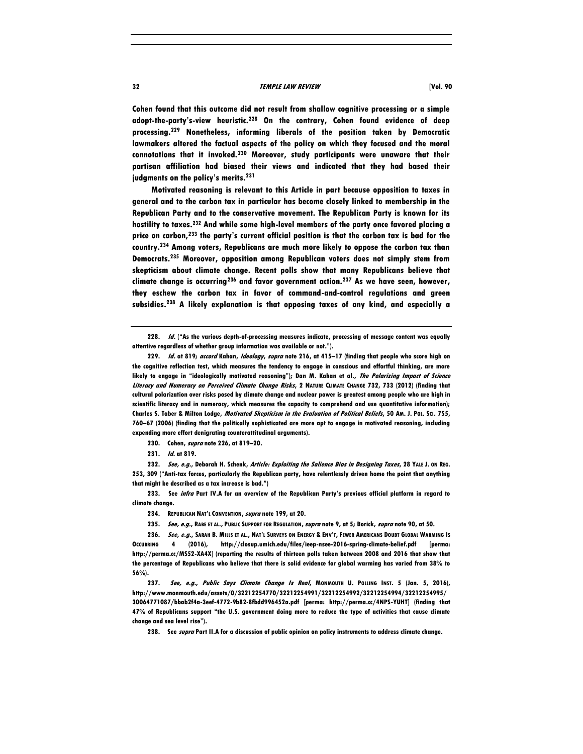Cohen found that this outcome did not result from shallow cognitive processing or a simple adopt-the-party's-view heuristic.[228] On the contrary, Cohen found evidence of deep processing.[229] Nonetheless, informing liberals of the position taken by Democratic lawmakers altered the factual aspects of the policy on which they focused and the moral connotations that it invoked.[230] Moreover, study participants were unaware that their partisan affiliation had biased their views and indicated that they had based their judgments on the policy's merits.[231]

Motivated reasoning is relevant to this Article in part because opposition to taxes in general and to the carbon tax in particular has become closely linked to membership in the Republican Party and to the conservative movement. The Republican Party is known for its hostility to taxes.[232] And while some high-level members of the party once favored placing a price on carbon,[233] the party's current official position is that the carbon tax is bad for the country.[234] Among voters, Republicans are much more likely to oppose the carbon tax than Democrats.[235] Moreover, opposition among Republican voters does not simply stem from skepticism about climate change. Recent polls show that many Republicans believe that climate change is occurring[236] and favor government action.[237] As we have seen, however, they eschew the carbon tax in favor of command-and-control regulations and green subsidies.[238] A likely explanation is that opposing taxes of any kind, and especially a

---

228. *Id.* ("As the various depth-of-processing measures indicate, processing of message content was equally attentive regardless of whether group information was available or not.").

229. *Id.* at 819; *accord* Kahan, *Ideology*, *supra* note 216, at 415–17 (finding that people who score high on the cognitive reflection test, which measures the tendency to engage in conscious and effortful thinking, are more likely to engage in "ideologically motivated reasoning"); Dan M. Kahan et al., *The Polarizing Impact of Science Literacy and Numeracy on Perceived Climate Change Risks*, 2 NATURE CLIMATE CHANGE 732, 733 (2012) (finding that cultural polarization over risks posed by climate change and nuclear power is greatest among people who are high in scientific literacy and in numeracy, which measures the capacity to comprehend and use quantitative information); Charles S. Taber & Milton Lodge, *Motivated Skepticism in the Evaluation of Political Beliefs*, 50 AM. J. POL. SCI. 755, 760–67 (2006) (finding that the politically sophisticated are more apt to engage in motivated reasoning, including expending more effort denigrating counterattitudinal arguments).

230. Cohen, *supra* note 226, at 819–20.

231. *Id.* at 819.

232. *See, e.g.*, Deborah H. Schenk, *Article: Exploiting the Salience Bias in Designing Taxes*, 28 YALE J. ON REG. 253, 309 ("Anti-tax forces, particularly the Republican party, have relentlessly driven home the point that anything that might be described as a tax increase is bad.")

233. See *infra* Part IV.A for an overview of the Republican Party's previous official platform in regard to climate change.

234. REPUBLICAN NAT'L CONVENTION, *supra* note 199, at 20.

235. *See, e.g.*, RABE ET AL., PUBLIC SUPPORT FOR REGULATION, *supra* note 9, at 5; Borick, *supra* note 90, at 50.

236. *See, e.g.*, SARAH B. MILLS ET AL., NAT'L SURVEYS ON ENERGY & ENV'T, FEWER AMERICANS DOUBT GLOBAL WARMING IS OCCURRING 4 (2016), http://closup.umich.edu/files/ieep-nsee-2016-spring-climate-belief.pdf [perma: http://perma.cc/MS52-XA4X] (reporting the results of thirteen polls taken between 2008 and 2016 that show that the percentage of Republicans who believe that there is solid evidence for global warming has varied from 38% to 56%).

237. *See, e.g.*, *Public Says Climate Change Is Real*, MONMOUTH U. POLLING INST. 5 (Jan. 5, 2016), http://www.monmouth.edu/assets/0/32212254770/32212254991/32212254992/32212254994/32212254995/30064771087/bbab2f4a-3eef-4772-9b82-8fbdd996452a.pdf [perma: http://perma.cc/4NPS-YUHT] (finding that 47% of Republicans support "the U.S. government doing more to reduce the type of activities that cause climate change and sea level rise").

238. See *supra* Part II.A for a discussion of public opinion on policy instruments to address climate change.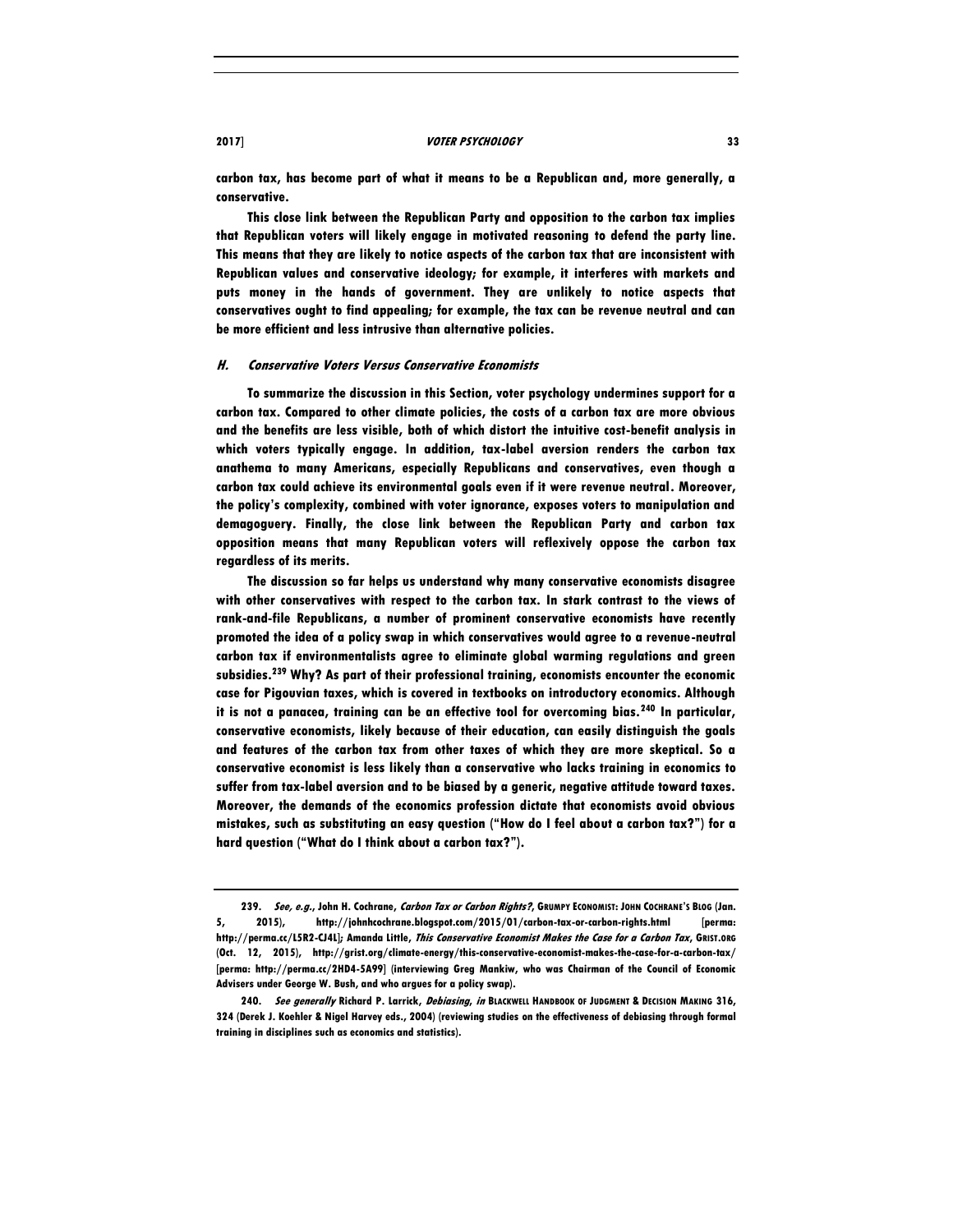carbon tax, has become part of what it means to be a Republican and, more generally, a conservative.

This close link between the Republican Party and opposition to the carbon tax implies that Republican voters will likely engage in motivated reasoning to defend the party line. This means that they are likely to notice aspects of the carbon tax that are inconsistent with Republican values and conservative ideology; for example, it interferes with markets and puts money in the hands of government. They are unlikely to notice aspects that conservatives ought to find appealing; for example, the tax can be revenue neutral and can be more efficient and less intrusive than alternative policies.

### *H. Conservative Voters Versus Conservative Economists*

To summarize the discussion in this Section, voter psychology undermines support for a carbon tax. Compared to other climate policies, the costs of a carbon tax are more obvious and the benefits are less visible, both of which distort the intuitive cost-benefit analysis in which voters typically engage. In addition, tax-label aversion renders the carbon tax anathema to many Americans, especially Republicans and conservatives, even though a carbon tax could achieve its environmental goals even if it were revenue neutral. Moreover, the policy's complexity, combined with voter ignorance, exposes voters to manipulation and demagoguery. Finally, the close link between the Republican Party and carbon tax opposition means that many Republican voters will reflexively oppose the carbon tax regardless of its merits.

The discussion so far helps us understand why many conservative economists disagree with other conservatives with respect to the carbon tax. In stark contrast to the views of rank-and-file Republicans, a number of prominent conservative economists have recently promoted the idea of a policy swap in which conservatives would agree to a revenue-neutral carbon tax if environmentalists agree to eliminate global warming regulations and green subsidies.[239] Why? As part of their professional training, economists encounter the economic case for Pigouvian taxes, which is covered in textbooks on introductory economics. Although it is not a panacea, training can be an effective tool for overcoming bias.[240] In particular, conservative economists, likely because of their education, can easily distinguish the goals and features of the carbon tax from other taxes of which they are more skeptical. So a conservative economist is less likely than a conservative who lacks training in economics to suffer from tax-label aversion and to be biased by a generic, negative attitude toward taxes. Moreover, the demands of the economics profession dictate that economists avoid obvious mistakes, such as substituting an easy question ("How do I feel about a carbon tax?") for a hard question ("What do I think about a carbon tax?").

---

239. *See, e.g.*, John H. Cochrane, *Carbon Tax or Carbon Rights?*, GRUMPY ECONOMIST: JOHN COCHRANE'S BLOG (Jan. 5, 2015), http://johnhcochrane.blogspot.com/2015/01/carbon-tax-or-carbon-rights.html [perma: http://perma.cc/L5R2-CJ4L]; Amanda Little, *This Conservative Economist Makes the Case for a Carbon Tax*, GRIST.ORG (Oct. 12, 2015), http://grist.org/climate-energy/this-conservative-economist-makes-the-case-for-a-carbon-tax/ [perma: http://perma.cc/2HD4-5A99] (interviewing Greg Mankiw, who was Chairman of the Council of Economic Advisers under George W. Bush, and who argues for a policy swap).

240. *See generally* Richard P. Larrick, *Debiasing*, *in* BLACKWELL HANDBOOK OF JUDGMENT & DECISION MAKING 316, 324 (Derek J. Koehler & Nigel Harvey eds., 2004) (reviewing studies on the effectiveness of debiasing through formal training in disciplines such as economics and statistics).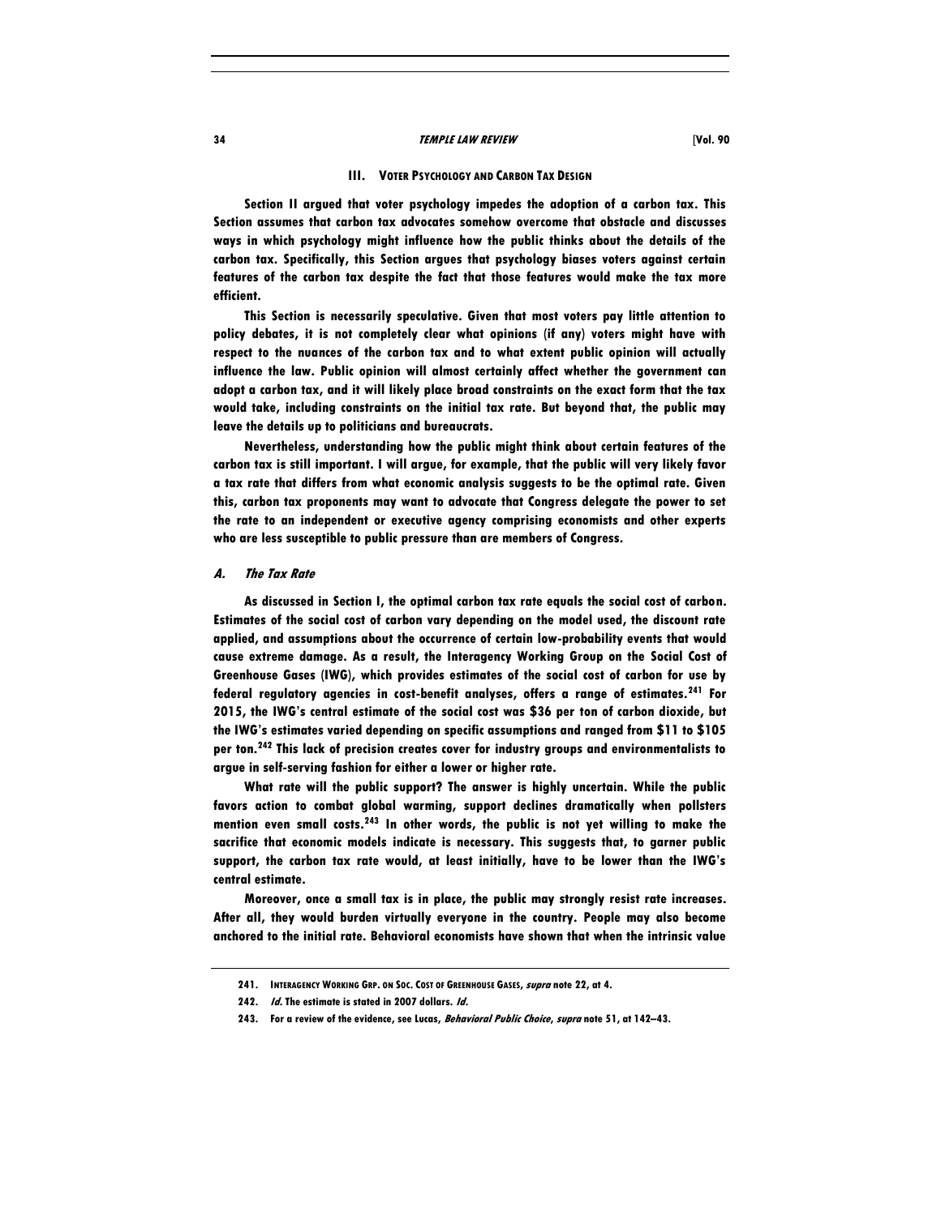## III. Voter Psychology and Carbon Tax Design

Section II argued that voter psychology impedes the adoption of a carbon tax. This Section assumes that carbon tax advocates somehow overcome that obstacle and discusses ways in which psychology might influence how the public thinks about the details of the carbon tax. Specifically, this Section argues that psychology biases voters against certain features of the carbon tax despite the fact that those features would make the tax more efficient.

This Section is necessarily speculative. Given that most voters pay little attention to policy debates, it is not completely clear what opinions (if any) voters might have with respect to the nuances of the carbon tax and to what extent public opinion will actually influence the law. Public opinion will almost certainly affect whether the government can adopt a carbon tax, and it will likely place broad constraints on the exact form that the tax would take, including constraints on the initial tax rate. But beyond that, the public may leave the details up to politicians and bureaucrats.

Nevertheless, understanding how the public might think about certain features of the carbon tax is still important. I will argue, for example, that the public will very likely favor a tax rate that differs from what economic analysis suggests to be the optimal rate. Given this, carbon tax proponents may want to advocate that Congress delegate the power to set the rate to an independent or executive agency comprising economists and other experts who are less susceptible to public pressure than are members of Congress.

### *A. The Tax Rate*

As discussed in Section I, the optimal carbon tax rate equals the social cost of carbon. Estimates of the social cost of carbon vary depending on the model used, the discount rate applied, and assumptions about the occurrence of certain low-probability events that would cause extreme damage. As a result, the Interagency Working Group on the Social Cost of Greenhouse Gases (IWG), which provides estimates of the social cost of carbon for use by federal regulatory agencies in cost-benefit analyses, offers a range of estimates.[241] For 2015, the IWG's central estimate of the social cost was $36 per ton of carbon dioxide, but the IWG's estimates varied depending on specific assumptions and ranged from $11 to $105 per ton.[242] This lack of precision creates cover for industry groups and environmentalists to argue in self-serving fashion for either a lower or higher rate.

What rate will the public support? The answer is highly uncertain. While the public favors action to combat global warming, support declines dramatically when pollsters mention even small costs.[243] In other words, the public is not yet willing to make the sacrifice that economic models indicate is necessary. This suggests that, to garner public support, the carbon tax rate would, at least initially, have to be lower than the IWG's central estimate.

Moreover, once a small tax is in place, the public may strongly resist rate increases. After all, they would burden virtually everyone in the country. People may also become anchored to the initial rate. Behavioral economists have shown that when the intrinsic value

---

241. Interagency Working Grp. on Soc. Cost of Greenhouse Gases, *supra* note 22, at 4.

242. *Id.* The estimate is stated in 2007 dollars. *Id.*

243. For a review of the evidence, see Lucas, *Behavioral Public Choice*, *supra* note 51, at 142–43.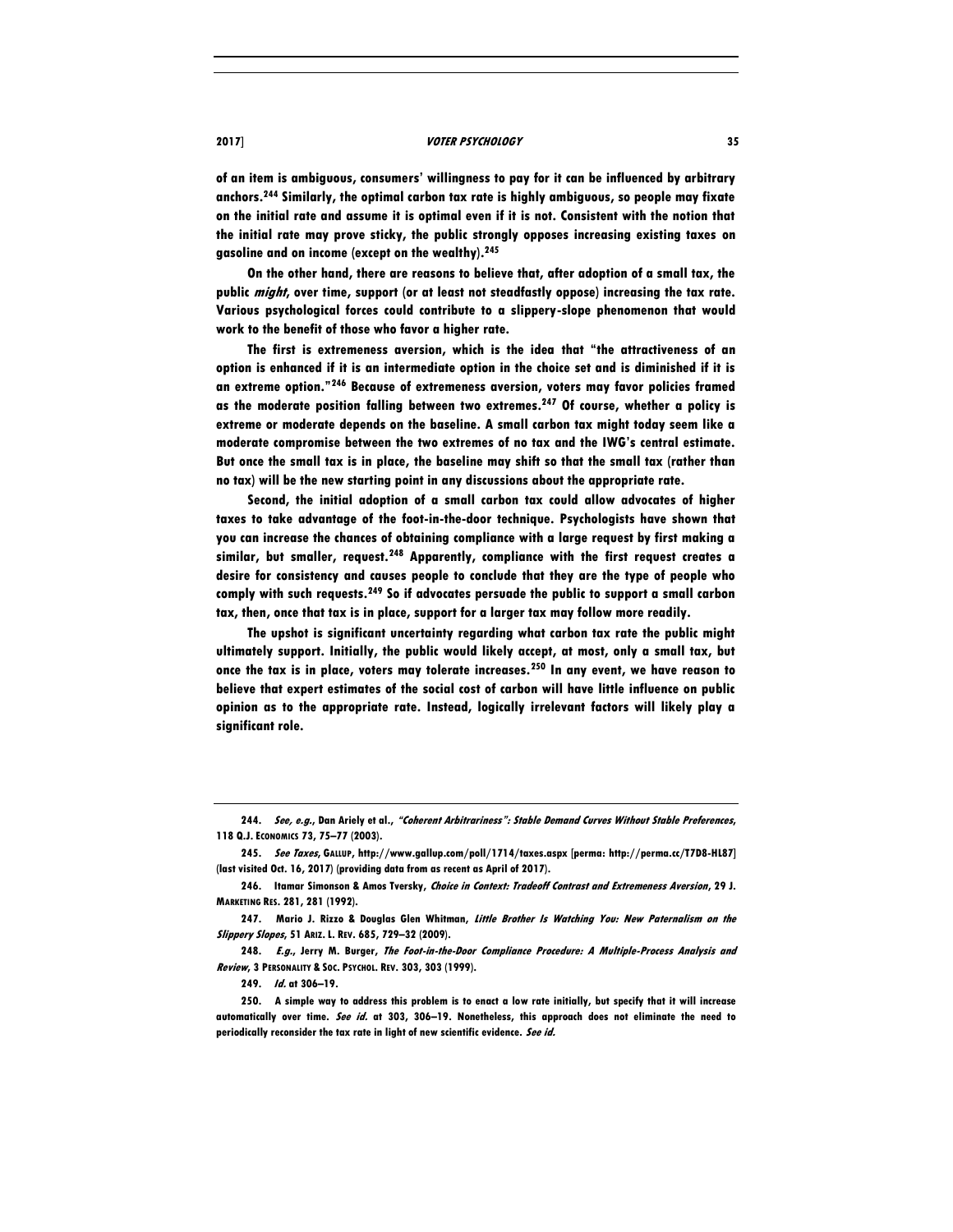of an item is ambiguous, consumers' willingness to pay for it can be influenced by arbitrary anchors.[244] Similarly, the optimal carbon tax rate is highly ambiguous, so people may fixate on the initial rate and assume it is optimal even if it is not. Consistent with the notion that the initial rate may prove sticky, the public strongly opposes increasing existing taxes on gasoline and on income (except on the wealthy).[245]

On the other hand, there are reasons to believe that, after adoption of a small tax, the public *might*, over time, support (or at least not steadfastly oppose) increasing the tax rate. Various psychological forces could contribute to a slippery-slope phenomenon that would work to the benefit of those who favor a higher rate.

The first is extremeness aversion, which is the idea that "the attractiveness of an option is enhanced if it is an intermediate option in the choice set and is diminished if it is an extreme option."[246] Because of extremeness aversion, voters may favor policies framed as the moderate position falling between two extremes.[247] Of course, whether a policy is extreme or moderate depends on the baseline. A small carbon tax might today seem like a moderate compromise between the two extremes of no tax and the IWG's central estimate. But once the small tax is in place, the baseline may shift so that the small tax (rather than no tax) will be the new starting point in any discussions about the appropriate rate.

Second, the initial adoption of a small carbon tax could allow advocates of higher taxes to take advantage of the foot-in-the-door technique. Psychologists have shown that you can increase the chances of obtaining compliance with a large request by first making a similar, but smaller, request.[248] Apparently, compliance with the first request creates a desire for consistency and causes people to conclude that they are the type of people who comply with such requests.[249] So if advocates persuade the public to support a small carbon tax, then, once that tax is in place, support for a larger tax may follow more readily.

The upshot is significant uncertainty regarding what carbon tax rate the public might ultimately support. Initially, the public would likely accept, at most, only a small tax, but once the tax is in place, voters may tolerate increases.[250] In any event, we have reason to believe that expert estimates of the social cost of carbon will have little influence on public opinion as to the appropriate rate. Instead, logically irrelevant factors will likely play a significant role.

---

244. *See, e.g.*, Dan Ariely et al., *"Coherent Arbitrariness": Stable Demand Curves Without Stable Preferences*, 118 Q.J. ECONOMICS 73, 75–77 (2003).

245. *See Taxes*, GALLUP, http://www.gallup.com/poll/1714/taxes.aspx [perma: http://perma.cc/T7D8-HL87] (last visited Oct. 16, 2017) (providing data from as recent as April of 2017).

246. Itamar Simonson & Amos Tversky, *Choice in Context: Tradeoff Contrast and Extremeness Aversion*, 29 J. MARKETING RES. 281, 281 (1992).

247. Mario J. Rizzo & Douglas Glen Whitman, *Little Brother Is Watching You: New Paternalism on the Slippery Slopes*, 51 ARIZ. L. REV. 685, 729–32 (2009).

248. *E.g.*, Jerry M. Burger, *The Foot-in-the-Door Compliance Procedure: A Multiple-Process Analysis and Review*, 3 PERSONALITY & SOC. PSYCHOL. REV. 303, 303 (1999).

249. *Id.* at 306–19.

250. A simple way to address this problem is to enact a low rate initially, but specify that it will increase automatically over time. *See id.* at 303, 306–19. Nonetheless, this approach does not eliminate the need to periodically reconsider the tax rate in light of new scientific evidence. *See id.*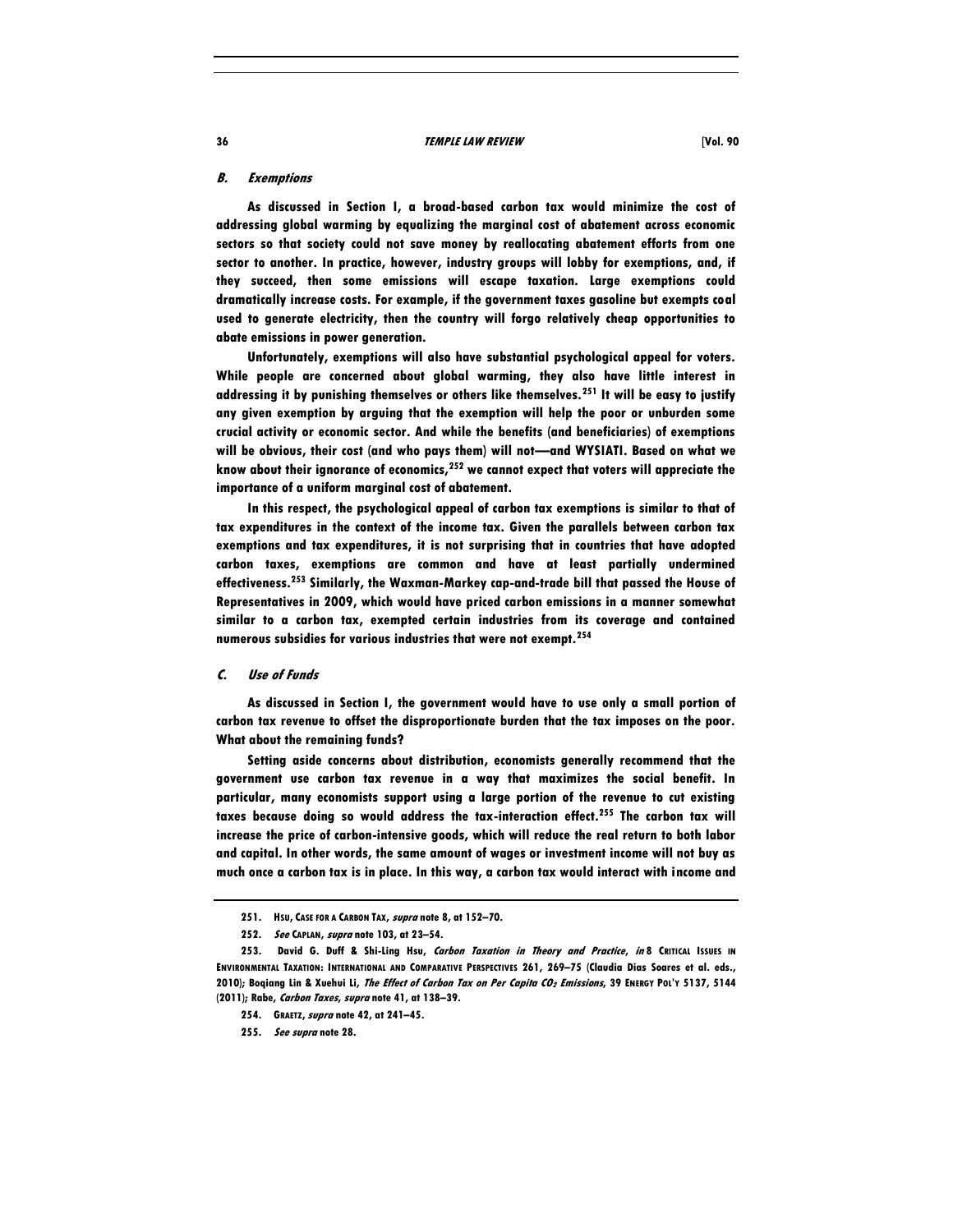### *B. Exemptions*

As discussed in Section I, a broad-based carbon tax would minimize the cost of addressing global warming by equalizing the marginal cost of abatement across economic sectors so that society could not save money by reallocating abatement efforts from one sector to another. In practice, however, industry groups will lobby for exemptions, and, if they succeed, then some emissions will escape taxation. Large exemptions could dramatically increase costs. For example, if the government taxes gasoline but exempts coal used to generate electricity, then the country will forgo relatively cheap opportunities to abate emissions in power generation.

Unfortunately, exemptions will also have substantial psychological appeal for voters. While people are concerned about global warming, they also have little interest in addressing it by punishing themselves or others like themselves.[251] It will be easy to justify any given exemption by arguing that the exemption will help the poor or unburden some crucial activity or economic sector. And while the benefits (and beneficiaries) of exemptions will be obvious, their cost (and who pays them) will not—and WYSIATI. Based on what we know about their ignorance of economics,[252] we cannot expect that voters will appreciate the importance of a uniform marginal cost of abatement.

In this respect, the psychological appeal of carbon tax exemptions is similar to that of tax expenditures in the context of the income tax. Given the parallels between carbon tax exemptions and tax expenditures, it is not surprising that in countries that have adopted carbon taxes, exemptions are common and have at least partially undermined effectiveness.[253] Similarly, the Waxman-Markey cap-and-trade bill that passed the House of Representatives in 2009, which would have priced carbon emissions in a manner somewhat similar to a carbon tax, exempted certain industries from its coverage and contained numerous subsidies for various industries that were not exempt.[254]

### *C. Use of Funds*

As discussed in Section I, the government would have to use only a small portion of carbon tax revenue to offset the disproportionate burden that the tax imposes on the poor. What about the remaining funds?

Setting aside concerns about distribution, economists generally recommend that the government use carbon tax revenue in a way that maximizes the social benefit. In particular, many economists support using a large portion of the revenue to cut existing taxes because doing so would address the tax-interaction effect.[255] The carbon tax will increase the price of carbon-intensive goods, which will reduce the real return to both labor and capital. In other words, the same amount of wages or investment income will not buy as much once a carbon tax is in place. In this way, a carbon tax would interact with income and

---

251. HSU, CASE FOR A CARBON TAX, *supra* note 8, at 152–70.

252. *See* CAPLAN, *supra* note 103, at 23–54.

253. David G. Duff & Shi-Ling Hsu, *Carbon Taxation in Theory and Practice*, *in* 8 CRITICAL ISSUES IN ENVIRONMENTAL TAXATION: INTERNATIONAL AND COMPARATIVE PERSPECTIVES 261, 269–75 (Claudia Dias Soares et al. eds., 2010); Boqiang Lin & Xuehui Li, *The Effect of Carbon Tax on Per Capita $CO_2$ Emissions*, 39 ENERGY POL'Y 5137, 5144 (2011); Rabe, *Carbon Taxes*, *supra* note 41, at 138–39.

254. GRAETZ, *supra* note 42, at 241–45.

255. *See supra* note 28.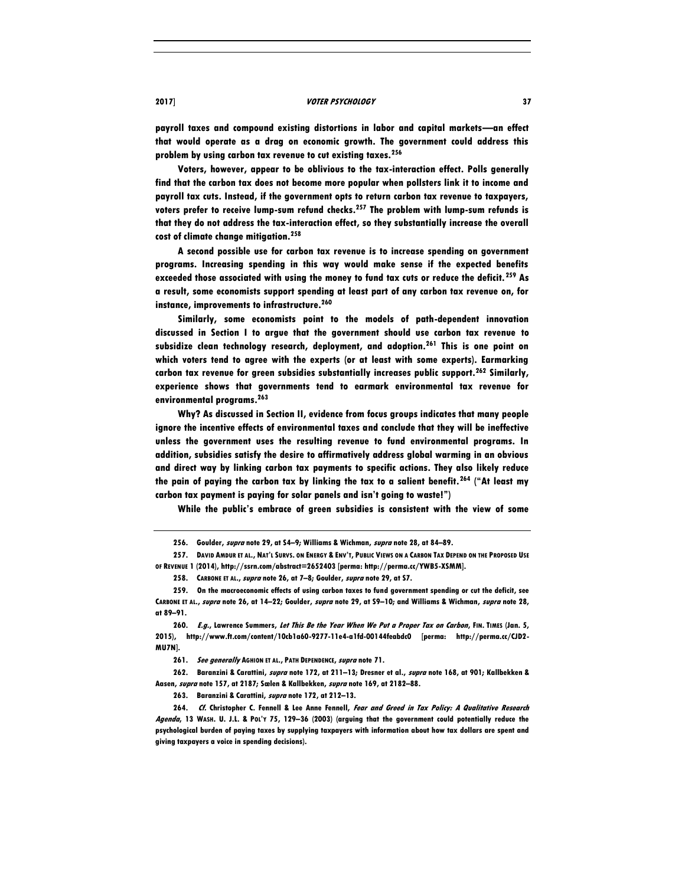payroll taxes and compound existing distortions in labor and capital markets—an effect that would operate as a drag on economic growth. The government could address this problem by using carbon tax revenue to cut existing taxes.[256]

Voters, however, appear to be oblivious to the tax-interaction effect. Polls generally find that the carbon tax does not become more popular when pollsters link it to income and payroll tax cuts. Instead, if the government opts to return carbon tax revenue to taxpayers, voters prefer to receive lump-sum refund checks.[257] The problem with lump-sum refunds is that they do not address the tax-interaction effect, so they substantially increase the overall cost of climate change mitigation.[258]

A second possible use for carbon tax revenue is to increase spending on government programs. Increasing spending in this way would make sense if the expected benefits exceeded those associated with using the money to fund tax cuts or reduce the deficit.[259] As a result, some economists support spending at least part of any carbon tax revenue on, for instance, improvements to infrastructure.[260]

Similarly, some economists point to the models of path-dependent innovation discussed in Section I to argue that the government should use carbon tax revenue to subsidize clean technology research, deployment, and adoption.[261] This is one point on which voters tend to agree with the experts (or at least with some experts). Earmarking carbon tax revenue for green subsidies substantially increases public support.[262] Similarly, experience shows that governments tend to earmark environmental tax revenue for environmental programs.[263]

Why? As discussed in Section II, evidence from focus groups indicates that many people ignore the incentive effects of environmental taxes and conclude that they will be ineffective unless the government uses the resulting revenue to fund environmental programs. In addition, subsidies satisfy the desire to affirmatively address global warming in an obvious and direct way by linking carbon tax payments to specific actions. They also likely reduce the pain of paying the carbon tax by linking the tax to a salient benefit.[264] ("At least my carbon tax payment is paying for solar panels and isn't going to waste!")

While the public's embrace of green subsidies is consistent with the view of some

---

256. Goulder, *supra* note 29, at S4–9; Williams & Wichman, *supra* note 28, at 84–89.

257. DAVID AMDUR ET AL., NAT'L SURVS. ON ENERGY & ENV'T, PUBLIC VIEWS ON A CARBON TAX DEPEND ON THE PROPOSED USE OF REVENUE 1 (2014), http://ssrn.com/abstract=2652403 [perma: http://perma.cc/YWB5-XSMM].

258. CARBONE ET AL., *supra* note 26, at 7–8; Goulder, *supra* note 29, at S7.

259. On the macroeconomic effects of using carbon taxes to fund government spending or cut the deficit, see CARBONE ET AL., *supra* note 26, at 14–22; Goulder, *supra* note 29, at S9–10; and Williams & Wichman, *supra* note 28, at 89–91.

260. *E.g.*, Lawrence Summers, *Let This Be the Year When We Put a Proper Tax on Carbon*, FIN. TIMES (Jan. 5, 2015), http://www.ft.com/content/10cb1a60-9277-11e4-a1fd-00144feabdc0 [perma: http://perma.cc/CJD2-MU7N].

261. *See generally* AGHION ET AL., PATH DEPENDENCE, *supra* note 71.

262. Baranzini & Carattini, *supra* note 172, at 211–13; Dresner et al., *supra* note 168, at 901; Kallbekken & Aasen, *supra* note 157, at 2187; Sælen & Kallbekken, *supra* note 169, at 2182–88.

263. Baranzini & Carattini, *supra* note 172, at 212–13.

264. *Cf.* Christopher C. Fennell & Lee Anne Fennell, *Fear and Greed in Tax Policy: A Qualitative Research Agenda*, 13 WASH. U. J.L. & POL'Y 75, 129–36 (2003) (arguing that the government could potentially reduce the psychological burden of paying taxes by supplying taxpayers with information about how tax dollars are spent and giving taxpayers a voice in spending decisions).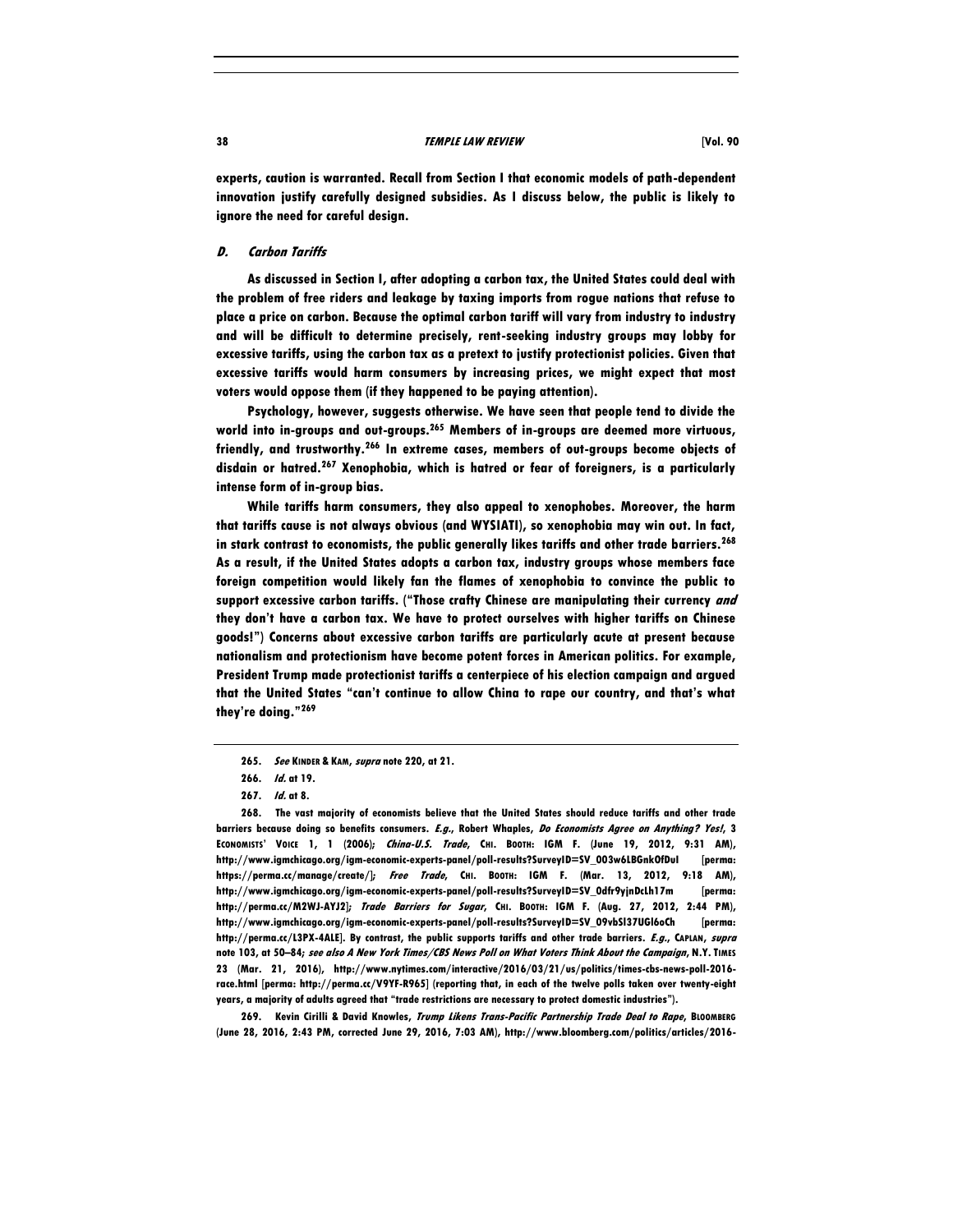experts, caution is warranted. Recall from Section I that economic models of path-dependent innovation justify carefully designed subsidies. As I discuss below, the public is likely to ignore the need for careful design.

### *D. Carbon Tariffs*

As discussed in Section I, after adopting a carbon tax, the United States could deal with the problem of free riders and leakage by taxing imports from rogue nations that refuse to place a price on carbon. Because the optimal carbon tariff will vary from industry to industry and will be difficult to determine precisely, rent-seeking industry groups may lobby for excessive tariffs, using the carbon tax as a pretext to justify protectionist policies. Given that excessive tariffs would harm consumers by increasing prices, we might expect that most voters would oppose them (if they happened to be paying attention).

Psychology, however, suggests otherwise. We have seen that people tend to divide the world into in-groups and out-groups.[265] Members of in-groups are deemed more virtuous, friendly, and trustworthy.[266] In extreme cases, members of out-groups become objects of disdain or hatred.[267] Xenophobia, which is hatred or fear of foreigners, is a particularly intense form of in-group bias.

While tariffs harm consumers, they also appeal to xenophobes. Moreover, the harm that tariffs cause is not always obvious (and WYSIATI), so xenophobia may win out. In fact, in stark contrast to economists, the public generally likes tariffs and other trade barriers.[268] As a result, if the United States adopts a carbon tax, industry groups whose members face foreign competition would likely fan the flames of xenophobia to convince the public to support excessive carbon tariffs. ("Those crafty Chinese are manipulating their currency *and* they don't have a carbon tax. We have to protect ourselves with higher tariffs on Chinese goods!") Concerns about excessive carbon tariffs are particularly acute at present because nationalism and protectionism have become potent forces in American politics. For example, President Trump made protectionist tariffs a centerpiece of his election campaign and argued that the United States "can't continue to allow China to rape our country, and that's what they're doing."[269]

---

265. *See* KINDER & KAM, *supra* note 220, at 21.

266. *Id.* at 19.

267. *Id.* at 8.

268. The vast majority of economists believe that the United States should reduce tariffs and other trade barriers because doing so benefits consumers. *E.g.*, Robert Whaples, *Do Economists Agree on Anything? Yes!*, 3 ECONOMISTS' VOICE 1, 1 (2006); *China-U.S. Trade*, CHI. BOOTH: IGM F. (June 19, 2012, 9:31 AM), http://www.igmchicago.org/igm-economic-experts-panel/poll-results?SurveyID=SV_003w6LBGnkOfDuI [perma: https://perma.cc/manage/create/]; *Free Trade*, CHI. BOOTH: IGM F. (Mar. 13, 2012, 9:18 AM), http://www.igmchicago.org/igm-economic-experts-panel/poll-results?SurveyID=SV_0dfr9yjnDcLh17m [perma: http://perma.cc/M2WJ-AYJ2]; *Trade Barriers for Sugar*, CHI. BOOTH: IGM F. (Aug. 27, 2012, 2:44 PM), http://www.igmchicago.org/igm-economic-experts-panel/poll-results?SurveyID=SV_09vbSl37UGl6oCh [perma: http://perma.cc/L3PX-4ALE]. By contrast, the public supports tariffs and other trade barriers. *E.g.*, CAPLAN, *supra* note 103, at 50–84; *see also A New York Times/CBS News Poll on What Voters Think About the Campaign*, N.Y. TIMES 23 (Mar. 21, 2016), http://www.nytimes.com/interactive/2016/03/21/us/politics/times-cbs-news-poll-2016-race.html [perma: http://perma.cc/V9YF-R965] (reporting that, in each of the twelve polls taken over twenty-eight years, a majority of adults agreed that "trade restrictions are necessary to protect domestic industries").

269. Kevin Cirilli & David Knowles, *Trump Likens Trans-Pacific Partnership Trade Deal to Rape*, BLOOMBERG (June 28, 2016, 2:43 PM, corrected June 29, 2016, 7:03 AM), http://www.bloomberg.com/politics/articles/2016-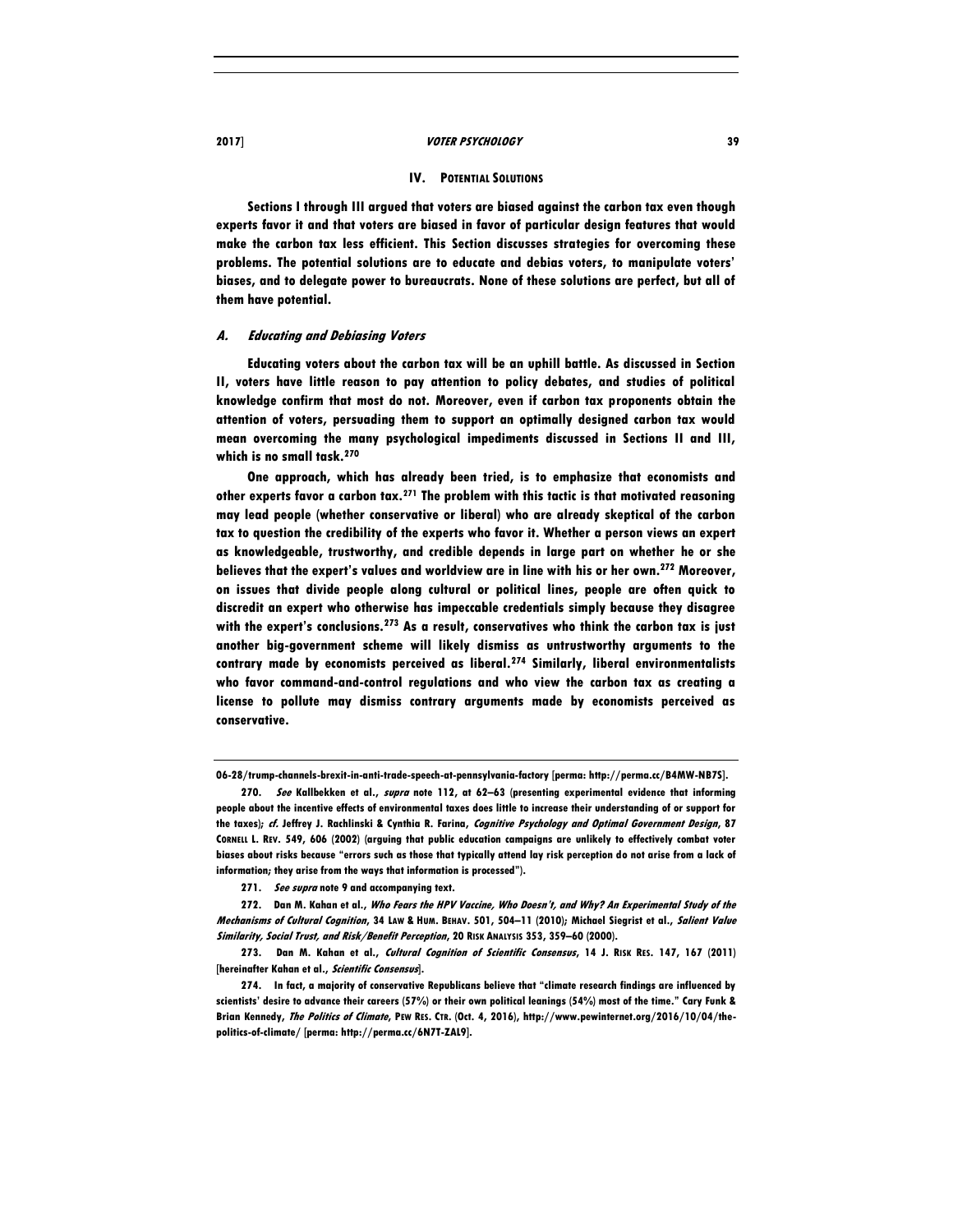## IV. POTENTIAL SOLUTIONS

Sections I through III argued that voters are biased against the carbon tax even though experts favor it and that voters are biased in favor of particular design features that would make the carbon tax less efficient. This Section discusses strategies for overcoming these problems. The potential solutions are to educate and debias voters, to manipulate voters' biases, and to delegate power to bureaucrats. None of these solutions are perfect, but all of them have potential.

### A. *Educating and Debiasing Voters*

Educating voters about the carbon tax will be an uphill battle. As discussed in Section II, voters have little reason to pay attention to policy debates, and studies of political knowledge confirm that most do not. Moreover, even if carbon tax proponents obtain the attention of voters, persuading them to support an optimally designed carbon tax would mean overcoming the many psychological impediments discussed in Sections II and III, which is no small task.[270]

One approach, which has already been tried, is to emphasize that economists and other experts favor a carbon tax.[271] The problem with this tactic is that motivated reasoning may lead people (whether conservative or liberal) who are already skeptical of the carbon tax to question the credibility of the experts who favor it. Whether a person views an expert as knowledgeable, trustworthy, and credible depends in large part on whether he or she believes that the expert's values and worldview are in line with his or her own.[272] Moreover, on issues that divide people along cultural or political lines, people are often quick to discredit an expert who otherwise has impeccable credentials simply because they disagree with the expert's conclusions.[273] As a result, conservatives who think the carbon tax is just another big-government scheme will likely dismiss as untrustworthy arguments to the contrary made by economists perceived as liberal.[274] Similarly, liberal environmentalists who favor command-and-control regulations and who view the carbon tax as creating a license to pollute may dismiss contrary arguments made by economists perceived as conservative.

---

06-28/trump-channels-brexit-in-anti-trade-speech-at-pennsylvania-factory [perma: http://perma.cc/B4MW-NB7S].

270. *See* Kallbekken et al., *supra* note 112, at 62–63 (presenting experimental evidence that informing people about the incentive effects of environmental taxes does little to increase their understanding of or support for the taxes); *cf.* Jeffrey J. Rachlinski & Cynthia R. Farina, *Cognitive Psychology and Optimal Government Design*, 87 CORNELL L. REV. 549, 606 (2002) (arguing that public education campaigns are unlikely to effectively combat voter biases about risks because "errors such as those that typically attend lay risk perception do not arise from a lack of information; they arise from the ways that information is processed").

271. *See supra* note 9 and accompanying text.

272. Dan M. Kahan et al., *Who Fears the HPV Vaccine, Who Doesn't, and Why? An Experimental Study of the Mechanisms of Cultural Cognition*, 34 LAW & HUM. BEHAV. 501, 504–11 (2010); Michael Siegrist et al., *Salient Value Similarity, Social Trust, and Risk/Benefit Perception*, 20 RISK ANALYSIS 353, 359–60 (2000).

273. Dan M. Kahan et al., *Cultural Cognition of Scientific Consensus*, 14 J. RISK RES. 147, 167 (2011) [hereinafter Kahan et al., *Scientific Consensus*].

274. In fact, a majority of conservative Republicans believe that "climate research findings are influenced by scientists' desire to advance their careers (57%) or their own political leanings (54%) most of the time." Cary Funk & Brian Kennedy, *The Politics of Climate*, PEW RES. CTR. (Oct. 4, 2016), http://www.pewinternet.org/2016/10/04/the-politics-of-climate/ [perma: http://perma.cc/6N7T-ZAL9].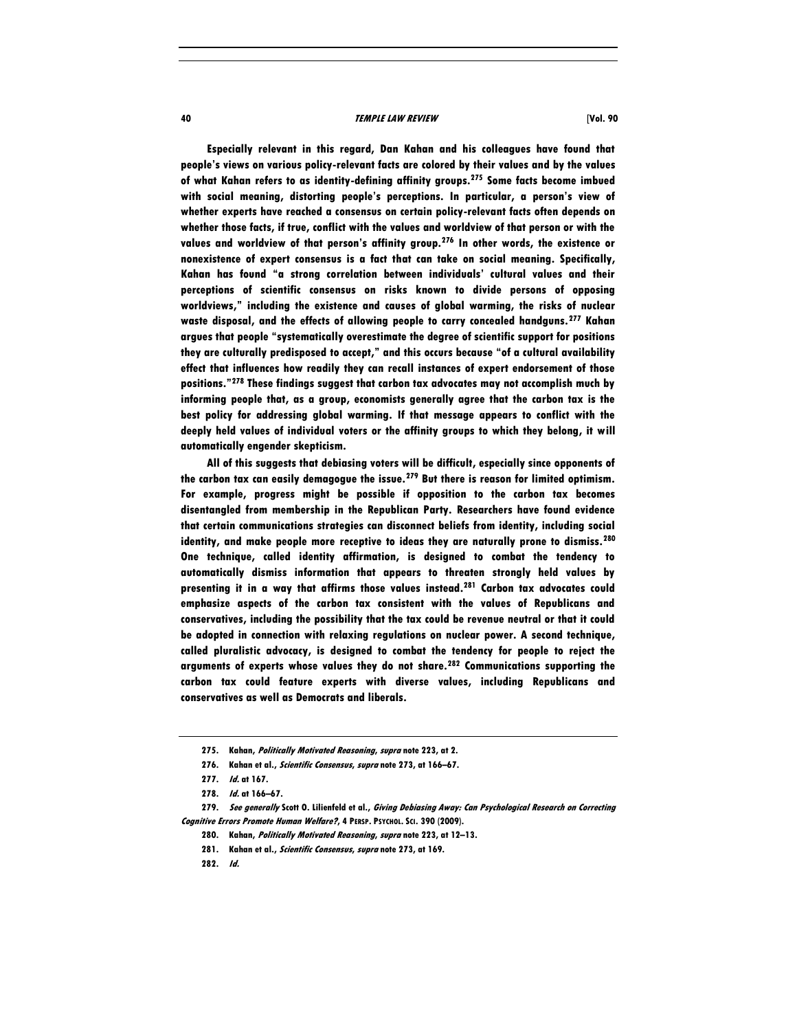Especially relevant in this regard, Dan Kahan and his colleagues have found that people's views on various policy-relevant facts are colored by their values and by the values of what Kahan refers to as identity-defining affinity groups.[275] Some facts become imbued with social meaning, distorting people's perceptions. In particular, a person's view of whether experts have reached a consensus on certain policy-relevant facts often depends on whether those facts, if true, conflict with the values and worldview of that person or with the values and worldview of that person's affinity group.[276] In other words, the existence or nonexistence of expert consensus is a fact that can take on social meaning. Specifically, Kahan has found "a strong correlation between individuals' cultural values and their perceptions of scientific consensus on risks known to divide persons of opposing worldviews," including the existence and causes of global warming, the risks of nuclear waste disposal, and the effects of allowing people to carry concealed handguns.[277] Kahan argues that people "systematically overestimate the degree of scientific support for positions they are culturally predisposed to accept," and this occurs because "of a cultural availability effect that influences how readily they can recall instances of expert endorsement of those positions."[278] These findings suggest that carbon tax advocates may not accomplish much by informing people that, as a group, economists generally agree that the carbon tax is the best policy for addressing global warming. If that message appears to conflict with the deeply held values of individual voters or the affinity groups to which they belong, it will automatically engender skepticism.

All of this suggests that debiasing voters will be difficult, especially since opponents of the carbon tax can easily demagogue the issue.[279] But there is reason for limited optimism. For example, progress might be possible if opposition to the carbon tax becomes disentangled from membership in the Republican Party. Researchers have found evidence that certain communications strategies can disconnect beliefs from identity, including social identity, and make people more receptive to ideas they are naturally prone to dismiss.[280] One technique, called identity affirmation, is designed to combat the tendency to automatically dismiss information that appears to threaten strongly held values by presenting it in a way that affirms those values instead.[281] Carbon tax advocates could emphasize aspects of the carbon tax consistent with the values of Republicans and conservatives, including the possibility that the tax could be revenue neutral or that it could be adopted in connection with relaxing regulations on nuclear power. A second technique, called pluralistic advocacy, is designed to combat the tendency for people to reject the arguments of experts whose values they do not share.[282] Communications supporting the carbon tax could feature experts with diverse values, including Republicans and conservatives as well as Democrats and liberals.

---

275. Kahan, *Politically Motivated Reasoning*, *supra* note 223, at 2.

276. Kahan et al., *Scientific Consensus*, *supra* note 273, at 166–67.

277. *Id.* at 167.

278. *Id.* at 166–67.

279. *See generally* Scott O. Lilienfeld et al., *Giving Debiasing Away: Can Psychological Research on Correcting Cognitive Errors Promote Human Welfare?*, 4 PERSP. PSYCHOL. SCI. 390 (2009).

280. Kahan, *Politically Motivated Reasoning*, *supra* note 223, at 12–13.

281. Kahan et al., *Scientific Consensus*, *supra* note 273, at 169.

282. *Id.*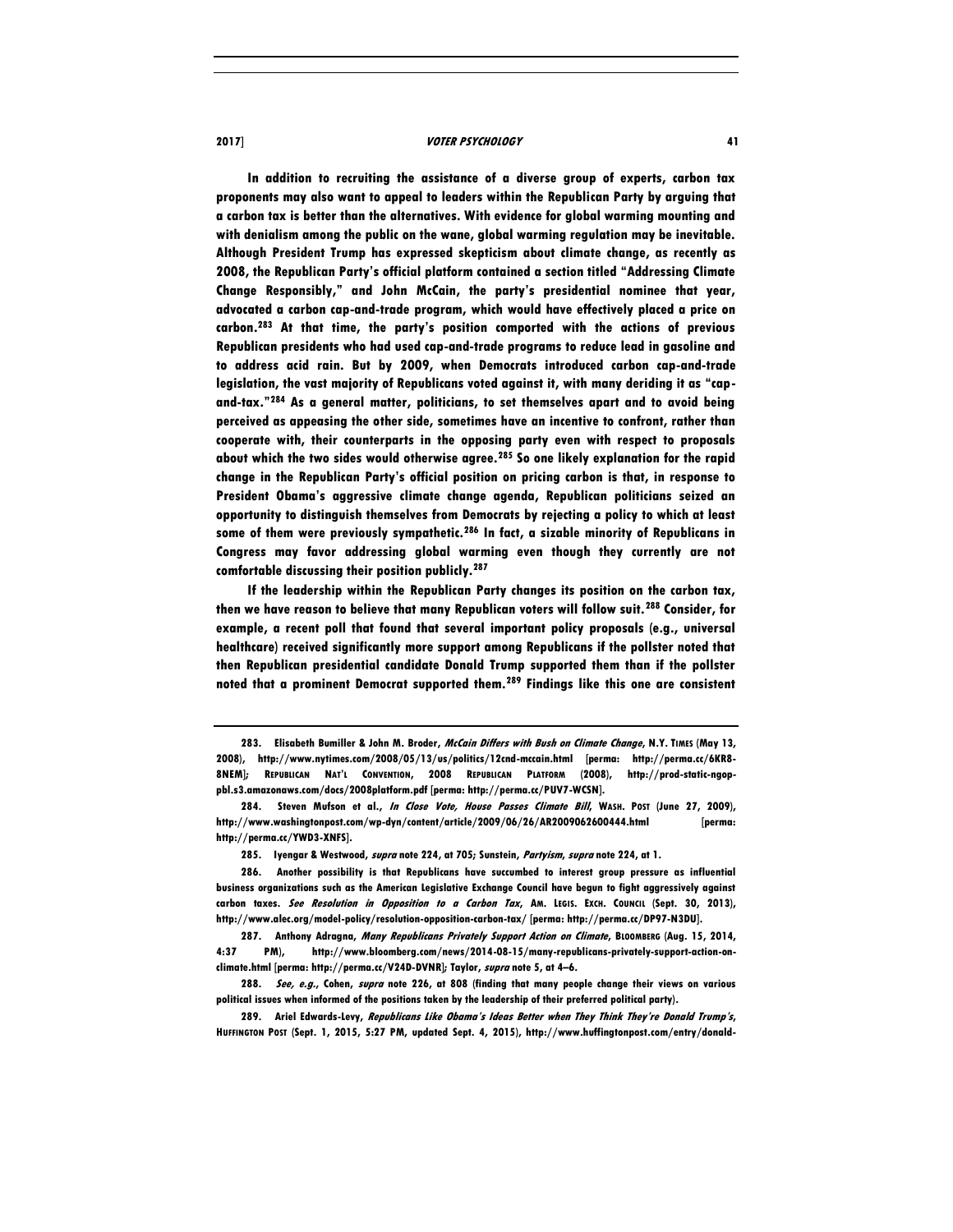In addition to recruiting the assistance of a diverse group of experts, carbon tax proponents may also want to appeal to leaders within the Republican Party by arguing that a carbon tax is better than the alternatives. With evidence for global warming mounting and with denialism among the public on the wane, global warming regulation may be inevitable. Although President Trump has expressed skepticism about climate change, as recently as 2008, the Republican Party's official platform contained a section titled "Addressing Climate Change Responsibly," and John McCain, the party's presidential nominee that year, advocated a carbon cap-and-trade program, which would have effectively placed a price on carbon.[283] At that time, the party's position comported with the actions of previous Republican presidents who had used cap-and-trade programs to reduce lead in gasoline and to address acid rain. But by 2009, when Democrats introduced carbon cap-and-trade legislation, the vast majority of Republicans voted against it, with many deriding it as "cap-and-tax."[284] As a general matter, politicians, to set themselves apart and to avoid being perceived as appeasing the other side, sometimes have an incentive to confront, rather than cooperate with, their counterparts in the opposing party even with respect to proposals about which the two sides would otherwise agree.[285] So one likely explanation for the rapid change in the Republican Party's official position on pricing carbon is that, in response to President Obama's aggressive climate change agenda, Republican politicians seized an opportunity to distinguish themselves from Democrats by rejecting a policy to which at least some of them were previously sympathetic.[286] In fact, a sizable minority of Republicans in Congress may favor addressing global warming even though they currently are not comfortable discussing their position publicly.[287]

If the leadership within the Republican Party changes its position on the carbon tax, then we have reason to believe that many Republican voters will follow suit.[288] Consider, for example, a recent poll that found that several important policy proposals (e.g., universal healthcare) received significantly more support among Republicans if the pollster noted that then Republican presidential candidate Donald Trump supported them than if the pollster noted that a prominent Democrat supported them.[289] Findings like this one are consistent

---

283. Elisabeth Bumiller & John M. Broder, *McCain Differs with Bush on Climate Change*, N.Y. TIMES (May 13, 2008), http://www.nytimes.com/2008/05/13/us/politics/12cnd-mccain.html [perma: http://perma.cc/6KR8-8NEM]; REPUBLICAN NAT'L CONVENTION, 2008 REPUBLICAN PLATFORM (2008), http://prod-static-ngop-pbl.s3.amazonaws.com/docs/2008platform.pdf [perma: http://perma.cc/PUV7-WCSN].

284. Steven Mufson et al., *In Close Vote, House Passes Climate Bill*, WASH. POST (June 27, 2009), http://www.washingtonpost.com/wp-dyn/content/article/2009/06/26/AR2009062600444.html [perma: http://perma.cc/YWD3-XNFS].

285. Iyengar & Westwood, *supra* note 224, at 705; Sunstein, *Partyism*, *supra* note 224, at 1.

286. Another possibility is that Republicans have succumbed to interest group pressure as influential business organizations such as the American Legislative Exchange Council have begun to fight aggressively against carbon taxes. *See Resolution in Opposition to a Carbon Tax*, AM. LEGIS. EXCH. COUNCIL (Sept. 30, 2013), http://www.alec.org/model-policy/resolution-opposition-carbon-tax/ [perma: http://perma.cc/DP97-N3DU].

287. Anthony Adragna, *Many Republicans Privately Support Action on Climate*, BLOOMBERG (Aug. 15, 2014, 4:37 PM), http://www.bloomberg.com/news/2014-08-15/many-republicans-privately-support-action-on-climate.html [perma: http://perma.cc/V24D-DVNR]; Taylor, *supra* note 5, at 4–6.

288. *See, e.g.*, Cohen, *supra* note 226, at 808 (finding that many people change their views on various political issues when informed of the positions taken by the leadership of their preferred political party).

289. Ariel Edwards-Levy, *Republicans Like Obama's Ideas Better when They Think They're Donald Trump's*, HUFFINGTON POST (Sept. 1, 2015, 5:27 PM, updated Sept. 4, 2015), http://www.huffingtonpost.com/entry/donald-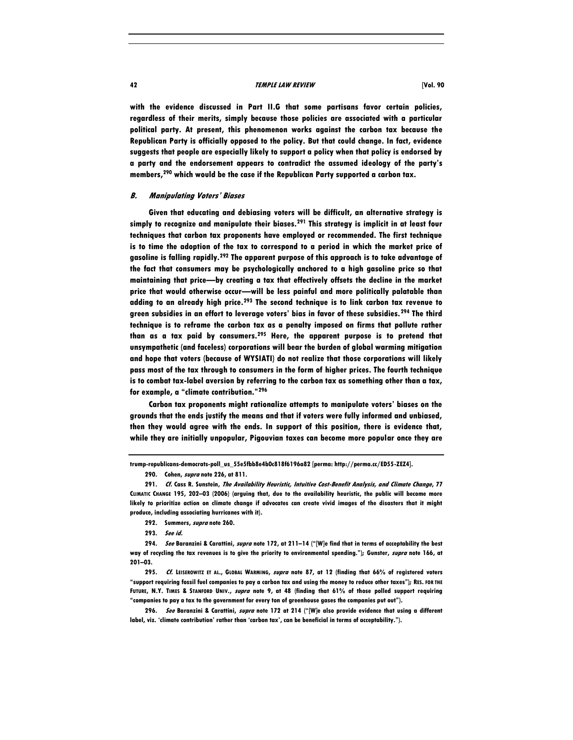with the evidence discussed in Part II.G that some partisans favor certain policies, regardless of their merits, simply because those policies are associated with a particular political party. At present, this phenomenon works against the carbon tax because the Republican Party is officially opposed to the policy. But that could change. In fact, evidence suggests that people are especially likely to support a policy when that policy is endorsed by a party and the endorsement appears to contradict the assumed ideology of the party's members,[290] which would be the case if the Republican Party supported a carbon tax.

### *B. Manipulating Voters' Biases*

Given that educating and debiasing voters will be difficult, an alternative strategy is simply to recognize and manipulate their biases.[291] This strategy is implicit in at least four techniques that carbon tax proponents have employed or recommended. The first technique is to time the adoption of the tax to correspond to a period in which the market price of gasoline is falling rapidly.[292] The apparent purpose of this approach is to take advantage of the fact that consumers may be psychologically anchored to a high gasoline price so that maintaining that price—by creating a tax that effectively offsets the decline in the market price that would otherwise occur—will be less painful and more politically palatable than adding to an already high price.[293] The second technique is to link carbon tax revenue to green subsidies in an effort to leverage voters' bias in favor of these subsidies.[294] The third technique is to reframe the carbon tax as a penalty imposed on firms that pollute rather than as a tax paid by consumers.[295] Here, the apparent purpose is to pretend that unsympathetic (and faceless) corporations will bear the burden of global warming mitigation and hope that voters (because of WYSIATI) do not realize that those corporations will likely pass most of the tax through to consumers in the form of higher prices. The fourth technique is to combat tax-label aversion by referring to the carbon tax as something other than a tax, for example, a "climate contribution."[296]

Carbon tax proponents might rationalize attempts to manipulate voters' biases on the grounds that the ends justify the means and that if voters were fully informed and unbiased, then they would agree with the ends. In support of this position, there is evidence that, while they are initially unpopular, Pigouvian taxes can become more popular once they are

---

trump-republicans-democrats-poll_us_55e5fbb8e4b0c818f6196a82 [perma: http://perma.cc/ED55-ZEZ4].

290. Cohen, *supra* note 226, at 811.

291. *Cf.* Cass R. Sunstein, *The Availability Heuristic, Intuitive Cost-Benefit Analysis, and Climate Change*, 77 CLIMATIC CHANGE 195, 202–03 (2006) (arguing that, due to the availability heuristic, the public will become more likely to prioritize action on climate change if advocates can create vivid images of the disasters that it might produce, including associating hurricanes with it).

292. Summers, *supra* note 260.

293. *See id.*

294. *See* Baranzini & Carattini, *supra* note 172, at 211–14 ("[W]e find that in terms of acceptability the best way of recycling the tax revenues is to give the priority to environmental spending."); Gunster, *supra* note 166, at 201–03.

295. *Cf.* LEISEROWITZ ET AL., GLOBAL WARMING, *supra* note 87, at 12 (finding that 66% of registered voters "support requiring fossil fuel companies to pay a carbon tax and using the money to reduce other taxes"); RES. FOR THE FUTURE, N.Y. TIMES & STANFORD UNIV., *supra* note 9, at 48 (finding that 61% of those polled support requiring "companies to pay a tax to the government for every ton of greenhouse gases the companies put out").

296. *See* Baranzini & Carattini, *supra* note 172 at 214 ("[W]e also provide evidence that using a different label, viz. 'climate contribution' rather than 'carbon tax', can be beneficial in terms of acceptability.").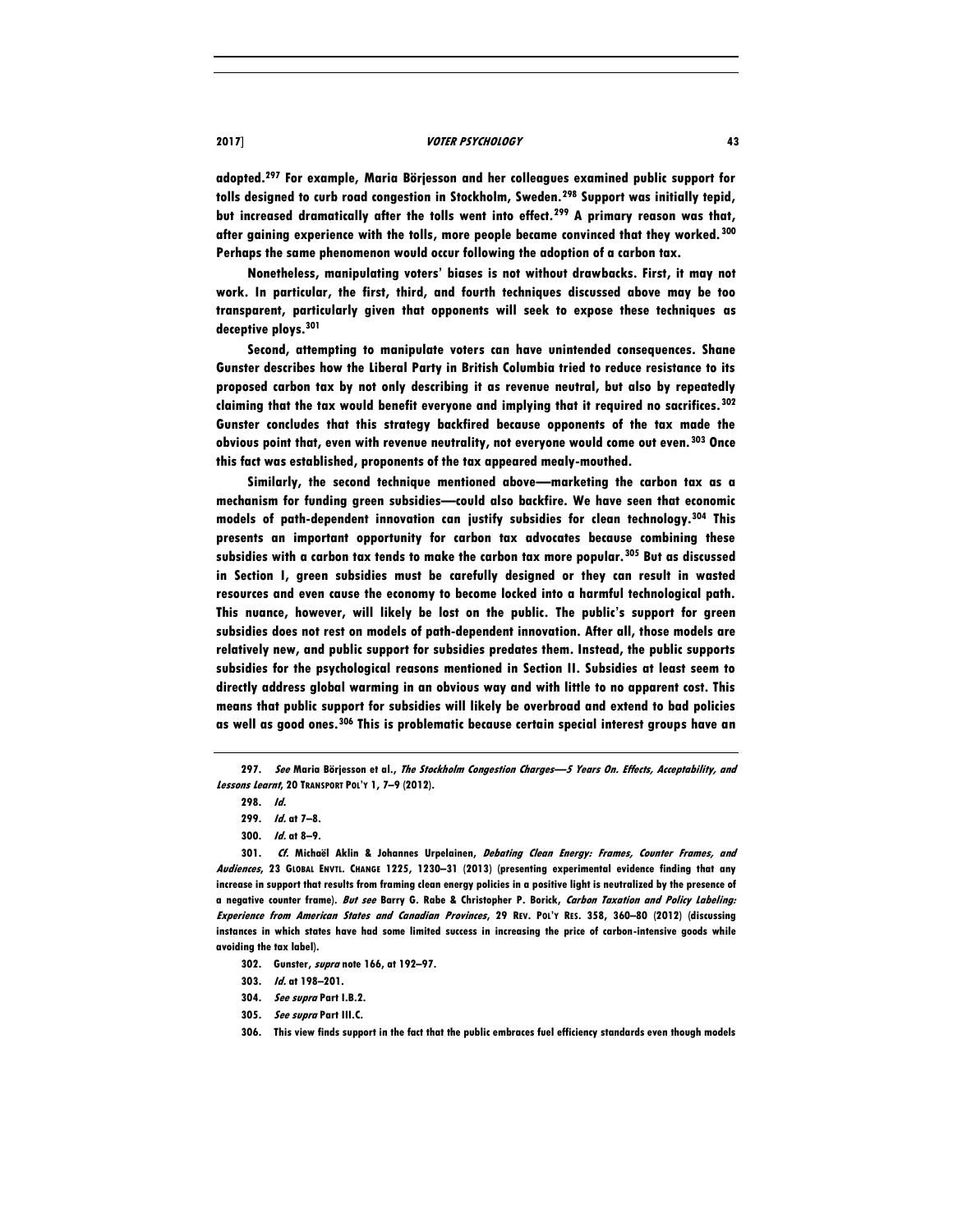adopted.[297] For example, Maria Börjesson and her colleagues examined public support for tolls designed to curb road congestion in Stockholm, Sweden.[298] Support was initially tepid, but increased dramatically after the tolls went into effect.[299] A primary reason was that, after gaining experience with the tolls, more people became convinced that they worked.[300] Perhaps the same phenomenon would occur following the adoption of a carbon tax.

Nonetheless, manipulating voters' biases is not without drawbacks. First, it may not work. In particular, the first, third, and fourth techniques discussed above may be too transparent, particularly given that opponents will seek to expose these techniques as deceptive ploys.[301]

Second, attempting to manipulate voters can have unintended consequences. Shane Gunster describes how the Liberal Party in British Columbia tried to reduce resistance to its proposed carbon tax by not only describing it as revenue neutral, but also by repeatedly claiming that the tax would benefit everyone and implying that it required no sacrifices.[302] Gunster concludes that this strategy backfired because opponents of the tax made the obvious point that, even with revenue neutrality, not everyone would come out even.[303] Once this fact was established, proponents of the tax appeared mealy-mouthed.

Similarly, the second technique mentioned above—marketing the carbon tax as a mechanism for funding green subsidies—could also backfire. We have seen that economic models of path-dependent innovation can justify subsidies for clean technology.[304] This presents an important opportunity for carbon tax advocates because combining these subsidies with a carbon tax tends to make the carbon tax more popular.[305] But as discussed in Section I, green subsidies must be carefully designed or they can result in wasted resources and even cause the economy to become locked into a harmful technological path. This nuance, however, will likely be lost on the public. The public's support for green subsidies does not rest on models of path-dependent innovation. After all, those models are relatively new, and public support for subsidies predates them. Instead, the public supports subsidies for the psychological reasons mentioned in Section II. Subsidies at least seem to directly address global warming in an obvious way and with little to no apparent cost. This means that public support for subsidies will likely be overbroad and extend to bad policies as well as good ones.[306] This is problematic because certain special interest groups have an

---

297. *See* Maria Börjesson et al., *The Stockholm Congestion Charges—5 Years On. Effects, Acceptability, and Lessons Learnt*, 20 TRANSPORT POL'Y 1, 7–9 (2012).

298. *Id.*

299. *Id.* at 7–8.

300. *Id.* at 8–9.

301. *Cf.* Michaël Aklin & Johannes Urpelainen, *Debating Clean Energy: Frames, Counter Frames, and Audiences*, 23 GLOBAL ENVTL. CHANGE 1225, 1230–31 (2013) (presenting experimental evidence finding that any increase in support that results from framing clean energy policies in a positive light is neutralized by the presence of a negative counter frame). *But see* Barry G. Rabe & Christopher P. Borick, *Carbon Taxation and Policy Labeling: Experience from American States and Canadian Provinces*, 29 REV. POL'Y RES. 358, 360–80 (2012) (discussing instances in which states have had some limited success in increasing the price of carbon-intensive goods while avoiding the tax label).

302. Gunster, *supra* note 166, at 192–97.

303. *Id.* at 198–201.

304. *See supra* Part I.B.2.

305. *See supra* Part III.C.

306. This view finds support in the fact that the public embraces fuel efficiency standards even though models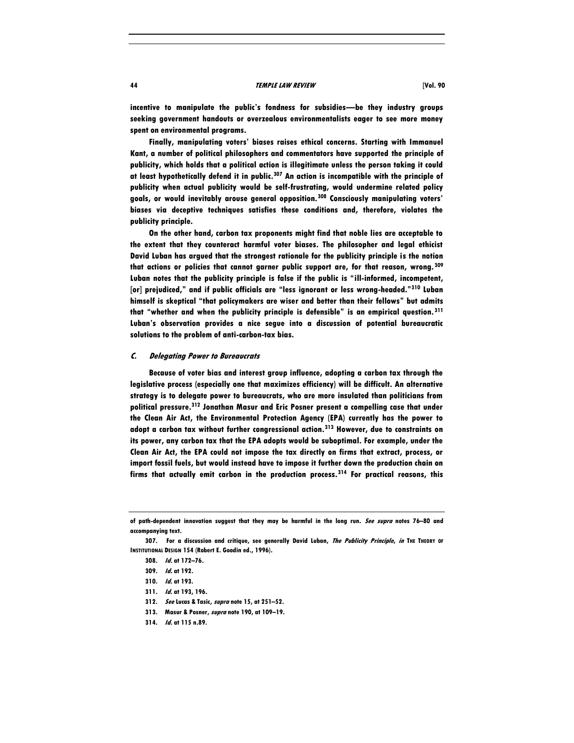incentive to manipulate the public's fondness for subsidies—be they industry groups seeking government handouts or overzealous environmentalists eager to see more money spent on environmental programs.

Finally, manipulating voters' biases raises ethical concerns. Starting with Immanuel Kant, a number of political philosophers and commentators have supported the principle of publicity, which holds that a political action is illegitimate unless the person taking it could at least hypothetically defend it in public.[307] An action is incompatible with the principle of publicity when actual publicity would be self-frustrating, would undermine related policy goals, or would inevitably arouse general opposition.[308] Consciously manipulating voters' biases via deceptive techniques satisfies these conditions and, therefore, violates the publicity principle.

On the other hand, carbon tax proponents might find that noble lies are acceptable to the extent that they counteract harmful voter biases. The philosopher and legal ethicist David Luban has argued that the strongest rationale for the publicity principle is the notion that actions or policies that cannot garner public support are, for that reason, wrong.[309] Luban notes that the publicity principle is false if the public is "ill-informed, incompetent, [or] prejudiced," and if public officials are "less ignorant or less wrong-headed."[310] Luban himself is skeptical "that policymakers are wiser and better than their fellows" but admits that "whether and when the publicity principle is defensible" is an empirical question.[311] Luban's observation provides a nice segue into a discussion of potential bureaucratic solutions to the problem of anti-carbon-tax bias.

### *C. Delegating Power to Bureaucrats*

Because of voter bias and interest group influence, adopting a carbon tax through the legislative process (especially one that maximizes efficiency) will be difficult. An alternative strategy is to delegate power to bureaucrats, who are more insulated than politicians from political pressure.[312] Jonathan Masur and Eric Posner present a compelling case that under the Clean Air Act, the Environmental Protection Agency (EPA) currently has the power to adopt a carbon tax without further congressional action.[313] However, due to constraints on its power, any carbon tax that the EPA adopts would be suboptimal. For example, under the Clean Air Act, the EPA could not impose the tax directly on firms that extract, process, or import fossil fuels, but would instead have to impose it further down the production chain on firms that actually emit carbon in the production process.[314] For practical reasons, this

---

of path-dependent innovation suggest that they may be harmful in the long run. *See supra* notes 76–80 and accompanying text.

307. For a discussion and critique, see generally David Luban, *The Publicity Principle*, *in* THE THEORY OF INSTITUTIONAL DESIGN 154 (Robert E. Goodin ed., 1996).

308. *Id.* at 172–76.

309. *Id.* at 192.

310. *Id.* at 193.

311. *Id.* at 193, 196.

312. *See* Lucas & Tasic, *supra* note 15, at 251–52.

313. Masur & Posner, *supra* note 190, at 109–19.

314. *Id.* at 115 n.89.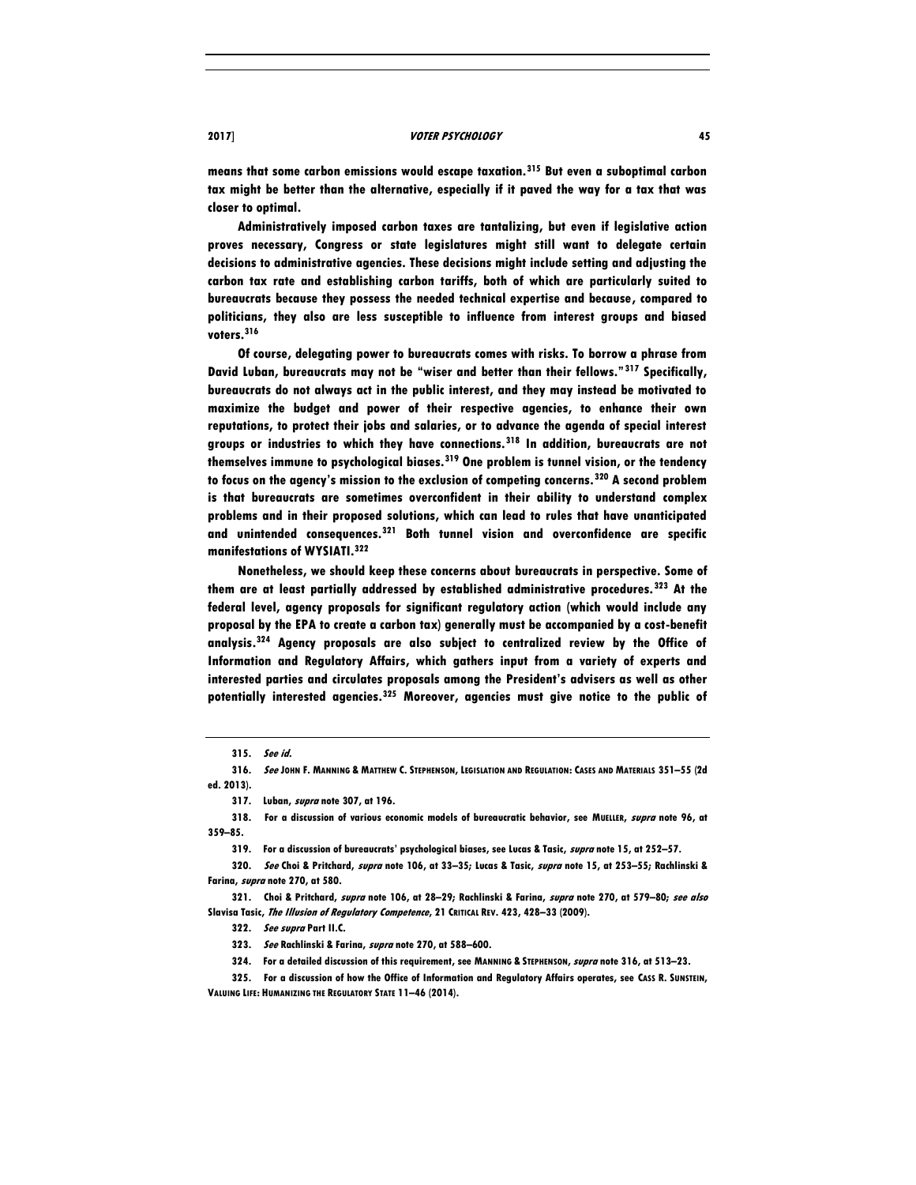means that some carbon emissions would escape taxation.[315] But even a suboptimal carbon tax might be better than the alternative, especially if it paved the way for a tax that was closer to optimal.

Administratively imposed carbon taxes are tantalizing, but even if legislative action proves necessary, Congress or state legislatures might still want to delegate certain decisions to administrative agencies. These decisions might include setting and adjusting the carbon tax rate and establishing carbon tariffs, both of which are particularly suited to bureaucrats because they possess the needed technical expertise and because, compared to politicians, they also are less susceptible to influence from interest groups and biased voters.[316]

Of course, delegating power to bureaucrats comes with risks. To borrow a phrase from David Luban, bureaucrats may not be "wiser and better than their fellows."[317] Specifically, bureaucrats do not always act in the public interest, and they may instead be motivated to maximize the budget and power of their respective agencies, to enhance their own reputations, to protect their jobs and salaries, or to advance the agenda of special interest groups or industries to which they have connections.[318] In addition, bureaucrats are not themselves immune to psychological biases.[319] One problem is tunnel vision, or the tendency to focus on the agency's mission to the exclusion of competing concerns.[320] A second problem is that bureaucrats are sometimes overconfident in their ability to understand complex problems and in their proposed solutions, which can lead to rules that have unanticipated and unintended consequences.[321] Both tunnel vision and overconfidence are specific manifestations of WYSIATI.[322]

Nonetheless, we should keep these concerns about bureaucrats in perspective. Some of them are at least partially addressed by established administrative procedures.[323] At the federal level, agency proposals for significant regulatory action (which would include any proposal by the EPA to create a carbon tax) generally must be accompanied by a cost-benefit analysis.[324] Agency proposals are also subject to centralized review by the Office of Information and Regulatory Affairs, which gathers input from a variety of experts and interested parties and circulates proposals among the President's advisers as well as other potentially interested agencies.[325] Moreover, agencies must give notice to the public of

---

315. *See id.*

316. *See* JOHN F. MANNING & MATTHEW C. STEPHENSON, LEGISLATION AND REGULATION: CASES AND MATERIALS 351–55 (2d ed. 2013).

317. Luban, *supra* note 307, at 196.

318. For a discussion of various economic models of bureaucratic behavior, see MUELLER, *supra* note 96, at 359–85.

319. For a discussion of bureaucrats' psychological biases, see Lucas & Tasic, *supra* note 15, at 252–57.

320. *See* Choi & Pritchard, *supra* note 106, at 33–35; Lucas & Tasic, *supra* note 15, at 253–55; Rachlinski & Farina, *supra* note 270, at 580.

321. Choi & Pritchard, *supra* note 106, at 28–29; Rachlinski & Farina, *supra* note 270, at 579–80; *see also* Slavisa Tasic, *The Illusion of Regulatory Competence*, 21 CRITICAL REV. 423, 428–33 (2009).

322. *See supra* Part II.C.

323. *See* Rachlinski & Farina, *supra* note 270, at 588–600.

324. For a detailed discussion of this requirement, see MANNING & STEPHENSON, *supra* note 316, at 513–23.

325. For a discussion of how the Office of Information and Regulatory Affairs operates, see CASS R. SUNSTEIN, VALUING LIFE: HUMANIZING THE REGULATORY STATE 11–46 (2014).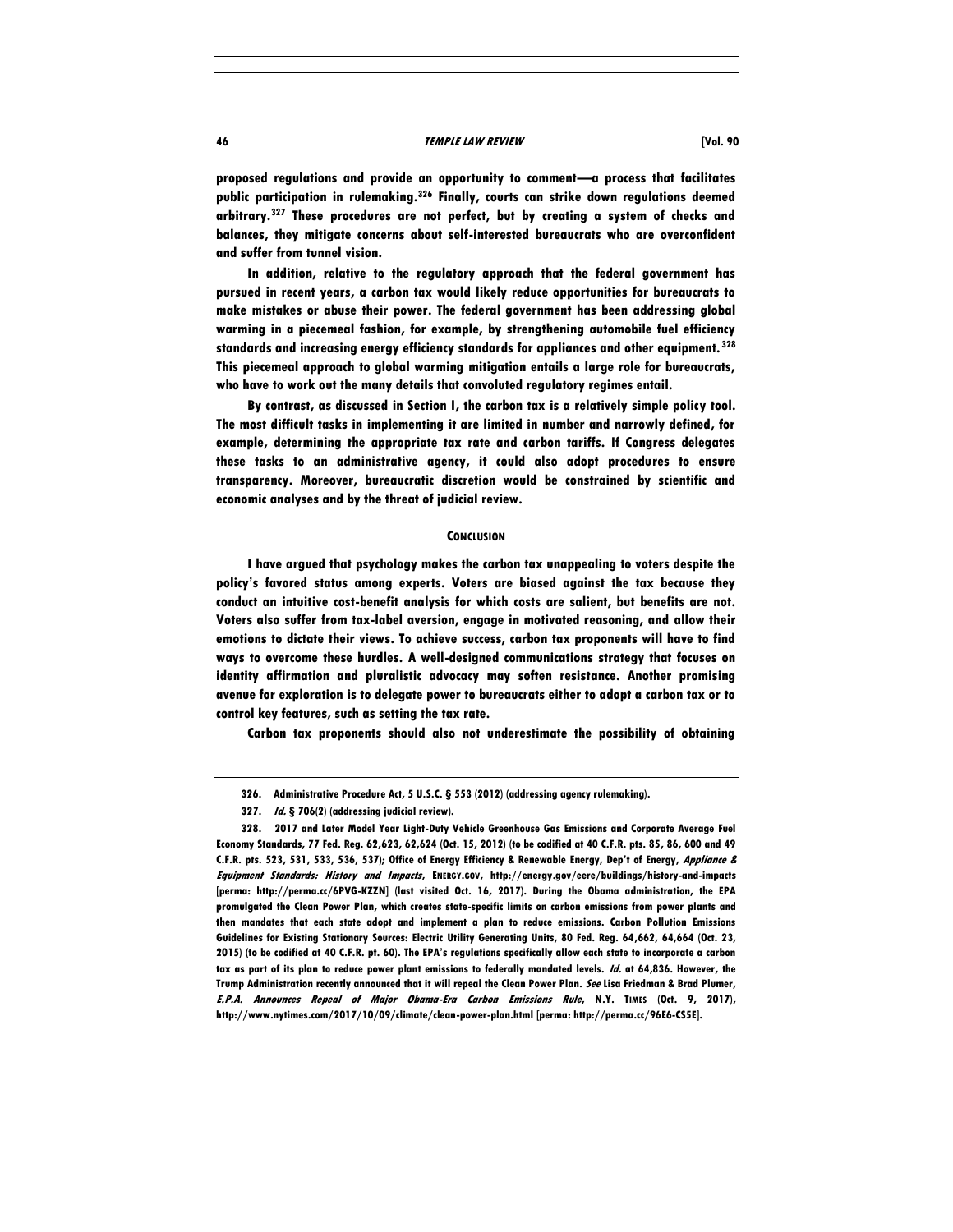proposed regulations and provide an opportunity to comment—a process that facilitates public participation in rulemaking.[326] Finally, courts can strike down regulations deemed arbitrary.[327] These procedures are not perfect, but by creating a system of checks and balances, they mitigate concerns about self-interested bureaucrats who are overconfident and suffer from tunnel vision.

In addition, relative to the regulatory approach that the federal government has pursued in recent years, a carbon tax would likely reduce opportunities for bureaucrats to make mistakes or abuse their power. The federal government has been addressing global warming in a piecemeal fashion, for example, by strengthening automobile fuel efficiency standards and increasing energy efficiency standards for appliances and other equipment.[328] This piecemeal approach to global warming mitigation entails a large role for bureaucrats, who have to work out the many details that convoluted regulatory regimes entail.

By contrast, as discussed in Section I, the carbon tax is a relatively simple policy tool. The most difficult tasks in implementing it are limited in number and narrowly defined, for example, determining the appropriate tax rate and carbon tariffs. If Congress delegates these tasks to an administrative agency, it could also adopt procedures to ensure transparency. Moreover, bureaucratic discretion would be constrained by scientific and economic analyses and by the threat of judicial review.

## CONCLUSION

I have argued that psychology makes the carbon tax unappealing to voters despite the policy's favored status among experts. Voters are biased against the tax because they conduct an intuitive cost-benefit analysis for which costs are salient, but benefits are not. Voters also suffer from tax-label aversion, engage in motivated reasoning, and allow their emotions to dictate their views. To achieve success, carbon tax proponents will have to find ways to overcome these hurdles. A well-designed communications strategy that focuses on identity affirmation and pluralistic advocacy may soften resistance. Another promising avenue for exploration is to delegate power to bureaucrats either to adopt a carbon tax or to control key features, such as setting the tax rate.

Carbon tax proponents should also not underestimate the possibility of obtaining

---

326. Administrative Procedure Act, 5 U.S.C. § 553 (2012) (addressing agency rulemaking).

327. *Id.* § 706(2) (addressing judicial review).

328. 2017 and Later Model Year Light-Duty Vehicle Greenhouse Gas Emissions and Corporate Average Fuel Economy Standards, 77 Fed. Reg. 62,623, 62,624 (Oct. 15, 2012) (to be codified at 40 C.F.R. pts. 85, 86, 600 and 49 C.F.R. pts. 523, 531, 533, 536, 537); Office of Energy Efficiency & Renewable Energy, Dep't of Energy, *Appliance & Equipment Standards: History and Impacts*, ENERGY.GOV, http://energy.gov/eere/buildings/history-and-impacts [perma: http://perma.cc/6PVG-KZZN] (last visited Oct. 16, 2017). During the Obama administration, the EPA promulgated the Clean Power Plan, which creates state-specific limits on carbon emissions from power plants and then mandates that each state adopt and implement a plan to reduce emissions. Carbon Pollution Emissions Guidelines for Existing Stationary Sources: Electric Utility Generating Units, 80 Fed. Reg. 64,662, 64,664 (Oct. 23, 2015) (to be codified at 40 C.F.R. pt. 60). The EPA's regulations specifically allow each state to incorporate a carbon tax as part of its plan to reduce power plant emissions to federally mandated levels. *Id.* at 64,836. However, the Trump Administration recently announced that it will repeal the Clean Power Plan. *See* Lisa Friedman & Brad Plumer, *E.P.A. Announces Repeal of Major Obama-Era Carbon Emissions Rule*, N.Y. TIMES (Oct. 9, 2017), http://www.nytimes.com/2017/10/09/climate/clean-power-plan.html [perma: http://perma.cc/96E6-CS5E].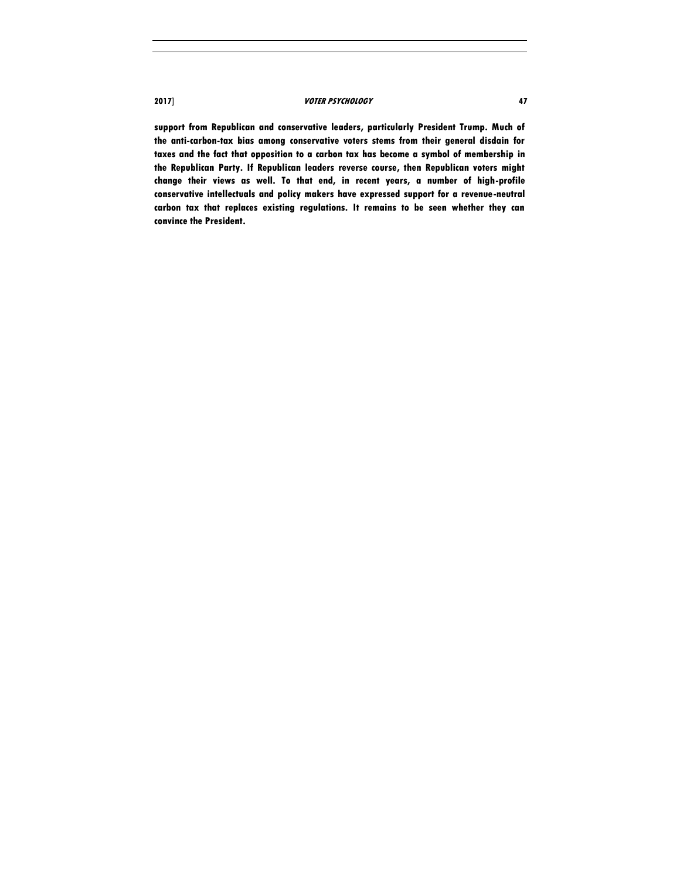**support from Republican and conservative leaders, particularly President Trump. Much of the anti-carbon-tax bias among conservative voters stems from their general disdain for taxes and the fact that opposition to a carbon tax has become a symbol of membership in the Republican Party. If Republican leaders reverse course, then Republican voters might change their views as well. To that end, in recent years, a number of high-profile conservative intellectuals and policy makers have expressed support for a revenue-neutral carbon tax that replaces existing regulations. It remains to be seen whether they can convince the President.**